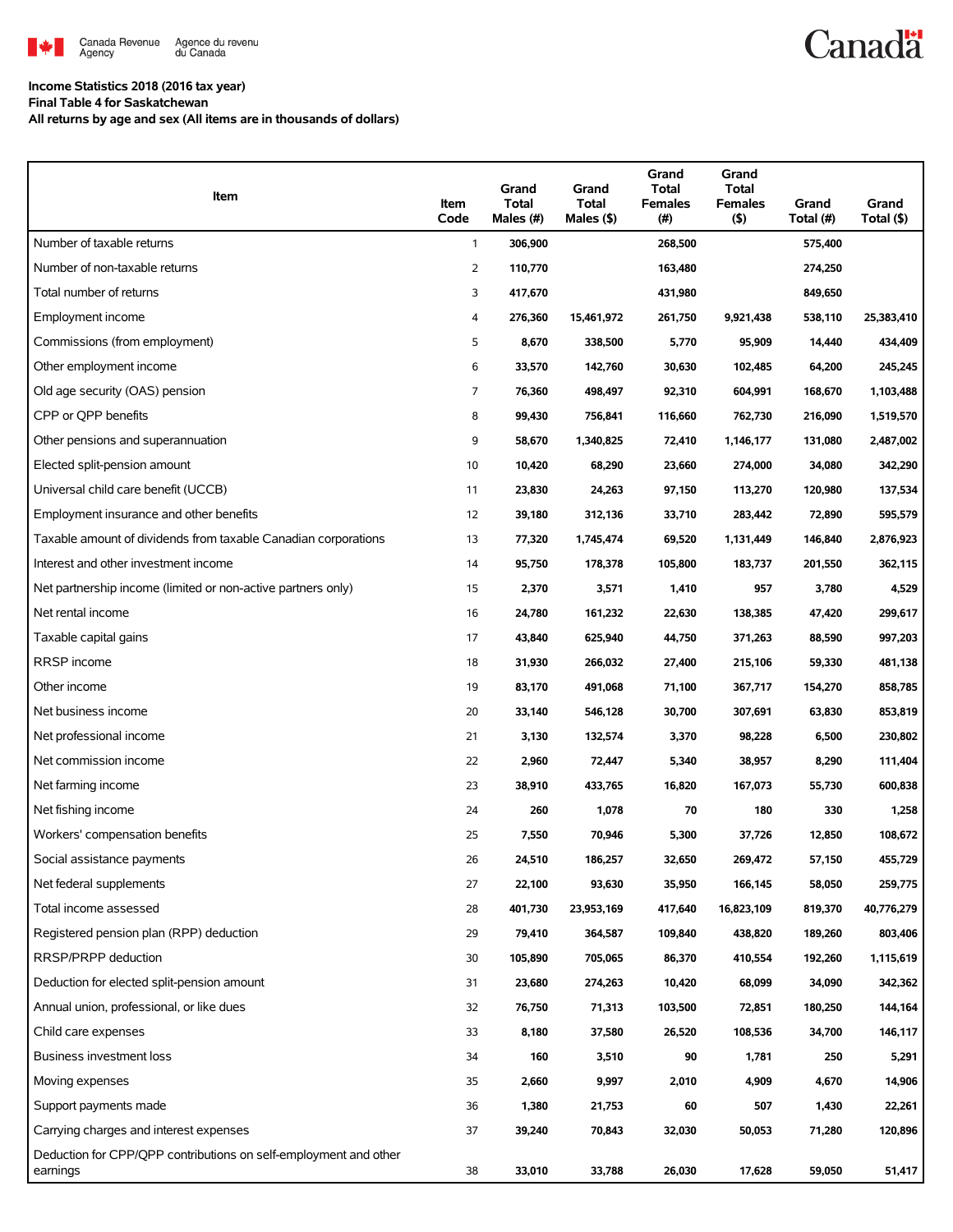Canada Revenue Agency / Agence du revenu du Canada

Canada

**Income Statistics 2018 (2016 tax year)**
**Final Table 4 for Saskatchewan**
**All returns by age and sex (All items are in thousands of dollars)**

| Item | Item Code | Grand Total Males (#) | Grand Total Males ($) | Grand Total Females (#) | Grand Total Females ($) | Grand Total (#) | Grand Total ($) |
|---|---|---|---|---|---|---|---|
| Number of taxable returns | 1 | 306,900 | | 268,500 | | 575,400 | |
| Number of non-taxable returns | 2 | 110,770 | | 163,480 | | 274,250 | |
| Total number of returns | 3 | 417,670 | | 431,980 | | 849,650 | |
| Employment income | 4 | 276,360 | 15,461,972 | 261,750 | 9,921,438 | 538,110 | 25,383,410 |
| Commissions (from employment) | 5 | 8,670 | 338,500 | 5,770 | 95,909 | 14,440 | 434,409 |
| Other employment income | 6 | 33,570 | 142,760 | 30,630 | 102,485 | 64,200 | 245,245 |
| Old age security (OAS) pension | 7 | 76,360 | 498,497 | 92,310 | 604,991 | 168,670 | 1,103,488 |
| CPP or QPP benefits | 8 | 99,430 | 756,841 | 116,660 | 762,730 | 216,090 | 1,519,570 |
| Other pensions and superannuation | 9 | 58,670 | 1,340,825 | 72,410 | 1,146,177 | 131,080 | 2,487,002 |
| Elected split-pension amount | 10 | 10,420 | 68,290 | 23,660 | 274,000 | 34,080 | 342,290 |
| Universal child care benefit (UCCB) | 11 | 23,830 | 24,263 | 97,150 | 113,270 | 120,980 | 137,534 |
| Employment insurance and other benefits | 12 | 39,180 | 312,136 | 33,710 | 283,442 | 72,890 | 595,579 |
| Taxable amount of dividends from taxable Canadian corporations | 13 | 77,320 | 1,745,474 | 69,520 | 1,131,449 | 146,840 | 2,876,923 |
| Interest and other investment income | 14 | 95,750 | 178,378 | 105,800 | 183,737 | 201,550 | 362,115 |
| Net partnership income (limited or non-active partners only) | 15 | 2,370 | 3,571 | 1,410 | 957 | 3,780 | 4,529 |
| Net rental income | 16 | 24,780 | 161,232 | 22,630 | 138,385 | 47,420 | 299,617 |
| Taxable capital gains | 17 | 43,840 | 625,940 | 44,750 | 371,263 | 88,590 | 997,203 |
| RRSP income | 18 | 31,930 | 266,032 | 27,400 | 215,106 | 59,330 | 481,138 |
| Other income | 19 | 83,170 | 491,068 | 71,100 | 367,717 | 154,270 | 858,785 |
| Net business income | 20 | 33,140 | 546,128 | 30,700 | 307,691 | 63,830 | 853,819 |
| Net professional income | 21 | 3,130 | 132,574 | 3,370 | 98,228 | 6,500 | 230,802 |
| Net commission income | 22 | 2,960 | 72,447 | 5,340 | 38,957 | 8,290 | 111,404 |
| Net farming income | 23 | 38,910 | 433,765 | 16,820 | 167,073 | 55,730 | 600,838 |
| Net fishing income | 24 | 260 | 1,078 | 70 | 180 | 330 | 1,258 |
| Workers' compensation benefits | 25 | 7,550 | 70,946 | 5,300 | 37,726 | 12,850 | 108,672 |
| Social assistance payments | 26 | 24,510 | 186,257 | 32,650 | 269,472 | 57,150 | 455,729 |
| Net federal supplements | 27 | 22,100 | 93,630 | 35,950 | 166,145 | 58,050 | 259,775 |
| Total income assessed | 28 | 401,730 | 23,953,169 | 417,640 | 16,823,109 | 819,370 | 40,776,279 |
| Registered pension plan (RPP) deduction | 29 | 79,410 | 364,587 | 109,840 | 438,820 | 189,260 | 803,406 |
| RRSP/PRPP deduction | 30 | 105,890 | 705,065 | 86,370 | 410,554 | 192,260 | 1,115,619 |
| Deduction for elected split-pension amount | 31 | 23,680 | 274,263 | 10,420 | 68,099 | 34,090 | 342,362 |
| Annual union, professional, or like dues | 32 | 76,750 | 71,313 | 103,500 | 72,851 | 180,250 | 144,164 |
| Child care expenses | 33 | 8,180 | 37,580 | 26,520 | 108,536 | 34,700 | 146,117 |
| Business investment loss | 34 | 160 | 3,510 | 90 | 1,781 | 250 | 5,291 |
| Moving expenses | 35 | 2,660 | 9,997 | 2,010 | 4,909 | 4,670 | 14,906 |
| Support payments made | 36 | 1,380 | 21,753 | 60 | 507 | 1,430 | 22,261 |
| Carrying charges and interest expenses | 37 | 39,240 | 70,843 | 32,030 | 50,053 | 71,280 | 120,896 |
| Deduction for CPP/QPP contributions on self-employment and other earnings | 38 | 33,010 | 33,788 | 26,030 | 17,628 | 59,050 | 51,417 |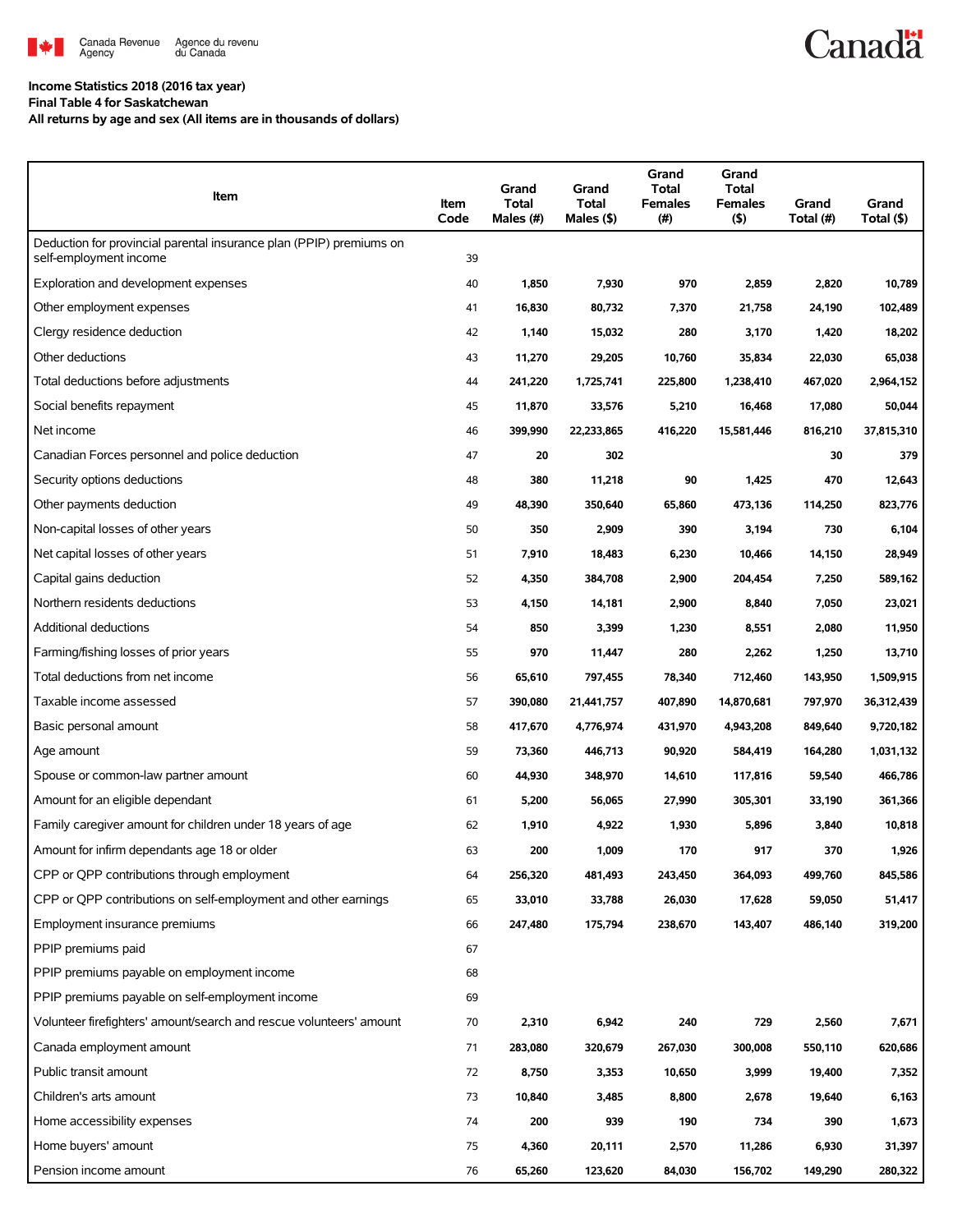Income Statistics 2018 (2016 tax year)

Final Table 4 for Saskatchewan

All returns by age and sex (All items are in thousands of dollars)

| Item | Item Code | Grand Total Males (#) | Grand Total Males ($) | Grand Total Females (#) | Grand Total Females ($) | Grand Total (#) | Grand Total ($) |
|---|---|---|---|---|---|---|---|
| Deduction for provincial parental insurance plan (PPIP) premiums on self-employment income | 39 | | | | | | |
| Exploration and development expenses | 40 | 1,850 | 7,930 | 970 | 2,859 | 2,820 | 10,789 |
| Other employment expenses | 41 | 16,830 | 80,732 | 7,370 | 21,758 | 24,190 | 102,489 |
| Clergy residence deduction | 42 | 1,140 | 15,032 | 280 | 3,170 | 1,420 | 18,202 |
| Other deductions | 43 | 11,270 | 29,205 | 10,760 | 35,834 | 22,030 | 65,038 |
| Total deductions before adjustments | 44 | 241,220 | 1,725,741 | 225,800 | 1,238,410 | 467,020 | 2,964,152 |
| Social benefits repayment | 45 | 11,870 | 33,576 | 5,210 | 16,468 | 17,080 | 50,044 |
| Net income | 46 | 399,990 | 22,233,865 | 416,220 | 15,581,446 | 816,210 | 37,815,310 |
| Canadian Forces personnel and police deduction | 47 | 20 | 302 | | | 30 | 379 |
| Security options deductions | 48 | 380 | 11,218 | 90 | 1,425 | 470 | 12,643 |
| Other payments deduction | 49 | 48,390 | 350,640 | 65,860 | 473,136 | 114,250 | 823,776 |
| Non-capital losses of other years | 50 | 350 | 2,909 | 390 | 3,194 | 730 | 6,104 |
| Net capital losses of other years | 51 | 7,910 | 18,483 | 6,230 | 10,466 | 14,150 | 28,949 |
| Capital gains deduction | 52 | 4,350 | 384,708 | 2,900 | 204,454 | 7,250 | 589,162 |
| Northern residents deductions | 53 | 4,150 | 14,181 | 2,900 | 8,840 | 7,050 | 23,021 |
| Additional deductions | 54 | 850 | 3,399 | 1,230 | 8,551 | 2,080 | 11,950 |
| Farming/fishing losses of prior years | 55 | 970 | 11,447 | 280 | 2,262 | 1,250 | 13,710 |
| Total deductions from net income | 56 | 65,610 | 797,455 | 78,340 | 712,460 | 143,950 | 1,509,915 |
| Taxable income assessed | 57 | 390,080 | 21,441,757 | 407,890 | 14,870,681 | 797,970 | 36,312,439 |
| Basic personal amount | 58 | 417,670 | 4,776,974 | 431,970 | 4,943,208 | 849,640 | 9,720,182 |
| Age amount | 59 | 73,360 | 446,713 | 90,920 | 584,419 | 164,280 | 1,031,132 |
| Spouse or common-law partner amount | 60 | 44,930 | 348,970 | 14,610 | 117,816 | 59,540 | 466,786 |
| Amount for an eligible dependant | 61 | 5,200 | 56,065 | 27,990 | 305,301 | 33,190 | 361,366 |
| Family caregiver amount for children under 18 years of age | 62 | 1,910 | 4,922 | 1,930 | 5,896 | 3,840 | 10,818 |
| Amount for infirm dependants age 18 or older | 63 | 200 | 1,009 | 170 | 917 | 370 | 1,926 |
| CPP or QPP contributions through employment | 64 | 256,320 | 481,493 | 243,450 | 364,093 | 499,760 | 845,586 |
| CPP or QPP contributions on self-employment and other earnings | 65 | 33,010 | 33,788 | 26,030 | 17,628 | 59,050 | 51,417 |
| Employment insurance premiums | 66 | 247,480 | 175,794 | 238,670 | 143,407 | 486,140 | 319,200 |
| PPIP premiums paid | 67 | | | | | | |
| PPIP premiums payable on employment income | 68 | | | | | | |
| PPIP premiums payable on self-employment income | 69 | | | | | | |
| Volunteer firefighters' amount/search and rescue volunteers' amount | 70 | 2,310 | 6,942 | 240 | 729 | 2,560 | 7,671 |
| Canada employment amount | 71 | 283,080 | 320,679 | 267,030 | 300,008 | 550,110 | 620,686 |
| Public transit amount | 72 | 8,750 | 3,353 | 10,650 | 3,999 | 19,400 | 7,352 |
| Children's arts amount | 73 | 10,840 | 3,485 | 8,800 | 2,678 | 19,640 | 6,163 |
| Home accessibility expenses | 74 | 200 | 939 | 190 | 734 | 390 | 1,673 |
| Home buyers' amount | 75 | 4,360 | 20,111 | 2,570 | 11,286 | 6,930 | 31,397 |
| Pension income amount | 76 | 65,260 | 123,620 | 84,030 | 156,702 | 149,290 | 280,322 |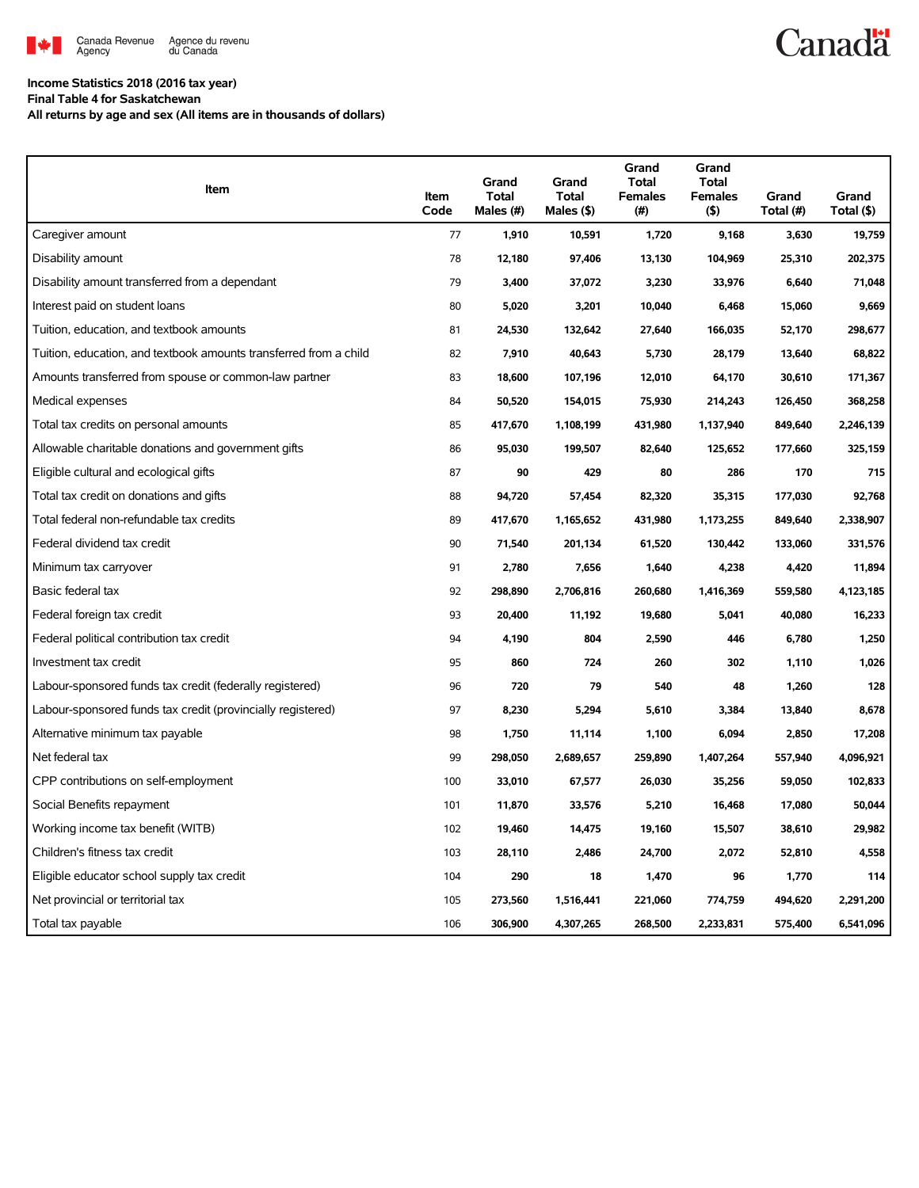Canada Revenue Agency | Agence du revenu du Canada

**Income Statistics 2018 (2016 tax year)**
**Final Table 4 for Saskatchewan**
**All returns by age and sex (All items are in thousands of dollars)**

| Item | Item Code | Grand Total Males (#) | Grand Total Males ($) | Grand Total Females (#) | Grand Total Females ($) | Grand Total (#) | Grand Total ($) |
|---|---|---|---|---|---|---|---|
| Caregiver amount | 77 | 1,910 | 10,591 | 1,720 | 9,168 | 3,630 | 19,759 |
| Disability amount | 78 | 12,180 | 97,406 | 13,130 | 104,969 | 25,310 | 202,375 |
| Disability amount transferred from a dependant | 79 | 3,400 | 37,072 | 3,230 | 33,976 | 6,640 | 71,048 |
| Interest paid on student loans | 80 | 5,020 | 3,201 | 10,040 | 6,468 | 15,060 | 9,669 |
| Tuition, education, and textbook amounts | 81 | 24,530 | 132,642 | 27,640 | 166,035 | 52,170 | 298,677 |
| Tuition, education, and textbook amounts transferred from a child | 82 | 7,910 | 40,643 | 5,730 | 28,179 | 13,640 | 68,822 |
| Amounts transferred from spouse or common-law partner | 83 | 18,600 | 107,196 | 12,010 | 64,170 | 30,610 | 171,367 |
| Medical expenses | 84 | 50,520 | 154,015 | 75,930 | 214,243 | 126,450 | 368,258 |
| Total tax credits on personal amounts | 85 | 417,670 | 1,108,199 | 431,980 | 1,137,940 | 849,640 | 2,246,139 |
| Allowable charitable donations and government gifts | 86 | 95,030 | 199,507 | 82,640 | 125,652 | 177,660 | 325,159 |
| Eligible cultural and ecological gifts | 87 | 90 | 429 | 80 | 286 | 170 | 715 |
| Total tax credit on donations and gifts | 88 | 94,720 | 57,454 | 82,320 | 35,315 | 177,030 | 92,768 |
| Total federal non-refundable tax credits | 89 | 417,670 | 1,165,652 | 431,980 | 1,173,255 | 849,640 | 2,338,907 |
| Federal dividend tax credit | 90 | 71,540 | 201,134 | 61,520 | 130,442 | 133,060 | 331,576 |
| Minimum tax carryover | 91 | 2,780 | 7,656 | 1,640 | 4,238 | 4,420 | 11,894 |
| Basic federal tax | 92 | 298,890 | 2,706,816 | 260,680 | 1,416,369 | 559,580 | 4,123,185 |
| Federal foreign tax credit | 93 | 20,400 | 11,192 | 19,680 | 5,041 | 40,080 | 16,233 |
| Federal political contribution tax credit | 94 | 4,190 | 804 | 2,590 | 446 | 6,780 | 1,250 |
| Investment tax credit | 95 | 860 | 724 | 260 | 302 | 1,110 | 1,026 |
| Labour-sponsored funds tax credit (federally registered) | 96 | 720 | 79 | 540 | 48 | 1,260 | 128 |
| Labour-sponsored funds tax credit (provincially registered) | 97 | 8,230 | 5,294 | 5,610 | 3,384 | 13,840 | 8,678 |
| Alternative minimum tax payable | 98 | 1,750 | 11,114 | 1,100 | 6,094 | 2,850 | 17,208 |
| Net federal tax | 99 | 298,050 | 2,689,657 | 259,890 | 1,407,264 | 557,940 | 4,096,921 |
| CPP contributions on self-employment | 100 | 33,010 | 67,577 | 26,030 | 35,256 | 59,050 | 102,833 |
| Social Benefits repayment | 101 | 11,870 | 33,576 | 5,210 | 16,468 | 17,080 | 50,044 |
| Working income tax benefit (WITB) | 102 | 19,460 | 14,475 | 19,160 | 15,507 | 38,610 | 29,982 |
| Children's fitness tax credit | 103 | 28,110 | 2,486 | 24,700 | 2,072 | 52,810 | 4,558 |
| Eligible educator school supply tax credit | 104 | 290 | 18 | 1,470 | 96 | 1,770 | 114 |
| Net provincial or territorial tax | 105 | 273,560 | 1,516,441 | 221,060 | 774,759 | 494,620 | 2,291,200 |
| Total tax payable | 106 | 306,900 | 4,307,265 | 268,500 | 2,233,831 | 575,400 | 6,541,096 |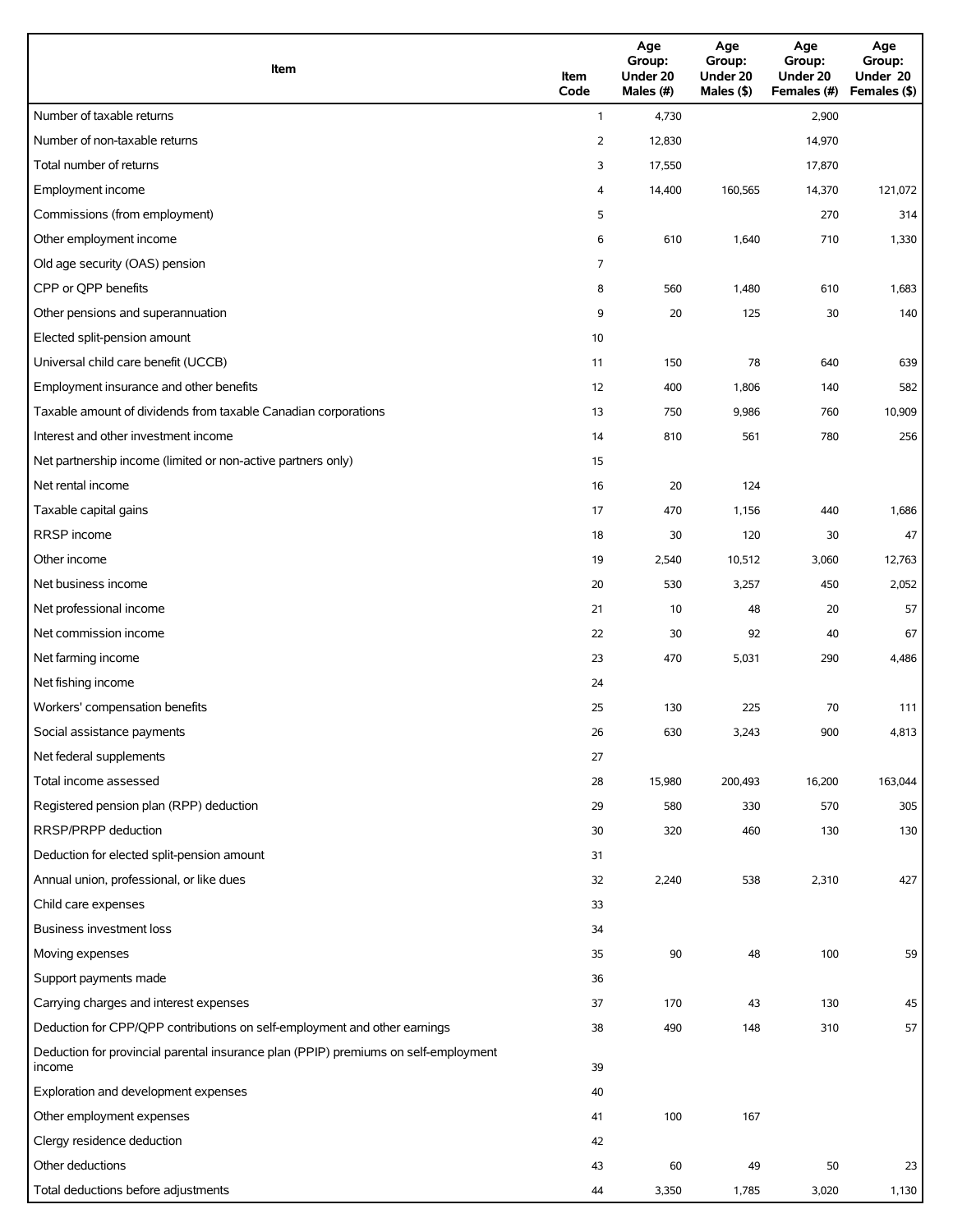| Item | Item Code | Age Group: Under 20 Males (#) | Age Group: Under 20 Males ($) | Age Group: Under 20 Females (#) | Age Group: Under 20 Females ($) |
|---|---|---|---|---|---|
| Number of taxable returns | 1 | 4,730 | | 2,900 | |
| Number of non-taxable returns | 2 | 12,830 | | 14,970 | |
| Total number of returns | 3 | 17,550 | | 17,870 | |
| Employment income | 4 | 14,400 | 160,565 | 14,370 | 121,072 |
| Commissions (from employment) | 5 | | | 270 | 314 |
| Other employment income | 6 | 610 | 1,640 | 710 | 1,330 |
| Old age security (OAS) pension | 7 | | | | |
| CPP or QPP benefits | 8 | 560 | 1,480 | 610 | 1,683 |
| Other pensions and superannuation | 9 | 20 | 125 | 30 | 140 |
| Elected split-pension amount | 10 | | | | |
| Universal child care benefit (UCCB) | 11 | 150 | 78 | 640 | 639 |
| Employment insurance and other benefits | 12 | 400 | 1,806 | 140 | 582 |
| Taxable amount of dividends from taxable Canadian corporations | 13 | 750 | 9,986 | 760 | 10,909 |
| Interest and other investment income | 14 | 810 | 561 | 780 | 256 |
| Net partnership income (limited or non-active partners only) | 15 | | | | |
| Net rental income | 16 | 20 | 124 | | |
| Taxable capital gains | 17 | 470 | 1,156 | 440 | 1,686 |
| RRSP income | 18 | 30 | 120 | 30 | 47 |
| Other income | 19 | 2,540 | 10,512 | 3,060 | 12,763 |
| Net business income | 20 | 530 | 3,257 | 450 | 2,052 |
| Net professional income | 21 | 10 | 48 | 20 | 57 |
| Net commission income | 22 | 30 | 92 | 40 | 67 |
| Net farming income | 23 | 470 | 5,031 | 290 | 4,486 |
| Net fishing income | 24 | | | | |
| Workers' compensation benefits | 25 | 130 | 225 | 70 | 111 |
| Social assistance payments | 26 | 630 | 3,243 | 900 | 4,813 |
| Net federal supplements | 27 | | | | |
| Total income assessed | 28 | 15,980 | 200,493 | 16,200 | 163,044 |
| Registered pension plan (RPP) deduction | 29 | 580 | 330 | 570 | 305 |
| RRSP/PRPP deduction | 30 | 320 | 460 | 130 | 130 |
| Deduction for elected split-pension amount | 31 | | | | |
| Annual union, professional, or like dues | 32 | 2,240 | 538 | 2,310 | 427 |
| Child care expenses | 33 | | | | |
| Business investment loss | 34 | | | | |
| Moving expenses | 35 | 90 | 48 | 100 | 59 |
| Support payments made | 36 | | | | |
| Carrying charges and interest expenses | 37 | 170 | 43 | 130 | 45 |
| Deduction for CPP/QPP contributions on self-employment and other earnings | 38 | 490 | 148 | 310 | 57 |
| Deduction for provincial parental insurance plan (PPIP) premiums on self-employment income | 39 | | | | |
| Exploration and development expenses | 40 | | | | |
| Other employment expenses | 41 | 100 | 167 | | |
| Clergy residence deduction | 42 | | | | |
| Other deductions | 43 | 60 | 49 | 50 | 23 |
| Total deductions before adjustments | 44 | 3,350 | 1,785 | 3,020 | 1,130 |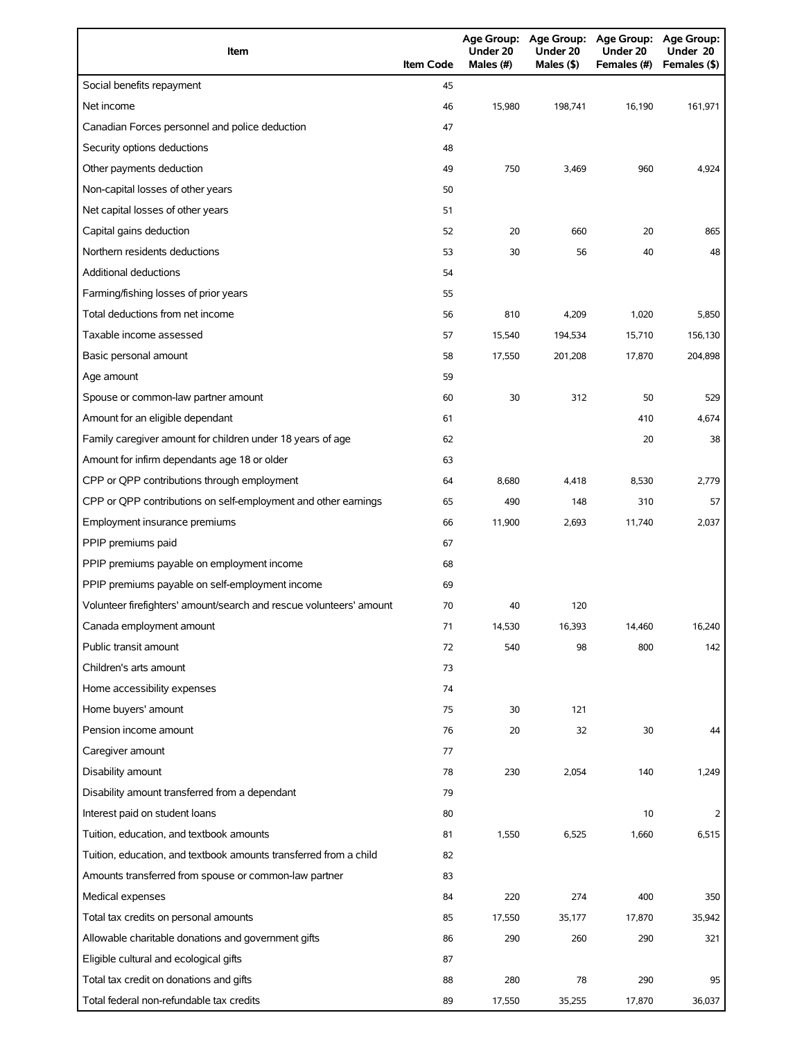| Item | Item Code | Age Group: Under 20 Males (#) | Age Group: Under 20 Males ($) | Age Group: Under 20 Females (#) | Age Group: Under 20 Females ($) |
|---|---|---|---|---|---|
| Social benefits repayment | 45 | | | | |
| Net income | 46 | 15,980 | 198,741 | 16,190 | 161,971 |
| Canadian Forces personnel and police deduction | 47 | | | | |
| Security options deductions | 48 | | | | |
| Other payments deduction | 49 | 750 | 3,469 | 960 | 4,924 |
| Non-capital losses of other years | 50 | | | | |
| Net capital losses of other years | 51 | | | | |
| Capital gains deduction | 52 | 20 | 660 | 20 | 865 |
| Northern residents deductions | 53 | 30 | 56 | 40 | 48 |
| Additional deductions | 54 | | | | |
| Farming/fishing losses of prior years | 55 | | | | |
| Total deductions from net income | 56 | 810 | 4,209 | 1,020 | 5,850 |
| Taxable income assessed | 57 | 15,540 | 194,534 | 15,710 | 156,130 |
| Basic personal amount | 58 | 17,550 | 201,208 | 17,870 | 204,898 |
| Age amount | 59 | | | | |
| Spouse or common-law partner amount | 60 | 30 | 312 | 50 | 529 |
| Amount for an eligible dependant | 61 | | | 410 | 4,674 |
| Family caregiver amount for children under 18 years of age | 62 | | | 20 | 38 |
| Amount for infirm dependants age 18 or older | 63 | | | | |
| CPP or QPP contributions through employment | 64 | 8,680 | 4,418 | 8,530 | 2,779 |
| CPP or QPP contributions on self-employment and other earnings | 65 | 490 | 148 | 310 | 57 |
| Employment insurance premiums | 66 | 11,900 | 2,693 | 11,740 | 2,037 |
| PPIP premiums paid | 67 | | | | |
| PPIP premiums payable on employment income | 68 | | | | |
| PPIP premiums payable on self-employment income | 69 | | | | |
| Volunteer firefighters' amount/search and rescue volunteers' amount | 70 | 40 | 120 | | |
| Canada employment amount | 71 | 14,530 | 16,393 | 14,460 | 16,240 |
| Public transit amount | 72 | 540 | 98 | 800 | 142 |
| Children's arts amount | 73 | | | | |
| Home accessibility expenses | 74 | | | | |
| Home buyers' amount | 75 | 30 | 121 | | |
| Pension income amount | 76 | 20 | 32 | 30 | 44 |
| Caregiver amount | 77 | | | | |
| Disability amount | 78 | 230 | 2,054 | 140 | 1,249 |
| Disability amount transferred from a dependant | 79 | | | | |
| Interest paid on student loans | 80 | | | 10 | 2 |
| Tuition, education, and textbook amounts | 81 | 1,550 | 6,525 | 1,660 | 6,515 |
| Tuition, education, and textbook amounts transferred from a child | 82 | | | | |
| Amounts transferred from spouse or common-law partner | 83 | | | | |
| Medical expenses | 84 | 220 | 274 | 400 | 350 |
| Total tax credits on personal amounts | 85 | 17,550 | 35,177 | 17,870 | 35,942 |
| Allowable charitable donations and government gifts | 86 | 290 | 260 | 290 | 321 |
| Eligible cultural and ecological gifts | 87 | | | | |
| Total tax credit on donations and gifts | 88 | 280 | 78 | 290 | 95 |
| Total federal non-refundable tax credits | 89 | 17,550 | 35,255 | 17,870 | 36,037 |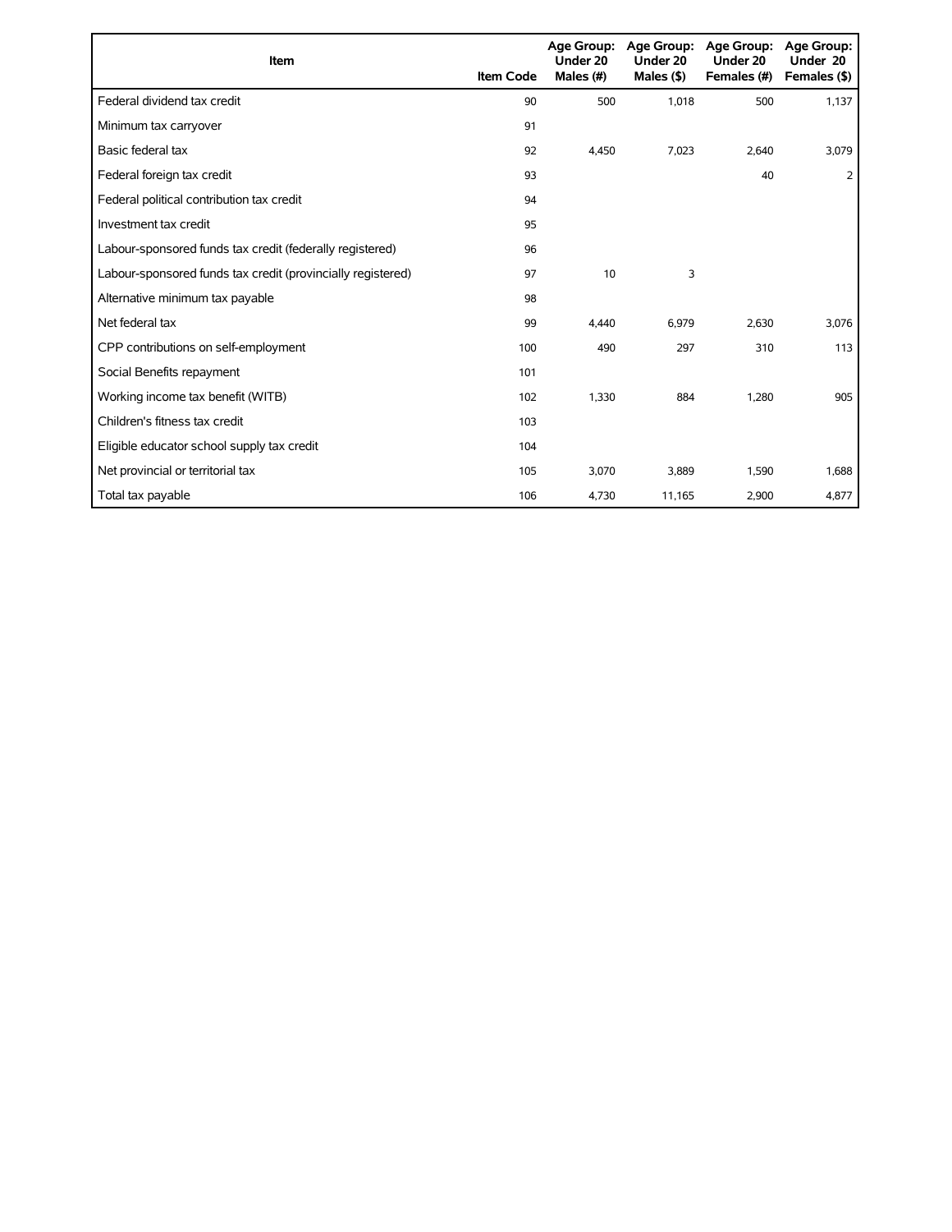| Item | Item Code | Age Group: Under 20 Males (#) | Age Group: Under 20 Males ($) | Age Group: Under 20 Females (#) | Age Group: Under 20 Females ($) |
|---|---|---|---|---|---|
| Federal dividend tax credit | 90 | 500 | 1,018 | 500 | 1,137 |
| Minimum tax carryover | 91 | | | | |
| Basic federal tax | 92 | 4,450 | 7,023 | 2,640 | 3,079 |
| Federal foreign tax credit | 93 | | | 40 | 2 |
| Federal political contribution tax credit | 94 | | | | |
| Investment tax credit | 95 | | | | |
| Labour-sponsored funds tax credit (federally registered) | 96 | | | | |
| Labour-sponsored funds tax credit (provincially registered) | 97 | 10 | 3 | | |
| Alternative minimum tax payable | 98 | | | | |
| Net federal tax | 99 | 4,440 | 6,979 | 2,630 | 3,076 |
| CPP contributions on self-employment | 100 | 490 | 297 | 310 | 113 |
| Social Benefits repayment | 101 | | | | |
| Working income tax benefit (WITB) | 102 | 1,330 | 884 | 1,280 | 905 |
| Children's fitness tax credit | 103 | | | | |
| Eligible educator school supply tax credit | 104 | | | | |
| Net provincial or territorial tax | 105 | 3,070 | 3,889 | 1,590 | 1,688 |
| Total tax payable | 106 | 4,730 | 11,165 | 2,900 | 4,877 |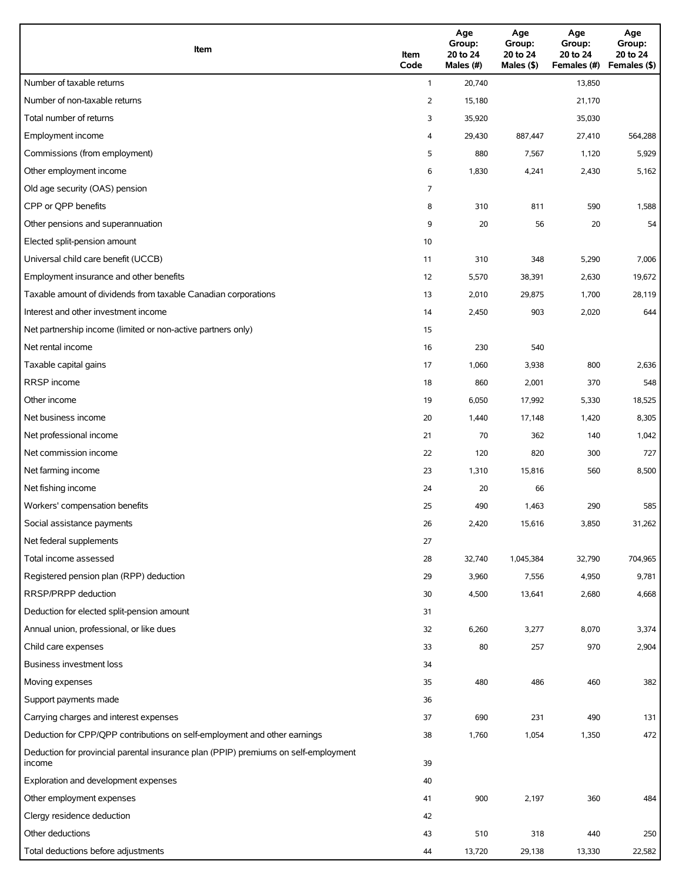| Item | Item Code | Age Group: 20 to 24 Males (#) | Age Group: 20 to 24 Males ($) | Age Group: 20 to 24 Females (#) | Age Group: 20 to 24 Females ($) |
|---|---|---|---|---|---|
| Number of taxable returns | 1 | 20,740 | | 13,850 | |
| Number of non-taxable returns | 2 | 15,180 | | 21,170 | |
| Total number of returns | 3 | 35,920 | | 35,030 | |
| Employment income | 4 | 29,430 | 887,447 | 27,410 | 564,288 |
| Commissions (from employment) | 5 | 880 | 7,567 | 1,120 | 5,929 |
| Other employment income | 6 | 1,830 | 4,241 | 2,430 | 5,162 |
| Old age security (OAS) pension | 7 | | | | |
| CPP or QPP benefits | 8 | 310 | 811 | 590 | 1,588 |
| Other pensions and superannuation | 9 | 20 | 56 | 20 | 54 |
| Elected split-pension amount | 10 | | | | |
| Universal child care benefit (UCCB) | 11 | 310 | 348 | 5,290 | 7,006 |
| Employment insurance and other benefits | 12 | 5,570 | 38,391 | 2,630 | 19,672 |
| Taxable amount of dividends from taxable Canadian corporations | 13 | 2,010 | 29,875 | 1,700 | 28,119 |
| Interest and other investment income | 14 | 2,450 | 903 | 2,020 | 644 |
| Net partnership income (limited or non-active partners only) | 15 | | | | |
| Net rental income | 16 | 230 | 540 | | |
| Taxable capital gains | 17 | 1,060 | 3,938 | 800 | 2,636 |
| RRSP income | 18 | 860 | 2,001 | 370 | 548 |
| Other income | 19 | 6,050 | 17,992 | 5,330 | 18,525 |
| Net business income | 20 | 1,440 | 17,148 | 1,420 | 8,305 |
| Net professional income | 21 | 70 | 362 | 140 | 1,042 |
| Net commission income | 22 | 120 | 820 | 300 | 727 |
| Net farming income | 23 | 1,310 | 15,816 | 560 | 8,500 |
| Net fishing income | 24 | 20 | 66 | | |
| Workers' compensation benefits | 25 | 490 | 1,463 | 290 | 585 |
| Social assistance payments | 26 | 2,420 | 15,616 | 3,850 | 31,262 |
| Net federal supplements | 27 | | | | |
| Total income assessed | 28 | 32,740 | 1,045,384 | 32,790 | 704,965 |
| Registered pension plan (RPP) deduction | 29 | 3,960 | 7,556 | 4,950 | 9,781 |
| RRSP/PRPP deduction | 30 | 4,500 | 13,641 | 2,680 | 4,668 |
| Deduction for elected split-pension amount | 31 | | | | |
| Annual union, professional, or like dues | 32 | 6,260 | 3,277 | 8,070 | 3,374 |
| Child care expenses | 33 | 80 | 257 | 970 | 2,904 |
| Business investment loss | 34 | | | | |
| Moving expenses | 35 | 480 | 486 | 460 | 382 |
| Support payments made | 36 | | | | |
| Carrying charges and interest expenses | 37 | 690 | 231 | 490 | 131 |
| Deduction for CPP/QPP contributions on self-employment and other earnings | 38 | 1,760 | 1,054 | 1,350 | 472 |
| Deduction for provincial parental insurance plan (PPIP) premiums on self-employment income | 39 | | | | |
| Exploration and development expenses | 40 | | | | |
| Other employment expenses | 41 | 900 | 2,197 | 360 | 484 |
| Clergy residence deduction | 42 | | | | |
| Other deductions | 43 | 510 | 318 | 440 | 250 |
| Total deductions before adjustments | 44 | 13,720 | 29,138 | 13,330 | 22,582 |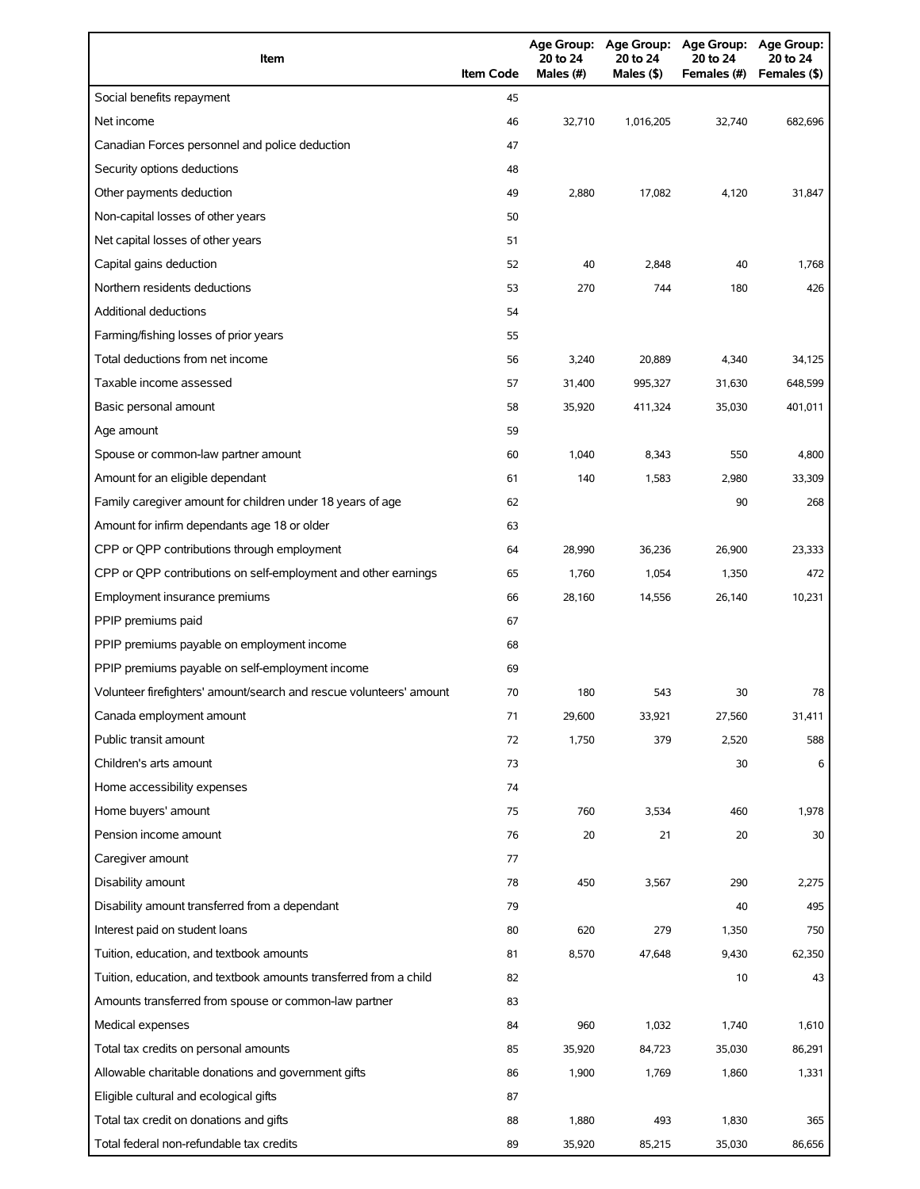| Item | Item Code | Age Group: 20 to 24 Males (#) | Age Group: 20 to 24 Males ($) | Age Group: 20 to 24 Females (#) | Age Group: 20 to 24 Females ($) |
| --- | --- | --- | --- | --- | --- |
| Social benefits repayment | 45 | | | | |
| Net income | 46 | 32,710 | 1,016,205 | 32,740 | 682,696 |
| Canadian Forces personnel and police deduction | 47 | | | | |
| Security options deductions | 48 | | | | |
| Other payments deduction | 49 | 2,880 | 17,082 | 4,120 | 31,847 |
| Non-capital losses of other years | 50 | | | | |
| Net capital losses of other years | 51 | | | | |
| Capital gains deduction | 52 | 40 | 2,848 | 40 | 1,768 |
| Northern residents deductions | 53 | 270 | 744 | 180 | 426 |
| Additional deductions | 54 | | | | |
| Farming/fishing losses of prior years | 55 | | | | |
| Total deductions from net income | 56 | 3,240 | 20,889 | 4,340 | 34,125 |
| Taxable income assessed | 57 | 31,400 | 995,327 | 31,630 | 648,599 |
| Basic personal amount | 58 | 35,920 | 411,324 | 35,030 | 401,011 |
| Age amount | 59 | | | | |
| Spouse or common-law partner amount | 60 | 1,040 | 8,343 | 550 | 4,800 |
| Amount for an eligible dependant | 61 | 140 | 1,583 | 2,980 | 33,309 |
| Family caregiver amount for children under 18 years of age | 62 | | | 90 | 268 |
| Amount for infirm dependants age 18 or older | 63 | | | | |
| CPP or QPP contributions through employment | 64 | 28,990 | 36,236 | 26,900 | 23,333 |
| CPP or QPP contributions on self-employment and other earnings | 65 | 1,760 | 1,054 | 1,350 | 472 |
| Employment insurance premiums | 66 | 28,160 | 14,556 | 26,140 | 10,231 |
| PPIP premiums paid | 67 | | | | |
| PPIP premiums payable on employment income | 68 | | | | |
| PPIP premiums payable on self-employment income | 69 | | | | |
| Volunteer firefighters' amount/search and rescue volunteers' amount | 70 | 180 | 543 | 30 | 78 |
| Canada employment amount | 71 | 29,600 | 33,921 | 27,560 | 31,411 |
| Public transit amount | 72 | 1,750 | 379 | 2,520 | 588 |
| Children's arts amount | 73 | | | 30 | 6 |
| Home accessibility expenses | 74 | | | | |
| Home buyers' amount | 75 | 760 | 3,534 | 460 | 1,978 |
| Pension income amount | 76 | 20 | 21 | 20 | 30 |
| Caregiver amount | 77 | | | | |
| Disability amount | 78 | 450 | 3,567 | 290 | 2,275 |
| Disability amount transferred from a dependant | 79 | | | 40 | 495 |
| Interest paid on student loans | 80 | 620 | 279 | 1,350 | 750 |
| Tuition, education, and textbook amounts | 81 | 8,570 | 47,648 | 9,430 | 62,350 |
| Tuition, education, and textbook amounts transferred from a child | 82 | | | 10 | 43 |
| Amounts transferred from spouse or common-law partner | 83 | | | | |
| Medical expenses | 84 | 960 | 1,032 | 1,740 | 1,610 |
| Total tax credits on personal amounts | 85 | 35,920 | 84,723 | 35,030 | 86,291 |
| Allowable charitable donations and government gifts | 86 | 1,900 | 1,769 | 1,860 | 1,331 |
| Eligible cultural and ecological gifts | 87 | | | | |
| Total tax credit on donations and gifts | 88 | 1,880 | 493 | 1,830 | 365 |
| Total federal non-refundable tax credits | 89 | 35,920 | 85,215 | 35,030 | 86,656 |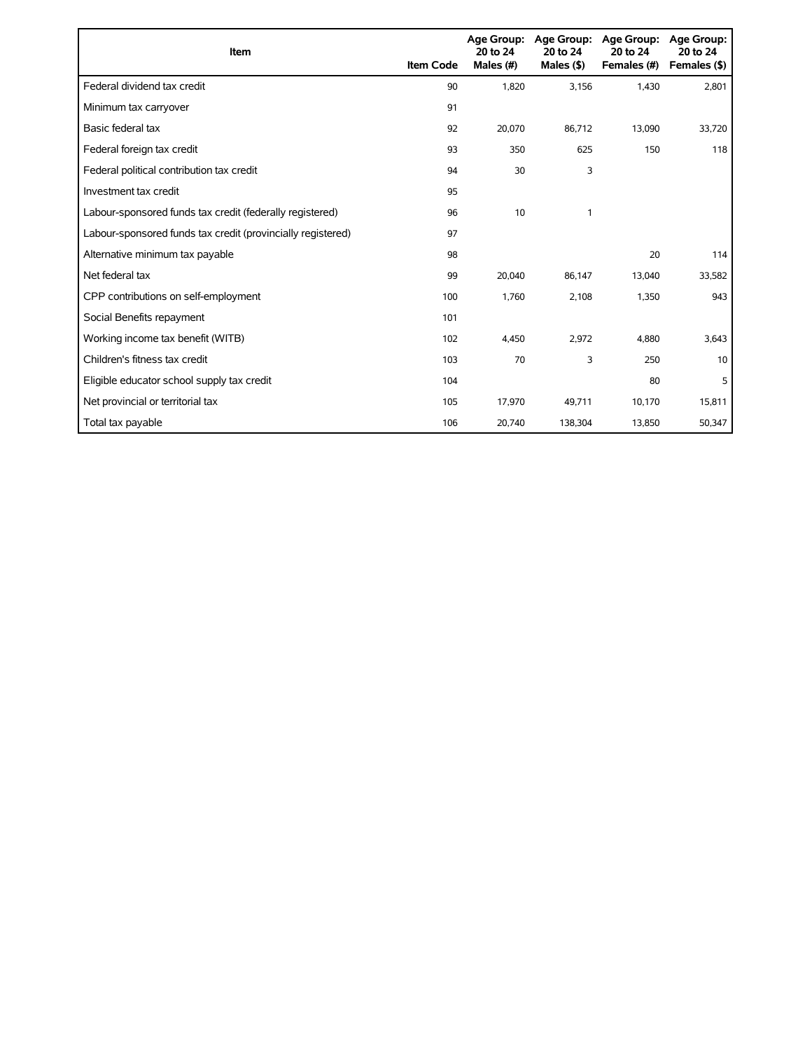| Item | Item Code | Age Group: 20 to 24 Males (#) | Age Group: 20 to 24 Males ($) | Age Group: 20 to 24 Females (#) | Age Group: 20 to 24 Females ($) |
|---|---|---|---|---|---|
| Federal dividend tax credit | 90 | 1,820 | 3,156 | 1,430 | 2,801 |
| Minimum tax carryover | 91 | | | | |
| Basic federal tax | 92 | 20,070 | 86,712 | 13,090 | 33,720 |
| Federal foreign tax credit | 93 | 350 | 625 | 150 | 118 |
| Federal political contribution tax credit | 94 | 30 | 3 | | |
| Investment tax credit | 95 | | | | |
| Labour-sponsored funds tax credit (federally registered) | 96 | 10 | 1 | | |
| Labour-sponsored funds tax credit (provincially registered) | 97 | | | | |
| Alternative minimum tax payable | 98 | | | 20 | 114 |
| Net federal tax | 99 | 20,040 | 86,147 | 13,040 | 33,582 |
| CPP contributions on self-employment | 100 | 1,760 | 2,108 | 1,350 | 943 |
| Social Benefits repayment | 101 | | | | |
| Working income tax benefit (WITB) | 102 | 4,450 | 2,972 | 4,880 | 3,643 |
| Children's fitness tax credit | 103 | 70 | 3 | 250 | 10 |
| Eligible educator school supply tax credit | 104 | | | 80 | 5 |
| Net provincial or territorial tax | 105 | 17,970 | 49,711 | 10,170 | 15,811 |
| Total tax payable | 106 | 20,740 | 138,304 | 13,850 | 50,347 |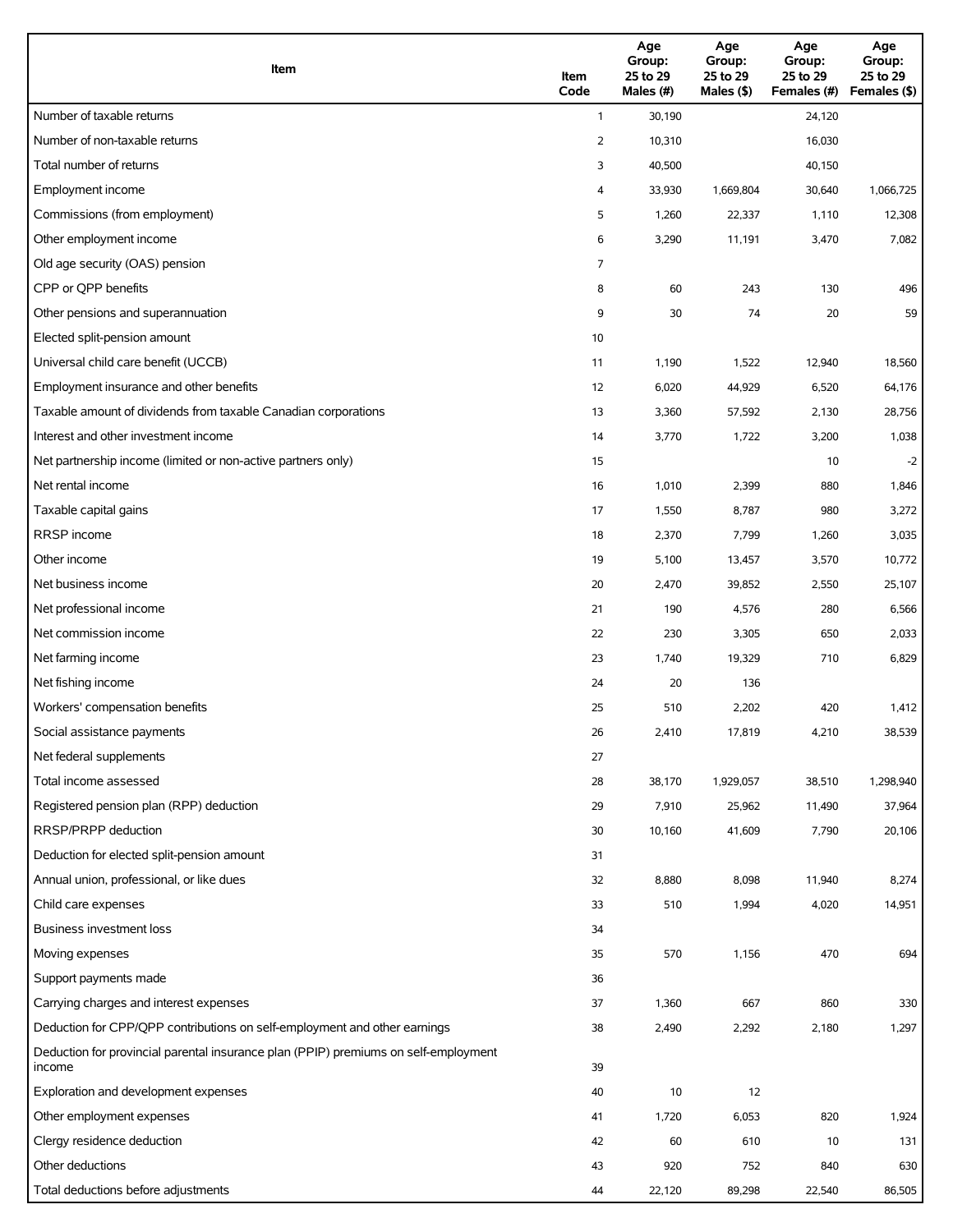| Item | Item Code | Age Group: 25 to 29 Males (#) | Age Group: 25 to 29 Males ($) | Age Group: 25 to 29 Females (#) | Age Group: 25 to 29 Females ($) |
|---|---|---|---|---|---|
| Number of taxable returns | 1 | 30,190 | | 24,120 | |
| Number of non-taxable returns | 2 | 10,310 | | 16,030 | |
| Total number of returns | 3 | 40,500 | | 40,150 | |
| Employment income | 4 | 33,930 | 1,669,804 | 30,640 | 1,066,725 |
| Commissions (from employment) | 5 | 1,260 | 22,337 | 1,110 | 12,308 |
| Other employment income | 6 | 3,290 | 11,191 | 3,470 | 7,082 |
| Old age security (OAS) pension | 7 | | | | |
| CPP or QPP benefits | 8 | 60 | 243 | 130 | 496 |
| Other pensions and superannuation | 9 | 30 | 74 | 20 | 59 |
| Elected split-pension amount | 10 | | | | |
| Universal child care benefit (UCCB) | 11 | 1,190 | 1,522 | 12,940 | 18,560 |
| Employment insurance and other benefits | 12 | 6,020 | 44,929 | 6,520 | 64,176 |
| Taxable amount of dividends from taxable Canadian corporations | 13 | 3,360 | 57,592 | 2,130 | 28,756 |
| Interest and other investment income | 14 | 3,770 | 1,722 | 3,200 | 1,038 |
| Net partnership income (limited or non-active partners only) | 15 | | | 10 | -2 |
| Net rental income | 16 | 1,010 | 2,399 | 880 | 1,846 |
| Taxable capital gains | 17 | 1,550 | 8,787 | 980 | 3,272 |
| RRSP income | 18 | 2,370 | 7,799 | 1,260 | 3,035 |
| Other income | 19 | 5,100 | 13,457 | 3,570 | 10,772 |
| Net business income | 20 | 2,470 | 39,852 | 2,550 | 25,107 |
| Net professional income | 21 | 190 | 4,576 | 280 | 6,566 |
| Net commission income | 22 | 230 | 3,305 | 650 | 2,033 |
| Net farming income | 23 | 1,740 | 19,329 | 710 | 6,829 |
| Net fishing income | 24 | 20 | 136 | | |
| Workers' compensation benefits | 25 | 510 | 2,202 | 420 | 1,412 |
| Social assistance payments | 26 | 2,410 | 17,819 | 4,210 | 38,539 |
| Net federal supplements | 27 | | | | |
| Total income assessed | 28 | 38,170 | 1,929,057 | 38,510 | 1,298,940 |
| Registered pension plan (RPP) deduction | 29 | 7,910 | 25,962 | 11,490 | 37,964 |
| RRSP/PRPP deduction | 30 | 10,160 | 41,609 | 7,790 | 20,106 |
| Deduction for elected split-pension amount | 31 | | | | |
| Annual union, professional, or like dues | 32 | 8,880 | 8,098 | 11,940 | 8,274 |
| Child care expenses | 33 | 510 | 1,994 | 4,020 | 14,951 |
| Business investment loss | 34 | | | | |
| Moving expenses | 35 | 570 | 1,156 | 470 | 694 |
| Support payments made | 36 | | | | |
| Carrying charges and interest expenses | 37 | 1,360 | 667 | 860 | 330 |
| Deduction for CPP/QPP contributions on self-employment and other earnings | 38 | 2,490 | 2,292 | 2,180 | 1,297 |
| Deduction for provincial parental insurance plan (PPIP) premiums on self-employment income | 39 | | | | |
| Exploration and development expenses | 40 | 10 | 12 | | |
| Other employment expenses | 41 | 1,720 | 6,053 | 820 | 1,924 |
| Clergy residence deduction | 42 | 60 | 610 | 10 | 131 |
| Other deductions | 43 | 920 | 752 | 840 | 630 |
| Total deductions before adjustments | 44 | 22,120 | 89,298 | 22,540 | 86,505 |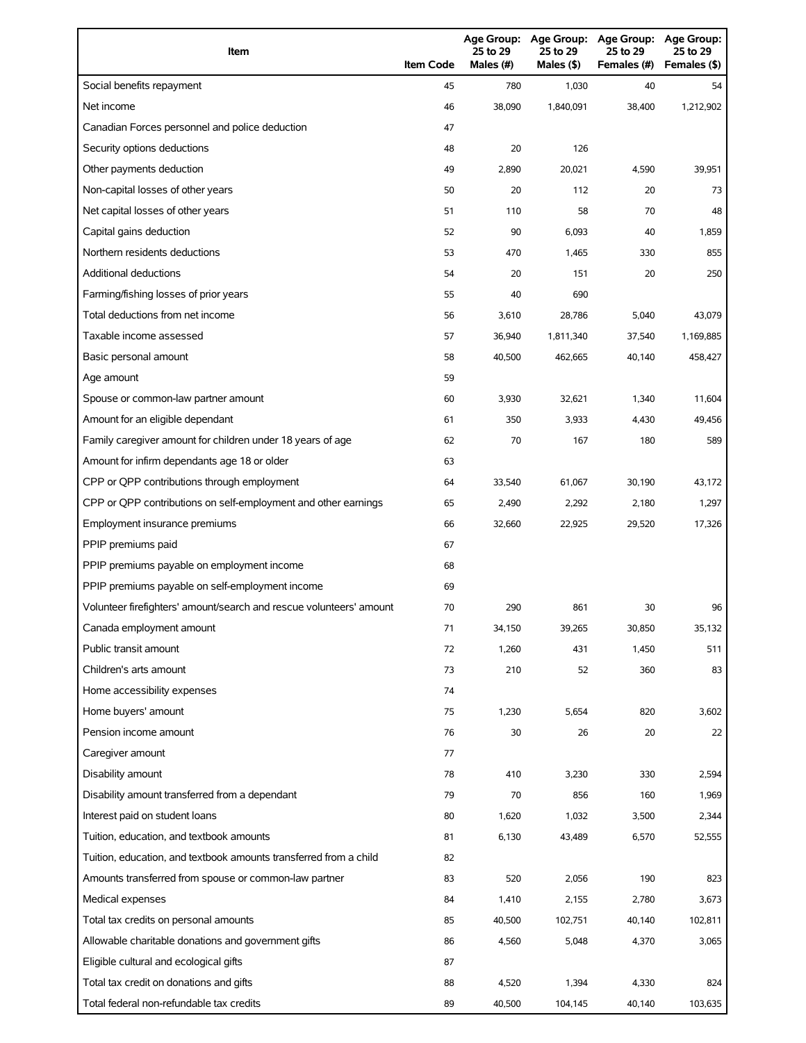| Item | Item Code | Age Group: 25 to 29 Males (#) | Age Group: 25 to 29 Males ($) | Age Group: 25 to 29 Females (#) | Age Group: 25 to 29 Females ($) |
|---|---|---|---|---|---|
| Social benefits repayment | 45 | 780 | 1,030 | 40 | 54 |
| Net income | 46 | 38,090 | 1,840,091 | 38,400 | 1,212,902 |
| Canadian Forces personnel and police deduction | 47 | | | | |
| Security options deductions | 48 | 20 | 126 | | |
| Other payments deduction | 49 | 2,890 | 20,021 | 4,590 | 39,951 |
| Non-capital losses of other years | 50 | 20 | 112 | 20 | 73 |
| Net capital losses of other years | 51 | 110 | 58 | 70 | 48 |
| Capital gains deduction | 52 | 90 | 6,093 | 40 | 1,859 |
| Northern residents deductions | 53 | 470 | 1,465 | 330 | 855 |
| Additional deductions | 54 | 20 | 151 | 20 | 250 |
| Farming/fishing losses of prior years | 55 | 40 | 690 | | |
| Total deductions from net income | 56 | 3,610 | 28,786 | 5,040 | 43,079 |
| Taxable income assessed | 57 | 36,940 | 1,811,340 | 37,540 | 1,169,885 |
| Basic personal amount | 58 | 40,500 | 462,665 | 40,140 | 458,427 |
| Age amount | 59 | | | | |
| Spouse or common-law partner amount | 60 | 3,930 | 32,621 | 1,340 | 11,604 |
| Amount for an eligible dependant | 61 | 350 | 3,933 | 4,430 | 49,456 |
| Family caregiver amount for children under 18 years of age | 62 | 70 | 167 | 180 | 589 |
| Amount for infirm dependants age 18 or older | 63 | | | | |
| CPP or QPP contributions through employment | 64 | 33,540 | 61,067 | 30,190 | 43,172 |
| CPP or QPP contributions on self-employment and other earnings | 65 | 2,490 | 2,292 | 2,180 | 1,297 |
| Employment insurance premiums | 66 | 32,660 | 22,925 | 29,520 | 17,326 |
| PPIP premiums paid | 67 | | | | |
| PPIP premiums payable on employment income | 68 | | | | |
| PPIP premiums payable on self-employment income | 69 | | | | |
| Volunteer firefighters' amount/search and rescue volunteers' amount | 70 | 290 | 861 | 30 | 96 |
| Canada employment amount | 71 | 34,150 | 39,265 | 30,850 | 35,132 |
| Public transit amount | 72 | 1,260 | 431 | 1,450 | 511 |
| Children's arts amount | 73 | 210 | 52 | 360 | 83 |
| Home accessibility expenses | 74 | | | | |
| Home buyers' amount | 75 | 1,230 | 5,654 | 820 | 3,602 |
| Pension income amount | 76 | 30 | 26 | 20 | 22 |
| Caregiver amount | 77 | | | | |
| Disability amount | 78 | 410 | 3,230 | 330 | 2,594 |
| Disability amount transferred from a dependant | 79 | 70 | 856 | 160 | 1,969 |
| Interest paid on student loans | 80 | 1,620 | 1,032 | 3,500 | 2,344 |
| Tuition, education, and textbook amounts | 81 | 6,130 | 43,489 | 6,570 | 52,555 |
| Tuition, education, and textbook amounts transferred from a child | 82 | | | | |
| Amounts transferred from spouse or common-law partner | 83 | 520 | 2,056 | 190 | 823 |
| Medical expenses | 84 | 1,410 | 2,155 | 2,780 | 3,673 |
| Total tax credits on personal amounts | 85 | 40,500 | 102,751 | 40,140 | 102,811 |
| Allowable charitable donations and government gifts | 86 | 4,560 | 5,048 | 4,370 | 3,065 |
| Eligible cultural and ecological gifts | 87 | | | | |
| Total tax credit on donations and gifts | 88 | 4,520 | 1,394 | 4,330 | 824 |
| Total federal non-refundable tax credits | 89 | 40,500 | 104,145 | 40,140 | 103,635 |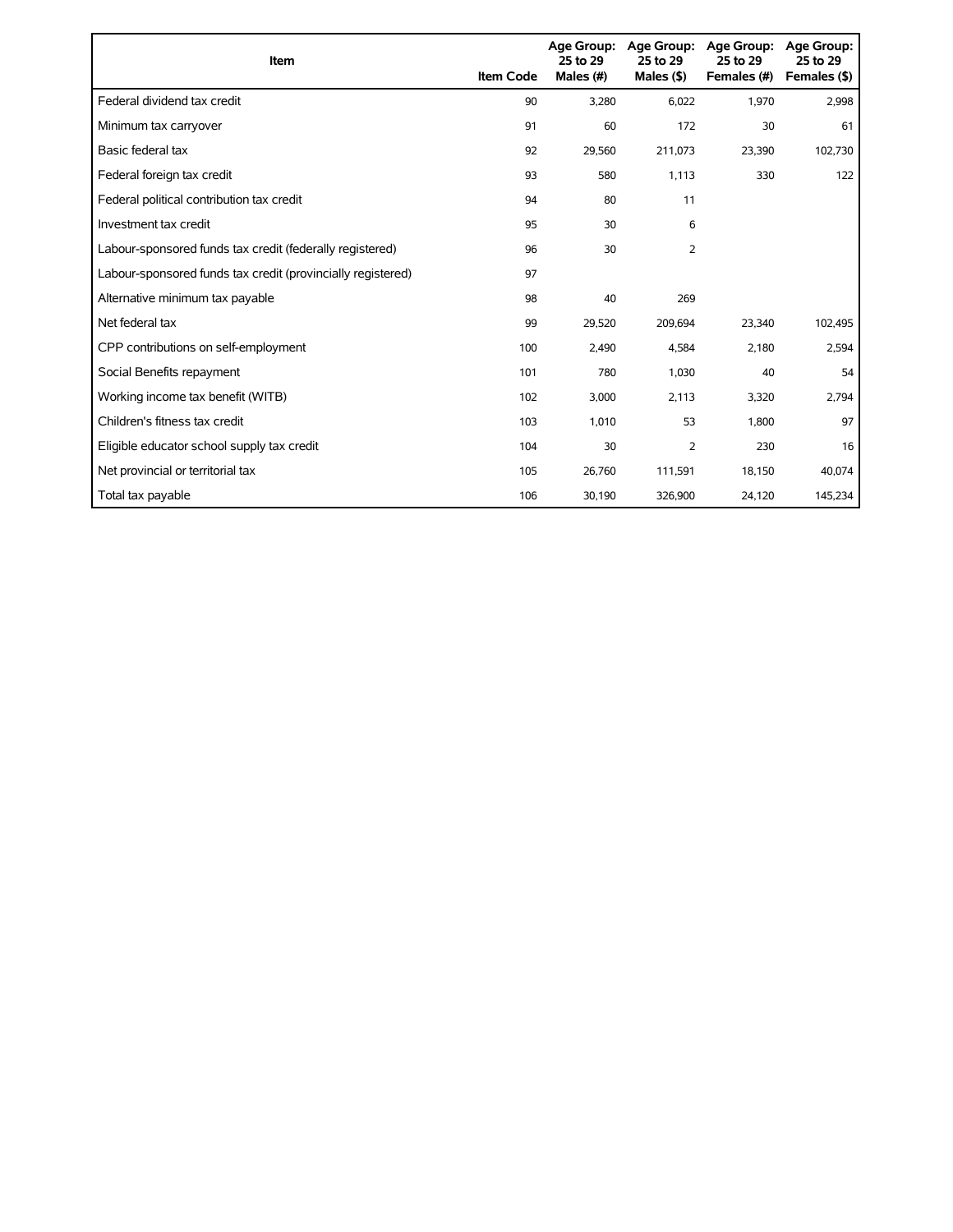| Item | Item Code | Age Group: 25 to 29 Males (#) | Age Group: 25 to 29 Males ($) | Age Group: 25 to 29 Females (#) | Age Group: 25 to 29 Females ($) |
|---|---|---|---|---|---|
| Federal dividend tax credit | 90 | 3,280 | 6,022 | 1,970 | 2,998 |
| Minimum tax carryover | 91 | 60 | 172 | 30 | 61 |
| Basic federal tax | 92 | 29,560 | 211,073 | 23,390 | 102,730 |
| Federal foreign tax credit | 93 | 580 | 1,113 | 330 | 122 |
| Federal political contribution tax credit | 94 | 80 | 11 | | |
| Investment tax credit | 95 | 30 | 6 | | |
| Labour-sponsored funds tax credit (federally registered) | 96 | 30 | 2 | | |
| Labour-sponsored funds tax credit (provincially registered) | 97 | | | | |
| Alternative minimum tax payable | 98 | 40 | 269 | | |
| Net federal tax | 99 | 29,520 | 209,694 | 23,340 | 102,495 |
| CPP contributions on self-employment | 100 | 2,490 | 4,584 | 2,180 | 2,594 |
| Social Benefits repayment | 101 | 780 | 1,030 | 40 | 54 |
| Working income tax benefit (WITB) | 102 | 3,000 | 2,113 | 3,320 | 2,794 |
| Children's fitness tax credit | 103 | 1,010 | 53 | 1,800 | 97 |
| Eligible educator school supply tax credit | 104 | 30 | 2 | 230 | 16 |
| Net provincial or territorial tax | 105 | 26,760 | 111,591 | 18,150 | 40,074 |
| Total tax payable | 106 | 30,190 | 326,900 | 24,120 | 145,234 |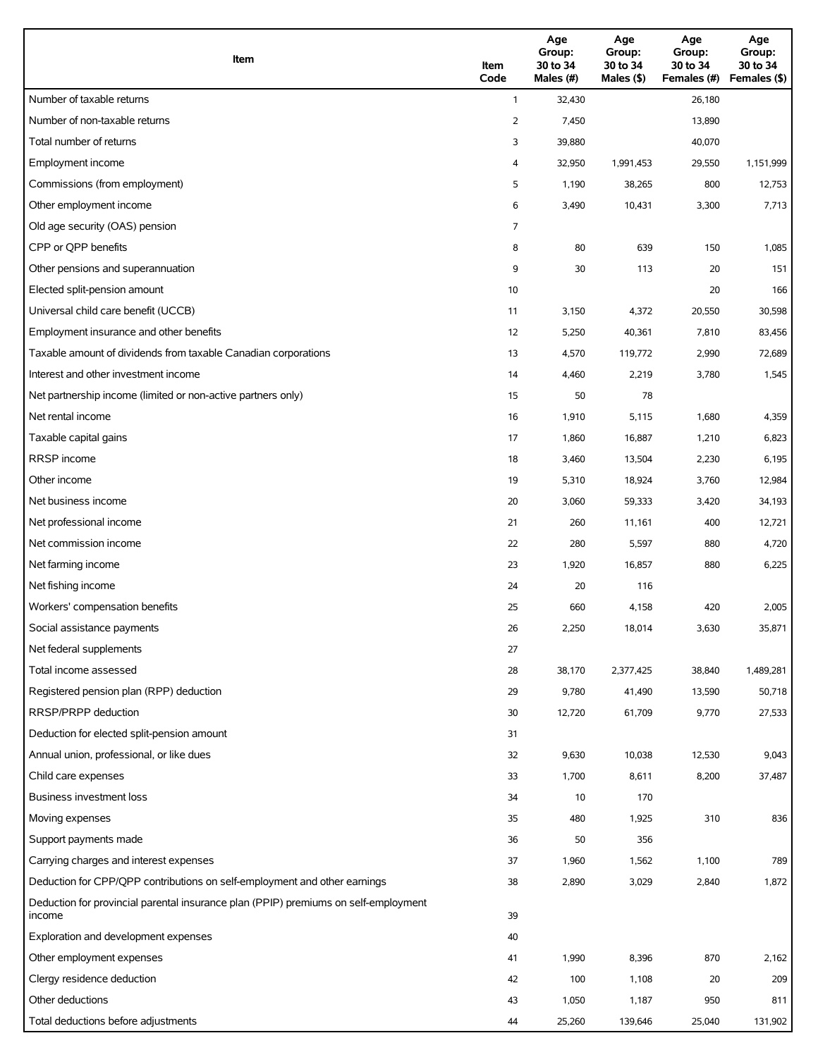| Item | Item Code | Age Group: 30 to 34 Males (#) | Age Group: 30 to 34 Males ($) | Age Group: 30 to 34 Females (#) | Age Group: 30 to 34 Females ($) |
| --- | --- | --- | --- | --- | --- |
| Number of taxable returns | 1 | 32,430 | | 26,180 | |
| Number of non-taxable returns | 2 | 7,450 | | 13,890 | |
| Total number of returns | 3 | 39,880 | | 40,070 | |
| Employment income | 4 | 32,950 | 1,991,453 | 29,550 | 1,151,999 |
| Commissions (from employment) | 5 | 1,190 | 38,265 | 800 | 12,753 |
| Other employment income | 6 | 3,490 | 10,431 | 3,300 | 7,713 |
| Old age security (OAS) pension | 7 | | | | |
| CPP or QPP benefits | 8 | 80 | 639 | 150 | 1,085 |
| Other pensions and superannuation | 9 | 30 | 113 | 20 | 151 |
| Elected split-pension amount | 10 | | | 20 | 166 |
| Universal child care benefit (UCCB) | 11 | 3,150 | 4,372 | 20,550 | 30,598 |
| Employment insurance and other benefits | 12 | 5,250 | 40,361 | 7,810 | 83,456 |
| Taxable amount of dividends from taxable Canadian corporations | 13 | 4,570 | 119,772 | 2,990 | 72,689 |
| Interest and other investment income | 14 | 4,460 | 2,219 | 3,780 | 1,545 |
| Net partnership income (limited or non-active partners only) | 15 | 50 | 78 | | |
| Net rental income | 16 | 1,910 | 5,115 | 1,680 | 4,359 |
| Taxable capital gains | 17 | 1,860 | 16,887 | 1,210 | 6,823 |
| RRSP income | 18 | 3,460 | 13,504 | 2,230 | 6,195 |
| Other income | 19 | 5,310 | 18,924 | 3,760 | 12,984 |
| Net business income | 20 | 3,060 | 59,333 | 3,420 | 34,193 |
| Net professional income | 21 | 260 | 11,161 | 400 | 12,721 |
| Net commission income | 22 | 280 | 5,597 | 880 | 4,720 |
| Net farming income | 23 | 1,920 | 16,857 | 880 | 6,225 |
| Net fishing income | 24 | 20 | 116 | | |
| Workers' compensation benefits | 25 | 660 | 4,158 | 420 | 2,005 |
| Social assistance payments | 26 | 2,250 | 18,014 | 3,630 | 35,871 |
| Net federal supplements | 27 | | | | |
| Total income assessed | 28 | 38,170 | 2,377,425 | 38,840 | 1,489,281 |
| Registered pension plan (RPP) deduction | 29 | 9,780 | 41,490 | 13,590 | 50,718 |
| RRSP/PRPP deduction | 30 | 12,720 | 61,709 | 9,770 | 27,533 |
| Deduction for elected split-pension amount | 31 | | | | |
| Annual union, professional, or like dues | 32 | 9,630 | 10,038 | 12,530 | 9,043 |
| Child care expenses | 33 | 1,700 | 8,611 | 8,200 | 37,487 |
| Business investment loss | 34 | 10 | 170 | | |
| Moving expenses | 35 | 480 | 1,925 | 310 | 836 |
| Support payments made | 36 | 50 | 356 | | |
| Carrying charges and interest expenses | 37 | 1,960 | 1,562 | 1,100 | 789 |
| Deduction for CPP/QPP contributions on self-employment and other earnings | 38 | 2,890 | 3,029 | 2,840 | 1,872 |
| Deduction for provincial parental insurance plan (PPIP) premiums on self-employment income | 39 | | | | |
| Exploration and development expenses | 40 | | | | |
| Other employment expenses | 41 | 1,990 | 8,396 | 870 | 2,162 |
| Clergy residence deduction | 42 | 100 | 1,108 | 20 | 209 |
| Other deductions | 43 | 1,050 | 1,187 | 950 | 811 |
| Total deductions before adjustments | 44 | 25,260 | 139,646 | 25,040 | 131,902 |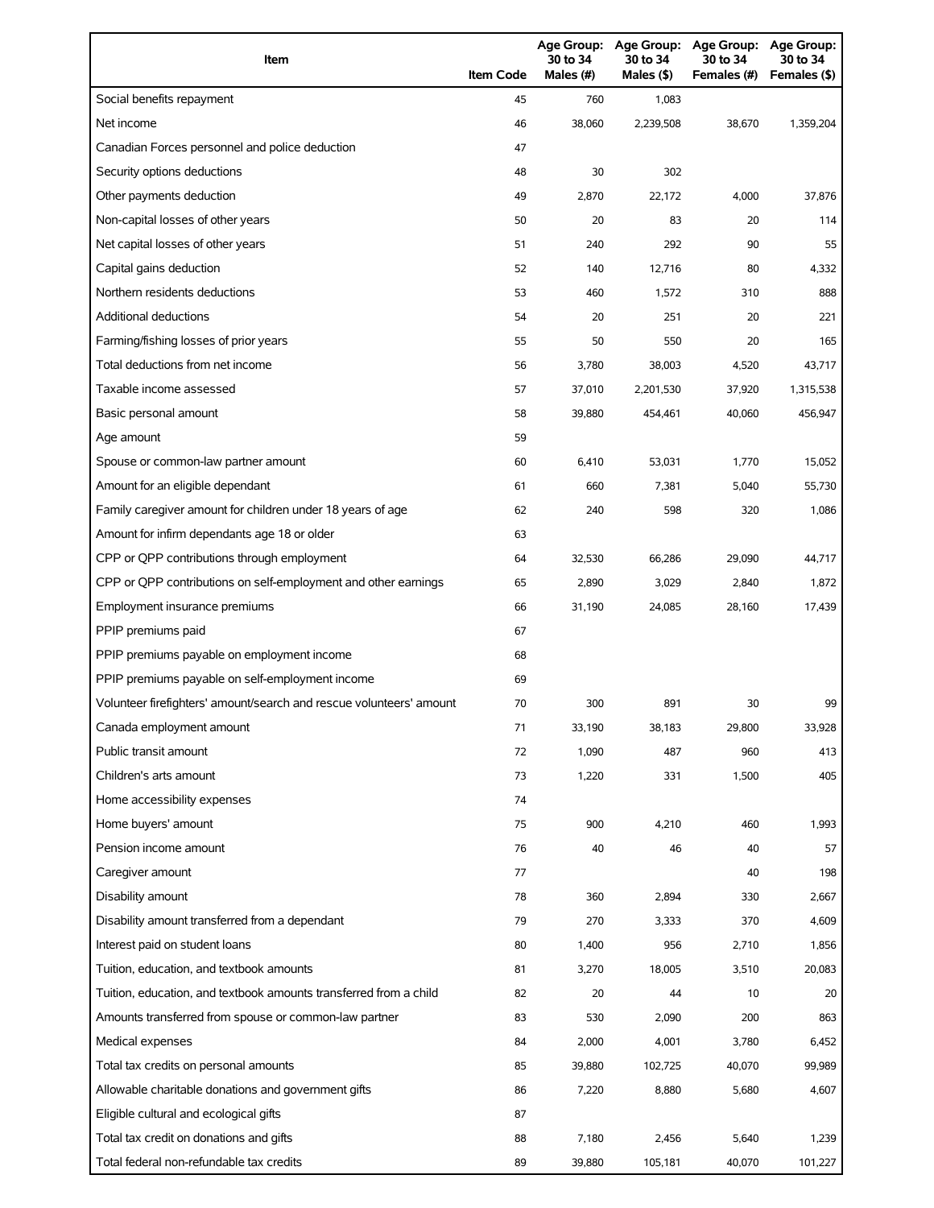| Item | Item Code | Age Group: 30 to 34 Males (#) | Age Group: 30 to 34 Males ($) | Age Group: 30 to 34 Females (#) | Age Group: 30 to 34 Females ($) |
|---|---|---|---|---|---|
| Social benefits repayment | 45 | 760 | 1,083 | | |
| Net income | 46 | 38,060 | 2,239,508 | 38,670 | 1,359,204 |
| Canadian Forces personnel and police deduction | 47 | | | | |
| Security options deductions | 48 | 30 | 302 | | |
| Other payments deduction | 49 | 2,870 | 22,172 | 4,000 | 37,876 |
| Non-capital losses of other years | 50 | 20 | 83 | 20 | 114 |
| Net capital losses of other years | 51 | 240 | 292 | 90 | 55 |
| Capital gains deduction | 52 | 140 | 12,716 | 80 | 4,332 |
| Northern residents deductions | 53 | 460 | 1,572 | 310 | 888 |
| Additional deductions | 54 | 20 | 251 | 20 | 221 |
| Farming/fishing losses of prior years | 55 | 50 | 550 | 20 | 165 |
| Total deductions from net income | 56 | 3,780 | 38,003 | 4,520 | 43,717 |
| Taxable income assessed | 57 | 37,010 | 2,201,530 | 37,920 | 1,315,538 |
| Basic personal amount | 58 | 39,880 | 454,461 | 40,060 | 456,947 |
| Age amount | 59 | | | | |
| Spouse or common-law partner amount | 60 | 6,410 | 53,031 | 1,770 | 15,052 |
| Amount for an eligible dependant | 61 | 660 | 7,381 | 5,040 | 55,730 |
| Family caregiver amount for children under 18 years of age | 62 | 240 | 598 | 320 | 1,086 |
| Amount for infirm dependants age 18 or older | 63 | | | | |
| CPP or QPP contributions through employment | 64 | 32,530 | 66,286 | 29,090 | 44,717 |
| CPP or QPP contributions on self-employment and other earnings | 65 | 2,890 | 3,029 | 2,840 | 1,872 |
| Employment insurance premiums | 66 | 31,190 | 24,085 | 28,160 | 17,439 |
| PPIP premiums paid | 67 | | | | |
| PPIP premiums payable on employment income | 68 | | | | |
| PPIP premiums payable on self-employment income | 69 | | | | |
| Volunteer firefighters' amount/search and rescue volunteers' amount | 70 | 300 | 891 | 30 | 99 |
| Canada employment amount | 71 | 33,190 | 38,183 | 29,800 | 33,928 |
| Public transit amount | 72 | 1,090 | 487 | 960 | 413 |
| Children's arts amount | 73 | 1,220 | 331 | 1,500 | 405 |
| Home accessibility expenses | 74 | | | | |
| Home buyers' amount | 75 | 900 | 4,210 | 460 | 1,993 |
| Pension income amount | 76 | 40 | 46 | 40 | 57 |
| Caregiver amount | 77 | | | 40 | 198 |
| Disability amount | 78 | 360 | 2,894 | 330 | 2,667 |
| Disability amount transferred from a dependant | 79 | 270 | 3,333 | 370 | 4,609 |
| Interest paid on student loans | 80 | 1,400 | 956 | 2,710 | 1,856 |
| Tuition, education, and textbook amounts | 81 | 3,270 | 18,005 | 3,510 | 20,083 |
| Tuition, education, and textbook amounts transferred from a child | 82 | 20 | 44 | 10 | 20 |
| Amounts transferred from spouse or common-law partner | 83 | 530 | 2,090 | 200 | 863 |
| Medical expenses | 84 | 2,000 | 4,001 | 3,780 | 6,452 |
| Total tax credits on personal amounts | 85 | 39,880 | 102,725 | 40,070 | 99,989 |
| Allowable charitable donations and government gifts | 86 | 7,220 | 8,880 | 5,680 | 4,607 |
| Eligible cultural and ecological gifts | 87 | | | | |
| Total tax credit on donations and gifts | 88 | 7,180 | 2,456 | 5,640 | 1,239 |
| Total federal non-refundable tax credits | 89 | 39,880 | 105,181 | 40,070 | 101,227 |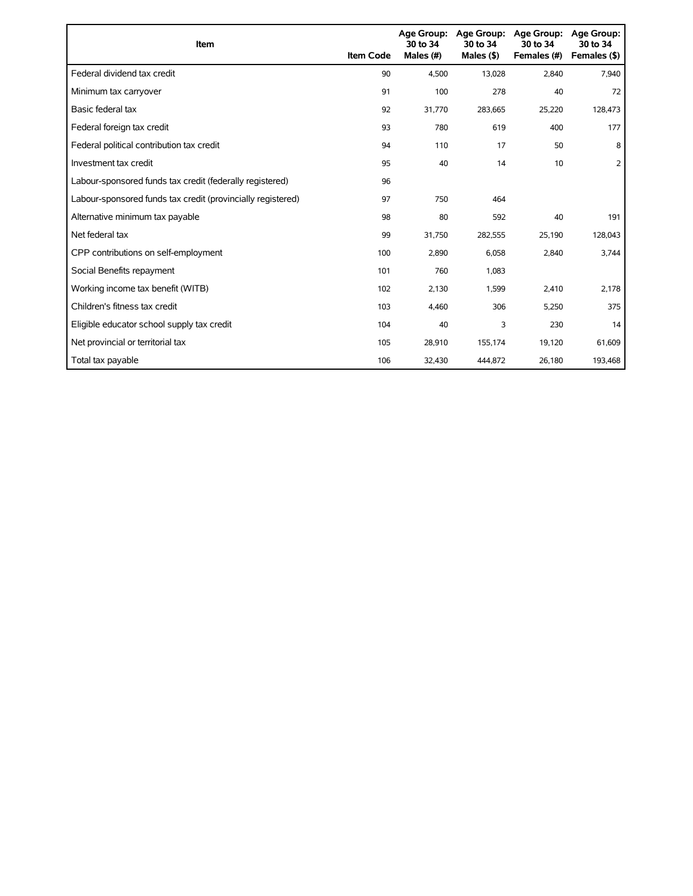| Item | Item Code | Age Group: 30 to 34 Males (#) | Age Group: 30 to 34 Males ($) | Age Group: 30 to 34 Females (#) | Age Group: 30 to 34 Females ($) |
|---|---|---|---|---|---|
| Federal dividend tax credit | 90 | 4,500 | 13,028 | 2,840 | 7,940 |
| Minimum tax carryover | 91 | 100 | 278 | 40 | 72 |
| Basic federal tax | 92 | 31,770 | 283,665 | 25,220 | 128,473 |
| Federal foreign tax credit | 93 | 780 | 619 | 400 | 177 |
| Federal political contribution tax credit | 94 | 110 | 17 | 50 | 8 |
| Investment tax credit | 95 | 40 | 14 | 10 | 2 |
| Labour-sponsored funds tax credit (federally registered) | 96 | | | | |
| Labour-sponsored funds tax credit (provincially registered) | 97 | 750 | 464 | | |
| Alternative minimum tax payable | 98 | 80 | 592 | 40 | 191 |
| Net federal tax | 99 | 31,750 | 282,555 | 25,190 | 128,043 |
| CPP contributions on self-employment | 100 | 2,890 | 6,058 | 2,840 | 3,744 |
| Social Benefits repayment | 101 | 760 | 1,083 | | |
| Working income tax benefit (WITB) | 102 | 2,130 | 1,599 | 2,410 | 2,178 |
| Children's fitness tax credit | 103 | 4,460 | 306 | 5,250 | 375 |
| Eligible educator school supply tax credit | 104 | 40 | 3 | 230 | 14 |
| Net provincial or territorial tax | 105 | 28,910 | 155,174 | 19,120 | 61,609 |
| Total tax payable | 106 | 32,430 | 444,872 | 26,180 | 193,468 |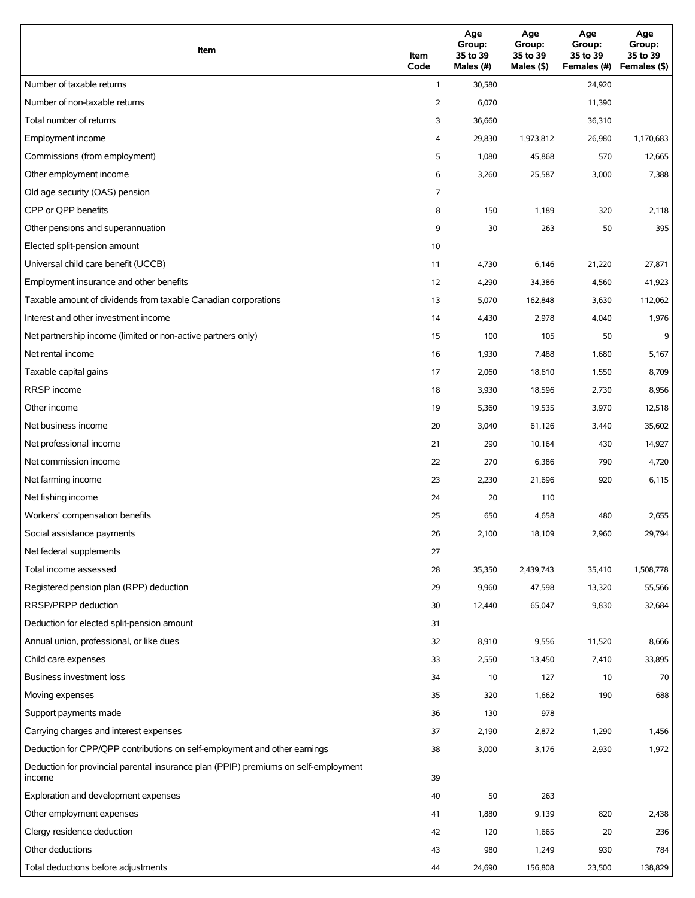| Item | Item Code | Age Group: 35 to 39 Males (#) | Age Group: 35 to 39 Males ($) | Age Group: 35 to 39 Females (#) | Age Group: 35 to 39 Females ($) |
|---|---|---|---|---|---|
| Number of taxable returns | 1 | 30,580 | | 24,920 | |
| Number of non-taxable returns | 2 | 6,070 | | 11,390 | |
| Total number of returns | 3 | 36,660 | | 36,310 | |
| Employment income | 4 | 29,830 | 1,973,812 | 26,980 | 1,170,683 |
| Commissions (from employment) | 5 | 1,080 | 45,868 | 570 | 12,665 |
| Other employment income | 6 | 3,260 | 25,587 | 3,000 | 7,388 |
| Old age security (OAS) pension | 7 | | | | |
| CPP or QPP benefits | 8 | 150 | 1,189 | 320 | 2,118 |
| Other pensions and superannuation | 9 | 30 | 263 | 50 | 395 |
| Elected split-pension amount | 10 | | | | |
| Universal child care benefit (UCCB) | 11 | 4,730 | 6,146 | 21,220 | 27,871 |
| Employment insurance and other benefits | 12 | 4,290 | 34,386 | 4,560 | 41,923 |
| Taxable amount of dividends from taxable Canadian corporations | 13 | 5,070 | 162,848 | 3,630 | 112,062 |
| Interest and other investment income | 14 | 4,430 | 2,978 | 4,040 | 1,976 |
| Net partnership income (limited or non-active partners only) | 15 | 100 | 105 | 50 | 9 |
| Net rental income | 16 | 1,930 | 7,488 | 1,680 | 5,167 |
| Taxable capital gains | 17 | 2,060 | 18,610 | 1,550 | 8,709 |
| RRSP income | 18 | 3,930 | 18,596 | 2,730 | 8,956 |
| Other income | 19 | 5,360 | 19,535 | 3,970 | 12,518 |
| Net business income | 20 | 3,040 | 61,126 | 3,440 | 35,602 |
| Net professional income | 21 | 290 | 10,164 | 430 | 14,927 |
| Net commission income | 22 | 270 | 6,386 | 790 | 4,720 |
| Net farming income | 23 | 2,230 | 21,696 | 920 | 6,115 |
| Net fishing income | 24 | 20 | 110 | | |
| Workers' compensation benefits | 25 | 650 | 4,658 | 480 | 2,655 |
| Social assistance payments | 26 | 2,100 | 18,109 | 2,960 | 29,794 |
| Net federal supplements | 27 | | | | |
| Total income assessed | 28 | 35,350 | 2,439,743 | 35,410 | 1,508,778 |
| Registered pension plan (RPP) deduction | 29 | 9,960 | 47,598 | 13,320 | 55,566 |
| RRSP/PRPP deduction | 30 | 12,440 | 65,047 | 9,830 | 32,684 |
| Deduction for elected split-pension amount | 31 | | | | |
| Annual union, professional, or like dues | 32 | 8,910 | 9,556 | 11,520 | 8,666 |
| Child care expenses | 33 | 2,550 | 13,450 | 7,410 | 33,895 |
| Business investment loss | 34 | 10 | 127 | 10 | 70 |
| Moving expenses | 35 | 320 | 1,662 | 190 | 688 |
| Support payments made | 36 | 130 | 978 | | |
| Carrying charges and interest expenses | 37 | 2,190 | 2,872 | 1,290 | 1,456 |
| Deduction for CPP/QPP contributions on self-employment and other earnings | 38 | 3,000 | 3,176 | 2,930 | 1,972 |
| Deduction for provincial parental insurance plan (PPIP) premiums on self-employment income | 39 | | | | |
| Exploration and development expenses | 40 | 50 | 263 | | |
| Other employment expenses | 41 | 1,880 | 9,139 | 820 | 2,438 |
| Clergy residence deduction | 42 | 120 | 1,665 | 20 | 236 |
| Other deductions | 43 | 980 | 1,249 | 930 | 784 |
| Total deductions before adjustments | 44 | 24,690 | 156,808 | 23,500 | 138,829 |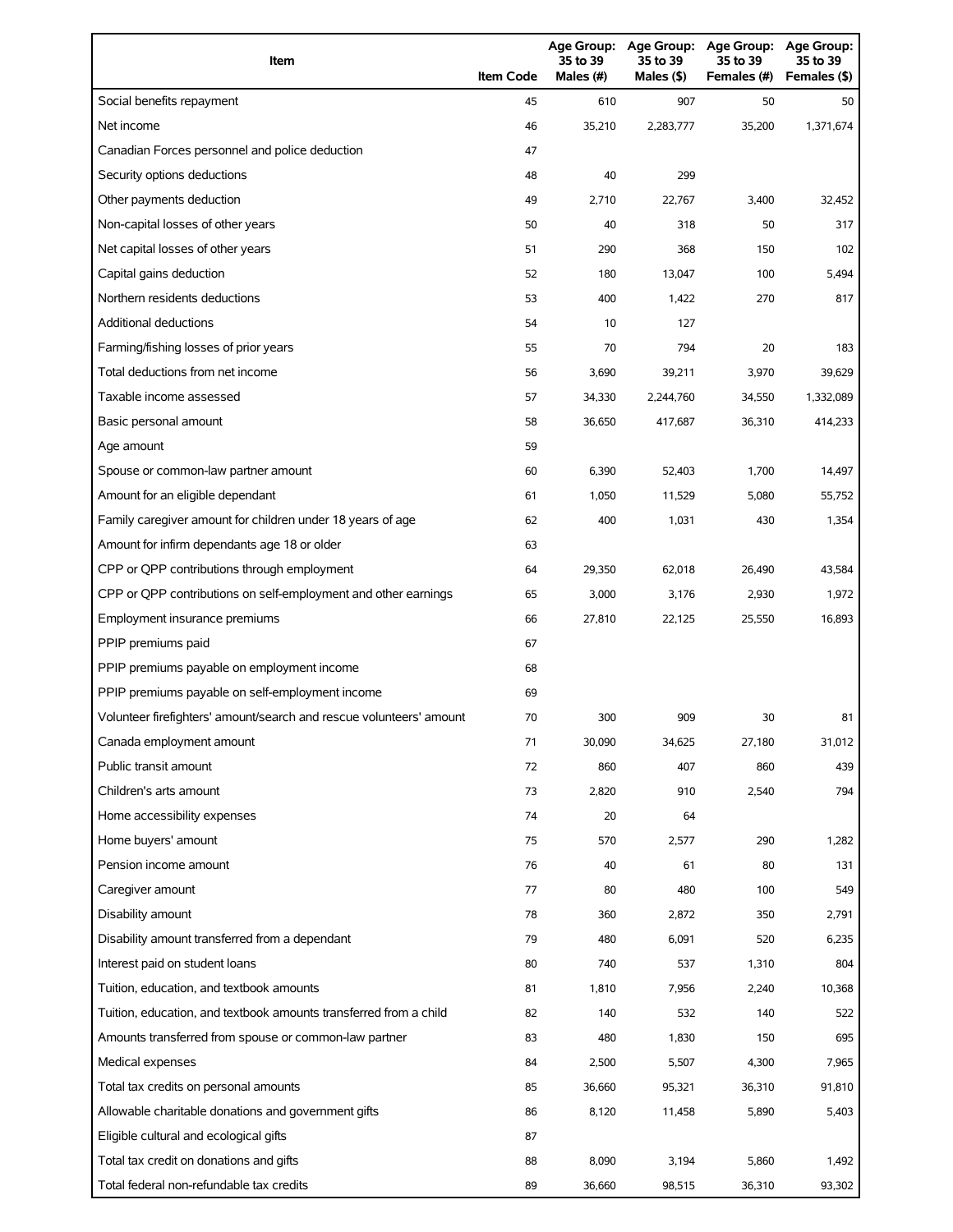| Item | Item Code | Age Group: 35 to 39 Males (#) | Age Group: 35 to 39 Males ($) | Age Group: 35 to 39 Females (#) | Age Group: 35 to 39 Females ($) |
|---|---|---|---|---|---|
| Social benefits repayment | 45 | 610 | 907 | 50 | 50 |
| Net income | 46 | 35,210 | 2,283,777 | 35,200 | 1,371,674 |
| Canadian Forces personnel and police deduction | 47 | | | | |
| Security options deductions | 48 | 40 | 299 | | |
| Other payments deduction | 49 | 2,710 | 22,767 | 3,400 | 32,452 |
| Non-capital losses of other years | 50 | 40 | 318 | 50 | 317 |
| Net capital losses of other years | 51 | 290 | 368 | 150 | 102 |
| Capital gains deduction | 52 | 180 | 13,047 | 100 | 5,494 |
| Northern residents deductions | 53 | 400 | 1,422 | 270 | 817 |
| Additional deductions | 54 | 10 | 127 | | |
| Farming/fishing losses of prior years | 55 | 70 | 794 | 20 | 183 |
| Total deductions from net income | 56 | 3,690 | 39,211 | 3,970 | 39,629 |
| Taxable income assessed | 57 | 34,330 | 2,244,760 | 34,550 | 1,332,089 |
| Basic personal amount | 58 | 36,650 | 417,687 | 36,310 | 414,233 |
| Age amount | 59 | | | | |
| Spouse or common-law partner amount | 60 | 6,390 | 52,403 | 1,700 | 14,497 |
| Amount for an eligible dependant | 61 | 1,050 | 11,529 | 5,080 | 55,752 |
| Family caregiver amount for children under 18 years of age | 62 | 400 | 1,031 | 430 | 1,354 |
| Amount for infirm dependants age 18 or older | 63 | | | | |
| CPP or QPP contributions through employment | 64 | 29,350 | 62,018 | 26,490 | 43,584 |
| CPP or QPP contributions on self-employment and other earnings | 65 | 3,000 | 3,176 | 2,930 | 1,972 |
| Employment insurance premiums | 66 | 27,810 | 22,125 | 25,550 | 16,893 |
| PPIP premiums paid | 67 | | | | |
| PPIP premiums payable on employment income | 68 | | | | |
| PPIP premiums payable on self-employment income | 69 | | | | |
| Volunteer firefighters' amount/search and rescue volunteers' amount | 70 | 300 | 909 | 30 | 81 |
| Canada employment amount | 71 | 30,090 | 34,625 | 27,180 | 31,012 |
| Public transit amount | 72 | 860 | 407 | 860 | 439 |
| Children's arts amount | 73 | 2,820 | 910 | 2,540 | 794 |
| Home accessibility expenses | 74 | 20 | 64 | | |
| Home buyers' amount | 75 | 570 | 2,577 | 290 | 1,282 |
| Pension income amount | 76 | 40 | 61 | 80 | 131 |
| Caregiver amount | 77 | 80 | 480 | 100 | 549 |
| Disability amount | 78 | 360 | 2,872 | 350 | 2,791 |
| Disability amount transferred from a dependant | 79 | 480 | 6,091 | 520 | 6,235 |
| Interest paid on student loans | 80 | 740 | 537 | 1,310 | 804 |
| Tuition, education, and textbook amounts | 81 | 1,810 | 7,956 | 2,240 | 10,368 |
| Tuition, education, and textbook amounts transferred from a child | 82 | 140 | 532 | 140 | 522 |
| Amounts transferred from spouse or common-law partner | 83 | 480 | 1,830 | 150 | 695 |
| Medical expenses | 84 | 2,500 | 5,507 | 4,300 | 7,965 |
| Total tax credits on personal amounts | 85 | 36,660 | 95,321 | 36,310 | 91,810 |
| Allowable charitable donations and government gifts | 86 | 8,120 | 11,458 | 5,890 | 5,403 |
| Eligible cultural and ecological gifts | 87 | | | | |
| Total tax credit on donations and gifts | 88 | 8,090 | 3,194 | 5,860 | 1,492 |
| Total federal non-refundable tax credits | 89 | 36,660 | 98,515 | 36,310 | 93,302 |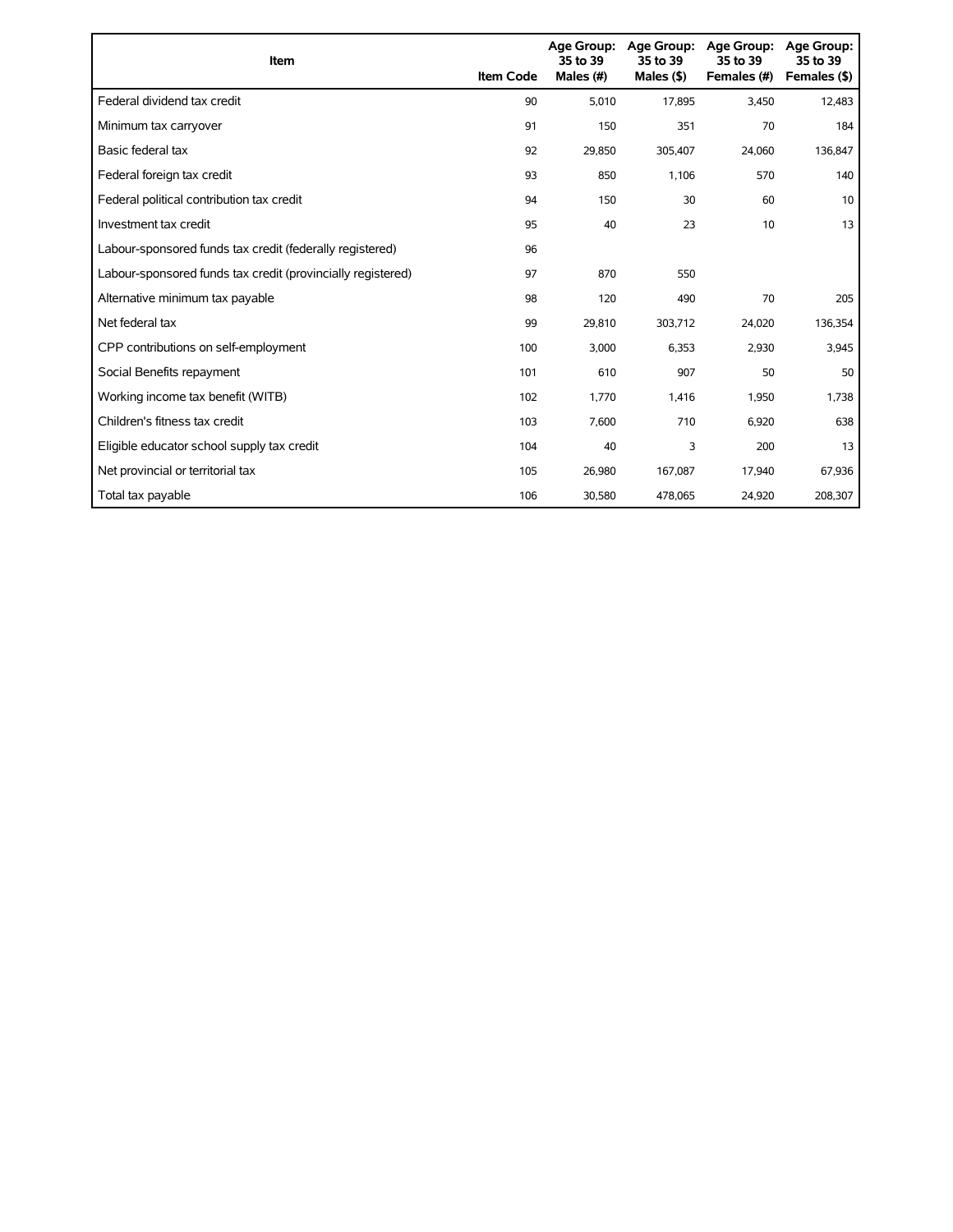| Item | Item Code | Age Group: 35 to 39 Males (#) | Age Group: 35 to 39 Males ($) | Age Group: 35 to 39 Females (#) | Age Group: 35 to 39 Females ($) |
|---|---|---|---|---|---|
| Federal dividend tax credit | 90 | 5,010 | 17,895 | 3,450 | 12,483 |
| Minimum tax carryover | 91 | 150 | 351 | 70 | 184 |
| Basic federal tax | 92 | 29,850 | 305,407 | 24,060 | 136,847 |
| Federal foreign tax credit | 93 | 850 | 1,106 | 570 | 140 |
| Federal political contribution tax credit | 94 | 150 | 30 | 60 | 10 |
| Investment tax credit | 95 | 40 | 23 | 10 | 13 |
| Labour-sponsored funds tax credit (federally registered) | 96 | | | | |
| Labour-sponsored funds tax credit (provincially registered) | 97 | 870 | 550 | | |
| Alternative minimum tax payable | 98 | 120 | 490 | 70 | 205 |
| Net federal tax | 99 | 29,810 | 303,712 | 24,020 | 136,354 |
| CPP contributions on self-employment | 100 | 3,000 | 6,353 | 2,930 | 3,945 |
| Social Benefits repayment | 101 | 610 | 907 | 50 | 50 |
| Working income tax benefit (WITB) | 102 | 1,770 | 1,416 | 1,950 | 1,738 |
| Children's fitness tax credit | 103 | 7,600 | 710 | 6,920 | 638 |
| Eligible educator school supply tax credit | 104 | 40 | 3 | 200 | 13 |
| Net provincial or territorial tax | 105 | 26,980 | 167,087 | 17,940 | 67,936 |
| Total tax payable | 106 | 30,580 | 478,065 | 24,920 | 208,307 |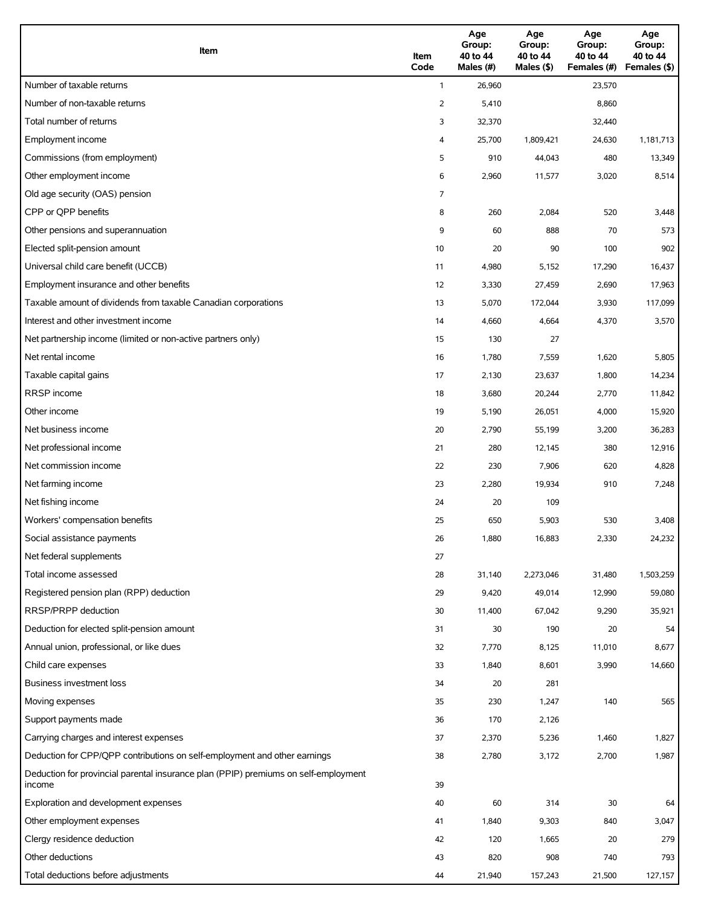| Item | Item Code | Age Group: 40 to 44 Males (#) | Age Group: 40 to 44 Males ($) | Age Group: 40 to 44 Females (#) | Age Group: 40 to 44 Females ($) |
|---|---|---|---|---|---|
| Number of taxable returns | 1 | 26,960 | | 23,570 | |
| Number of non-taxable returns | 2 | 5,410 | | 8,860 | |
| Total number of returns | 3 | 32,370 | | 32,440 | |
| Employment income | 4 | 25,700 | 1,809,421 | 24,630 | 1,181,713 |
| Commissions (from employment) | 5 | 910 | 44,043 | 480 | 13,349 |
| Other employment income | 6 | 2,960 | 11,577 | 3,020 | 8,514 |
| Old age security (OAS) pension | 7 | | | | |
| CPP or QPP benefits | 8 | 260 | 2,084 | 520 | 3,448 |
| Other pensions and superannuation | 9 | 60 | 888 | 70 | 573 |
| Elected split-pension amount | 10 | 20 | 90 | 100 | 902 |
| Universal child care benefit (UCCB) | 11 | 4,980 | 5,152 | 17,290 | 16,437 |
| Employment insurance and other benefits | 12 | 3,330 | 27,459 | 2,690 | 17,963 |
| Taxable amount of dividends from taxable Canadian corporations | 13 | 5,070 | 172,044 | 3,930 | 117,099 |
| Interest and other investment income | 14 | 4,660 | 4,664 | 4,370 | 3,570 |
| Net partnership income (limited or non-active partners only) | 15 | 130 | 27 | | |
| Net rental income | 16 | 1,780 | 7,559 | 1,620 | 5,805 |
| Taxable capital gains | 17 | 2,130 | 23,637 | 1,800 | 14,234 |
| RRSP income | 18 | 3,680 | 20,244 | 2,770 | 11,842 |
| Other income | 19 | 5,190 | 26,051 | 4,000 | 15,920 |
| Net business income | 20 | 2,790 | 55,199 | 3,200 | 36,283 |
| Net professional income | 21 | 280 | 12,145 | 380 | 12,916 |
| Net commission income | 22 | 230 | 7,906 | 620 | 4,828 |
| Net farming income | 23 | 2,280 | 19,934 | 910 | 7,248 |
| Net fishing income | 24 | 20 | 109 | | |
| Workers' compensation benefits | 25 | 650 | 5,903 | 530 | 3,408 |
| Social assistance payments | 26 | 1,880 | 16,883 | 2,330 | 24,232 |
| Net federal supplements | 27 | | | | |
| Total income assessed | 28 | 31,140 | 2,273,046 | 31,480 | 1,503,259 |
| Registered pension plan (RPP) deduction | 29 | 9,420 | 49,014 | 12,990 | 59,080 |
| RRSP/PRPP deduction | 30 | 11,400 | 67,042 | 9,290 | 35,921 |
| Deduction for elected split-pension amount | 31 | 30 | 190 | 20 | 54 |
| Annual union, professional, or like dues | 32 | 7,770 | 8,125 | 11,010 | 8,677 |
| Child care expenses | 33 | 1,840 | 8,601 | 3,990 | 14,660 |
| Business investment loss | 34 | 20 | 281 | | |
| Moving expenses | 35 | 230 | 1,247 | 140 | 565 |
| Support payments made | 36 | 170 | 2,126 | | |
| Carrying charges and interest expenses | 37 | 2,370 | 5,236 | 1,460 | 1,827 |
| Deduction for CPP/QPP contributions on self-employment and other earnings | 38 | 2,780 | 3,172 | 2,700 | 1,987 |
| Deduction for provincial parental insurance plan (PPIP) premiums on self-employment income | 39 | | | | |
| Exploration and development expenses | 40 | 60 | 314 | 30 | 64 |
| Other employment expenses | 41 | 1,840 | 9,303 | 840 | 3,047 |
| Clergy residence deduction | 42 | 120 | 1,665 | 20 | 279 |
| Other deductions | 43 | 820 | 908 | 740 | 793 |
| Total deductions before adjustments | 44 | 21,940 | 157,243 | 21,500 | 127,157 |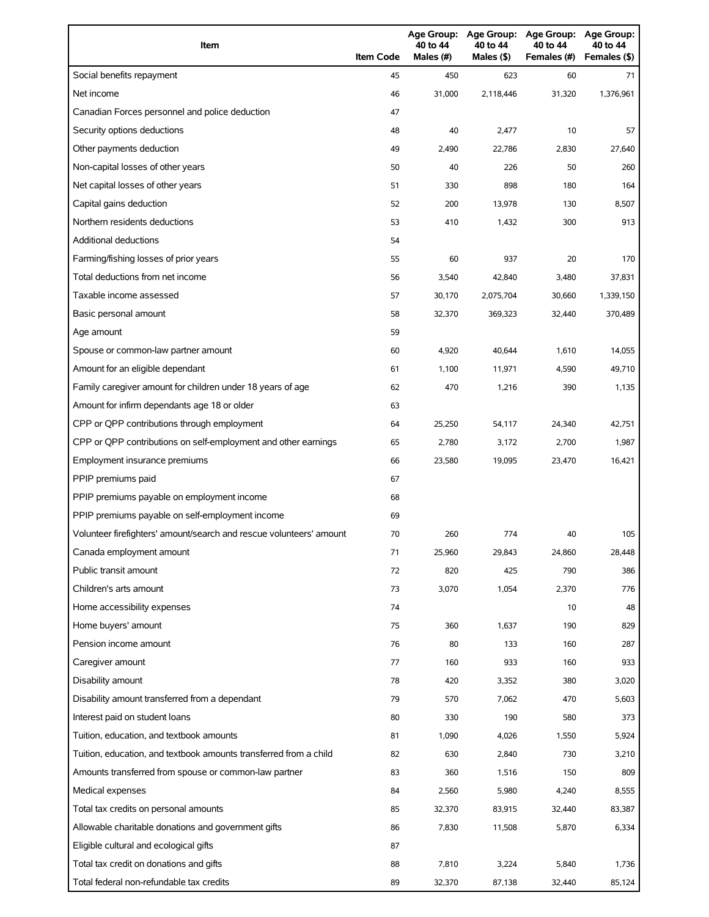| Item | Item Code | Age Group: 40 to 44 Males (#) | Age Group: 40 to 44 Males ($) | Age Group: 40 to 44 Females (#) | Age Group: 40 to 44 Females ($) |
|---|---|---|---|---|---|
| Social benefits repayment | 45 | 450 | 623 | 60 | 71 |
| Net income | 46 | 31,000 | 2,118,446 | 31,320 | 1,376,961 |
| Canadian Forces personnel and police deduction | 47 | | | | |
| Security options deductions | 48 | 40 | 2,477 | 10 | 57 |
| Other payments deduction | 49 | 2,490 | 22,786 | 2,830 | 27,640 |
| Non-capital losses of other years | 50 | 40 | 226 | 50 | 260 |
| Net capital losses of other years | 51 | 330 | 898 | 180 | 164 |
| Capital gains deduction | 52 | 200 | 13,978 | 130 | 8,507 |
| Northern residents deductions | 53 | 410 | 1,432 | 300 | 913 |
| Additional deductions | 54 | | | | |
| Farming/fishing losses of prior years | 55 | 60 | 937 | 20 | 170 |
| Total deductions from net income | 56 | 3,540 | 42,840 | 3,480 | 37,831 |
| Taxable income assessed | 57 | 30,170 | 2,075,704 | 30,660 | 1,339,150 |
| Basic personal amount | 58 | 32,370 | 369,323 | 32,440 | 370,489 |
| Age amount | 59 | | | | |
| Spouse or common-law partner amount | 60 | 4,920 | 40,644 | 1,610 | 14,055 |
| Amount for an eligible dependant | 61 | 1,100 | 11,971 | 4,590 | 49,710 |
| Family caregiver amount for children under 18 years of age | 62 | 470 | 1,216 | 390 | 1,135 |
| Amount for infirm dependants age 18 or older | 63 | | | | |
| CPP or QPP contributions through employment | 64 | 25,250 | 54,117 | 24,340 | 42,751 |
| CPP or QPP contributions on self-employment and other earnings | 65 | 2,780 | 3,172 | 2,700 | 1,987 |
| Employment insurance premiums | 66 | 23,580 | 19,095 | 23,470 | 16,421 |
| PPIP premiums paid | 67 | | | | |
| PPIP premiums payable on employment income | 68 | | | | |
| PPIP premiums payable on self-employment income | 69 | | | | |
| Volunteer firefighters' amount/search and rescue volunteers' amount | 70 | 260 | 774 | 40 | 105 |
| Canada employment amount | 71 | 25,960 | 29,843 | 24,860 | 28,448 |
| Public transit amount | 72 | 820 | 425 | 790 | 386 |
| Children's arts amount | 73 | 3,070 | 1,054 | 2,370 | 776 |
| Home accessibility expenses | 74 | | | 10 | 48 |
| Home buyers' amount | 75 | 360 | 1,637 | 190 | 829 |
| Pension income amount | 76 | 80 | 133 | 160 | 287 |
| Caregiver amount | 77 | 160 | 933 | 160 | 933 |
| Disability amount | 78 | 420 | 3,352 | 380 | 3,020 |
| Disability amount transferred from a dependant | 79 | 570 | 7,062 | 470 | 5,603 |
| Interest paid on student loans | 80 | 330 | 190 | 580 | 373 |
| Tuition, education, and textbook amounts | 81 | 1,090 | 4,026 | 1,550 | 5,924 |
| Tuition, education, and textbook amounts transferred from a child | 82 | 630 | 2,840 | 730 | 3,210 |
| Amounts transferred from spouse or common-law partner | 83 | 360 | 1,516 | 150 | 809 |
| Medical expenses | 84 | 2,560 | 5,980 | 4,240 | 8,555 |
| Total tax credits on personal amounts | 85 | 32,370 | 83,915 | 32,440 | 83,387 |
| Allowable charitable donations and government gifts | 86 | 7,830 | 11,508 | 5,870 | 6,334 |
| Eligible cultural and ecological gifts | 87 | | | | |
| Total tax credit on donations and gifts | 88 | 7,810 | 3,224 | 5,840 | 1,736 |
| Total federal non-refundable tax credits | 89 | 32,370 | 87,138 | 32,440 | 85,124 |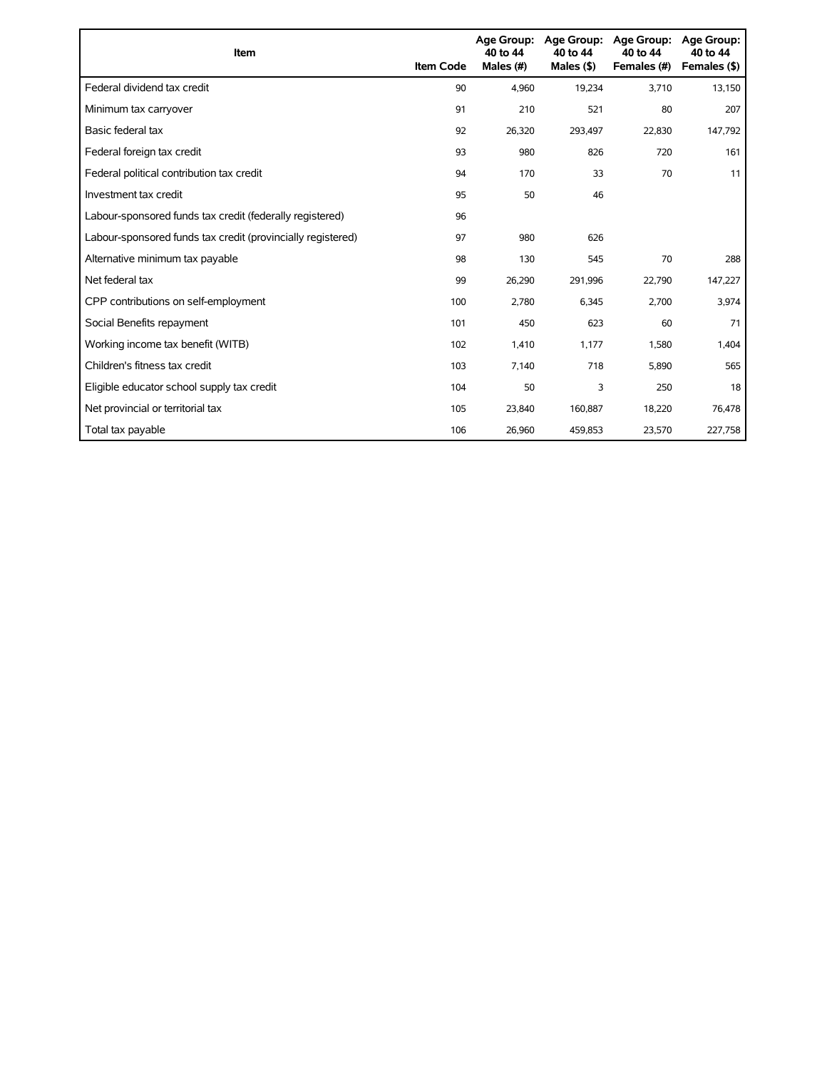| Item | Item Code | Age Group: 40 to 44 Males (#) | Age Group: 40 to 44 Males ($) | Age Group: 40 to 44 Females (#) | Age Group: 40 to 44 Females ($) |
|---|---|---|---|---|---|
| Federal dividend tax credit | 90 | 4,960 | 19,234 | 3,710 | 13,150 |
| Minimum tax carryover | 91 | 210 | 521 | 80 | 207 |
| Basic federal tax | 92 | 26,320 | 293,497 | 22,830 | 147,792 |
| Federal foreign tax credit | 93 | 980 | 826 | 720 | 161 |
| Federal political contribution tax credit | 94 | 170 | 33 | 70 | 11 |
| Investment tax credit | 95 | 50 | 46 | | |
| Labour-sponsored funds tax credit (federally registered) | 96 | | | | |
| Labour-sponsored funds tax credit (provincially registered) | 97 | 980 | 626 | | |
| Alternative minimum tax payable | 98 | 130 | 545 | 70 | 288 |
| Net federal tax | 99 | 26,290 | 291,996 | 22,790 | 147,227 |
| CPP contributions on self-employment | 100 | 2,780 | 6,345 | 2,700 | 3,974 |
| Social Benefits repayment | 101 | 450 | 623 | 60 | 71 |
| Working income tax benefit (WITB) | 102 | 1,410 | 1,177 | 1,580 | 1,404 |
| Children's fitness tax credit | 103 | 7,140 | 718 | 5,890 | 565 |
| Eligible educator school supply tax credit | 104 | 50 | 3 | 250 | 18 |
| Net provincial or territorial tax | 105 | 23,840 | 160,887 | 18,220 | 76,478 |
| Total tax payable | 106 | 26,960 | 459,853 | 23,570 | 227,758 |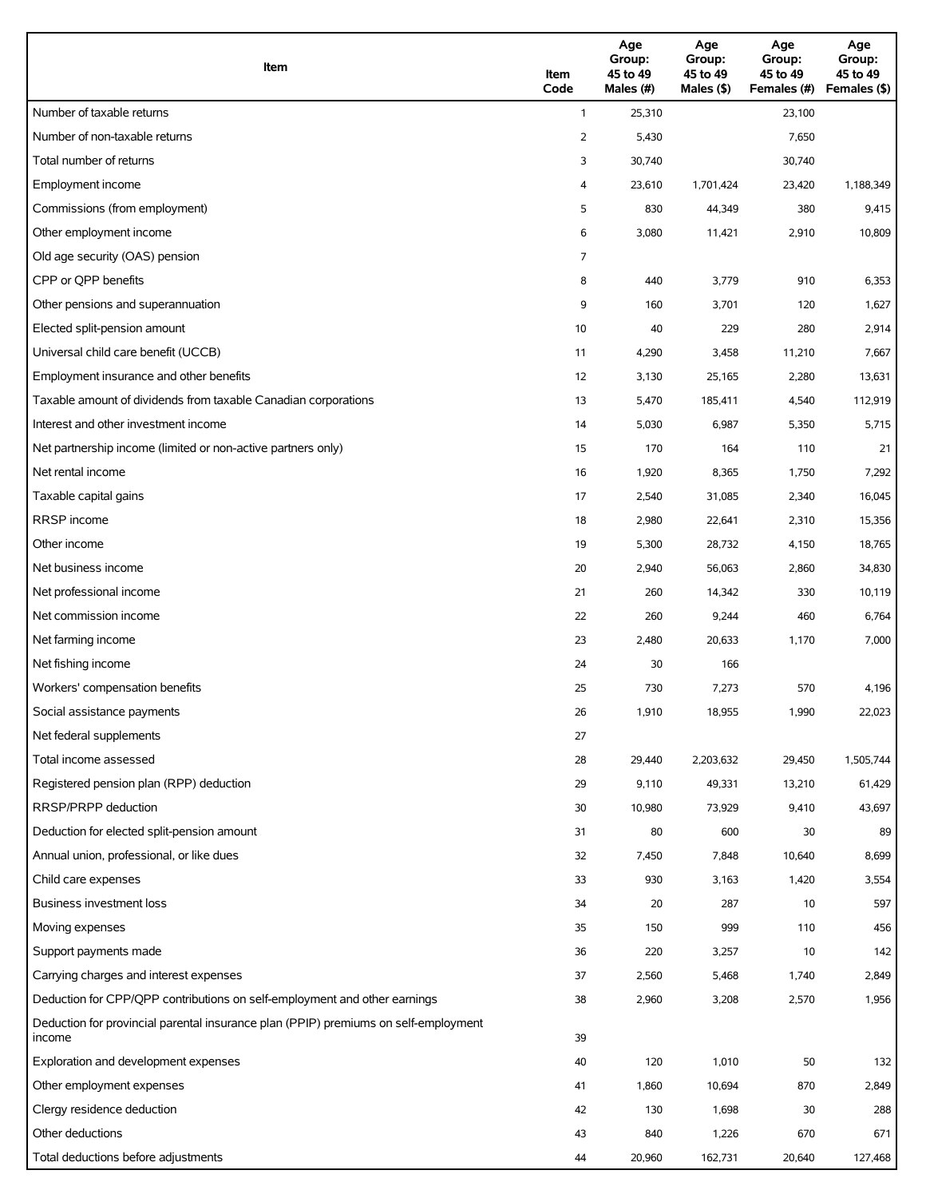| Item | Item Code | Age Group: 45 to 49 Males (#) | Age Group: 45 to 49 Males ($) | Age Group: 45 to 49 Females (#) | Age Group: 45 to 49 Females ($) |
|---|---|---|---|---|---|
| Number of taxable returns | 1 | 25,310 | | 23,100 | |
| Number of non-taxable returns | 2 | 5,430 | | 7,650 | |
| Total number of returns | 3 | 30,740 | | 30,740 | |
| Employment income | 4 | 23,610 | 1,701,424 | 23,420 | 1,188,349 |
| Commissions (from employment) | 5 | 830 | 44,349 | 380 | 9,415 |
| Other employment income | 6 | 3,080 | 11,421 | 2,910 | 10,809 |
| Old age security (OAS) pension | 7 | | | | |
| CPP or QPP benefits | 8 | 440 | 3,779 | 910 | 6,353 |
| Other pensions and superannuation | 9 | 160 | 3,701 | 120 | 1,627 |
| Elected split-pension amount | 10 | 40 | 229 | 280 | 2,914 |
| Universal child care benefit (UCCB) | 11 | 4,290 | 3,458 | 11,210 | 7,667 |
| Employment insurance and other benefits | 12 | 3,130 | 25,165 | 2,280 | 13,631 |
| Taxable amount of dividends from taxable Canadian corporations | 13 | 5,470 | 185,411 | 4,540 | 112,919 |
| Interest and other investment income | 14 | 5,030 | 6,987 | 5,350 | 5,715 |
| Net partnership income (limited or non-active partners only) | 15 | 170 | 164 | 110 | 21 |
| Net rental income | 16 | 1,920 | 8,365 | 1,750 | 7,292 |
| Taxable capital gains | 17 | 2,540 | 31,085 | 2,340 | 16,045 |
| RRSP income | 18 | 2,980 | 22,641 | 2,310 | 15,356 |
| Other income | 19 | 5,300 | 28,732 | 4,150 | 18,765 |
| Net business income | 20 | 2,940 | 56,063 | 2,860 | 34,830 |
| Net professional income | 21 | 260 | 14,342 | 330 | 10,119 |
| Net commission income | 22 | 260 | 9,244 | 460 | 6,764 |
| Net farming income | 23 | 2,480 | 20,633 | 1,170 | 7,000 |
| Net fishing income | 24 | 30 | 166 | | |
| Workers' compensation benefits | 25 | 730 | 7,273 | 570 | 4,196 |
| Social assistance payments | 26 | 1,910 | 18,955 | 1,990 | 22,023 |
| Net federal supplements | 27 | | | | |
| Total income assessed | 28 | 29,440 | 2,203,632 | 29,450 | 1,505,744 |
| Registered pension plan (RPP) deduction | 29 | 9,110 | 49,331 | 13,210 | 61,429 |
| RRSP/PRPP deduction | 30 | 10,980 | 73,929 | 9,410 | 43,697 |
| Deduction for elected split-pension amount | 31 | 80 | 600 | 30 | 89 |
| Annual union, professional, or like dues | 32 | 7,450 | 7,848 | 10,640 | 8,699 |
| Child care expenses | 33 | 930 | 3,163 | 1,420 | 3,554 |
| Business investment loss | 34 | 20 | 287 | 10 | 597 |
| Moving expenses | 35 | 150 | 999 | 110 | 456 |
| Support payments made | 36 | 220 | 3,257 | 10 | 142 |
| Carrying charges and interest expenses | 37 | 2,560 | 5,468 | 1,740 | 2,849 |
| Deduction for CPP/QPP contributions on self-employment and other earnings | 38 | 2,960 | 3,208 | 2,570 | 1,956 |
| Deduction for provincial parental insurance plan (PPIP) premiums on self-employment income | 39 | | | | |
| Exploration and development expenses | 40 | 120 | 1,010 | 50 | 132 |
| Other employment expenses | 41 | 1,860 | 10,694 | 870 | 2,849 |
| Clergy residence deduction | 42 | 130 | 1,698 | 30 | 288 |
| Other deductions | 43 | 840 | 1,226 | 670 | 671 |
| Total deductions before adjustments | 44 | 20,960 | 162,731 | 20,640 | 127,468 |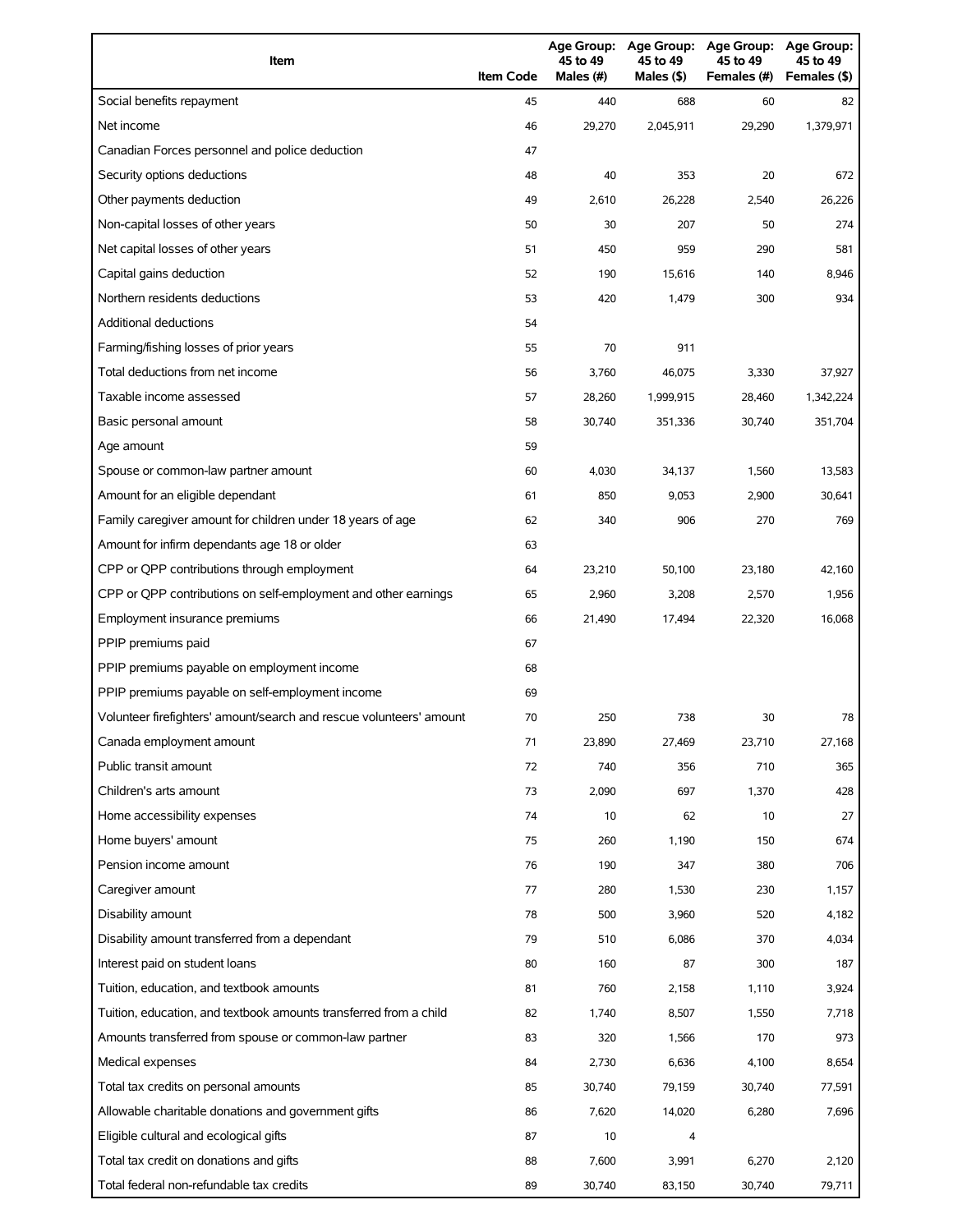| Item | Item Code | Age Group: 45 to 49 Males (#) | Age Group: 45 to 49 Males ($) | Age Group: 45 to 49 Females (#) | Age Group: 45 to 49 Females ($) |
|---|---|---|---|---|---|
| Social benefits repayment | 45 | 440 | 688 | 60 | 82 |
| Net income | 46 | 29,270 | 2,045,911 | 29,290 | 1,379,971 |
| Canadian Forces personnel and police deduction | 47 | | | | |
| Security options deductions | 48 | 40 | 353 | 20 | 672 |
| Other payments deduction | 49 | 2,610 | 26,228 | 2,540 | 26,226 |
| Non-capital losses of other years | 50 | 30 | 207 | 50 | 274 |
| Net capital losses of other years | 51 | 450 | 959 | 290 | 581 |
| Capital gains deduction | 52 | 190 | 15,616 | 140 | 8,946 |
| Northern residents deductions | 53 | 420 | 1,479 | 300 | 934 |
| Additional deductions | 54 | | | | |
| Farming/fishing losses of prior years | 55 | 70 | 911 | | |
| Total deductions from net income | 56 | 3,760 | 46,075 | 3,330 | 37,927 |
| Taxable income assessed | 57 | 28,260 | 1,999,915 | 28,460 | 1,342,224 |
| Basic personal amount | 58 | 30,740 | 351,336 | 30,740 | 351,704 |
| Age amount | 59 | | | | |
| Spouse or common-law partner amount | 60 | 4,030 | 34,137 | 1,560 | 13,583 |
| Amount for an eligible dependant | 61 | 850 | 9,053 | 2,900 | 30,641 |
| Family caregiver amount for children under 18 years of age | 62 | 340 | 906 | 270 | 769 |
| Amount for infirm dependants age 18 or older | 63 | | | | |
| CPP or QPP contributions through employment | 64 | 23,210 | 50,100 | 23,180 | 42,160 |
| CPP or QPP contributions on self-employment and other earnings | 65 | 2,960 | 3,208 | 2,570 | 1,956 |
| Employment insurance premiums | 66 | 21,490 | 17,494 | 22,320 | 16,068 |
| PPIP premiums paid | 67 | | | | |
| PPIP premiums payable on employment income | 68 | | | | |
| PPIP premiums payable on self-employment income | 69 | | | | |
| Volunteer firefighters' amount/search and rescue volunteers' amount | 70 | 250 | 738 | 30 | 78 |
| Canada employment amount | 71 | 23,890 | 27,469 | 23,710 | 27,168 |
| Public transit amount | 72 | 740 | 356 | 710 | 365 |
| Children's arts amount | 73 | 2,090 | 697 | 1,370 | 428 |
| Home accessibility expenses | 74 | 10 | 62 | 10 | 27 |
| Home buyers' amount | 75 | 260 | 1,190 | 150 | 674 |
| Pension income amount | 76 | 190 | 347 | 380 | 706 |
| Caregiver amount | 77 | 280 | 1,530 | 230 | 1,157 |
| Disability amount | 78 | 500 | 3,960 | 520 | 4,182 |
| Disability amount transferred from a dependant | 79 | 510 | 6,086 | 370 | 4,034 |
| Interest paid on student loans | 80 | 160 | 87 | 300 | 187 |
| Tuition, education, and textbook amounts | 81 | 760 | 2,158 | 1,110 | 3,924 |
| Tuition, education, and textbook amounts transferred from a child | 82 | 1,740 | 8,507 | 1,550 | 7,718 |
| Amounts transferred from spouse or common-law partner | 83 | 320 | 1,566 | 170 | 973 |
| Medical expenses | 84 | 2,730 | 6,636 | 4,100 | 8,654 |
| Total tax credits on personal amounts | 85 | 30,740 | 79,159 | 30,740 | 77,591 |
| Allowable charitable donations and government gifts | 86 | 7,620 | 14,020 | 6,280 | 7,696 |
| Eligible cultural and ecological gifts | 87 | 10 | 4 | | |
| Total tax credit on donations and gifts | 88 | 7,600 | 3,991 | 6,270 | 2,120 |
| Total federal non-refundable tax credits | 89 | 30,740 | 83,150 | 30,740 | 79,711 |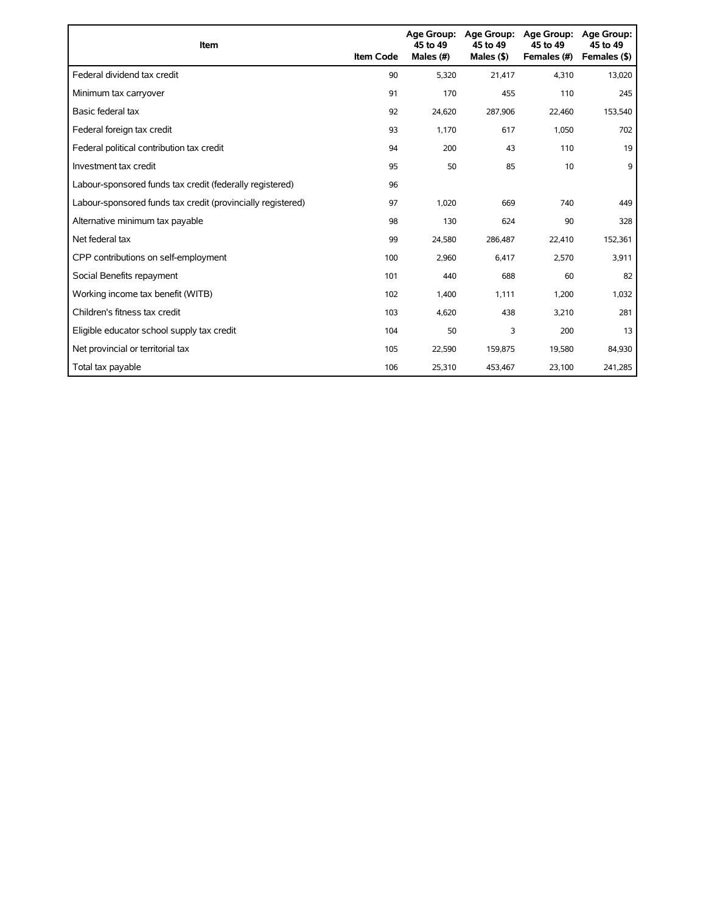| Item | Item Code | Age Group: 45 to 49 Males (#) | Age Group: 45 to 49 Males ($) | Age Group: 45 to 49 Females (#) | Age Group: 45 to 49 Females ($) |
|---|---|---|---|---|---|
| Federal dividend tax credit | 90 | 5,320 | 21,417 | 4,310 | 13,020 |
| Minimum tax carryover | 91 | 170 | 455 | 110 | 245 |
| Basic federal tax | 92 | 24,620 | 287,906 | 22,460 | 153,540 |
| Federal foreign tax credit | 93 | 1,170 | 617 | 1,050 | 702 |
| Federal political contribution tax credit | 94 | 200 | 43 | 110 | 19 |
| Investment tax credit | 95 | 50 | 85 | 10 | 9 |
| Labour-sponsored funds tax credit (federally registered) | 96 | | | | |
| Labour-sponsored funds tax credit (provincially registered) | 97 | 1,020 | 669 | 740 | 449 |
| Alternative minimum tax payable | 98 | 130 | 624 | 90 | 328 |
| Net federal tax | 99 | 24,580 | 286,487 | 22,410 | 152,361 |
| CPP contributions on self-employment | 100 | 2,960 | 6,417 | 2,570 | 3,911 |
| Social Benefits repayment | 101 | 440 | 688 | 60 | 82 |
| Working income tax benefit (WITB) | 102 | 1,400 | 1,111 | 1,200 | 1,032 |
| Children's fitness tax credit | 103 | 4,620 | 438 | 3,210 | 281 |
| Eligible educator school supply tax credit | 104 | 50 | 3 | 200 | 13 |
| Net provincial or territorial tax | 105 | 22,590 | 159,875 | 19,580 | 84,930 |
| Total tax payable | 106 | 25,310 | 453,467 | 23,100 | 241,285 |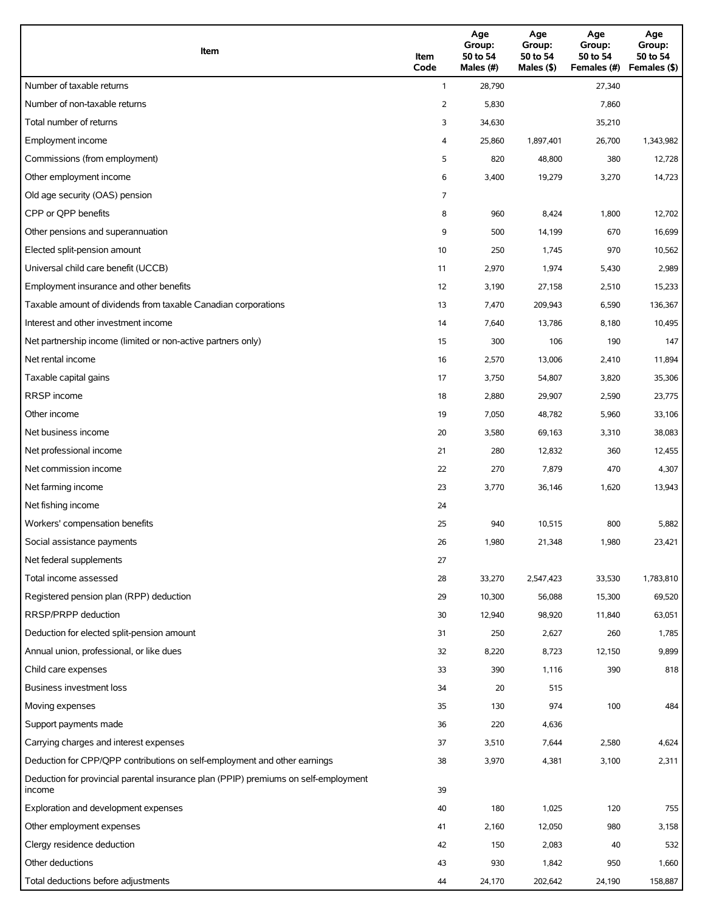| Item | Item Code | Age Group: 50 to 54 Males (#) | Age Group: 50 to 54 Males ($) | Age Group: 50 to 54 Females (#) | Age Group: 50 to 54 Females ($) |
|---|---|---|---|---|---|
| Number of taxable returns | 1 | 28,790 | | 27,340 | |
| Number of non-taxable returns | 2 | 5,830 | | 7,860 | |
| Total number of returns | 3 | 34,630 | | 35,210 | |
| Employment income | 4 | 25,860 | 1,897,401 | 26,700 | 1,343,982 |
| Commissions (from employment) | 5 | 820 | 48,800 | 380 | 12,728 |
| Other employment income | 6 | 3,400 | 19,279 | 3,270 | 14,723 |
| Old age security (OAS) pension | 7 | | | | |
| CPP or QPP benefits | 8 | 960 | 8,424 | 1,800 | 12,702 |
| Other pensions and superannuation | 9 | 500 | 14,199 | 670 | 16,699 |
| Elected split-pension amount | 10 | 250 | 1,745 | 970 | 10,562 |
| Universal child care benefit (UCCB) | 11 | 2,970 | 1,974 | 5,430 | 2,989 |
| Employment insurance and other benefits | 12 | 3,190 | 27,158 | 2,510 | 15,233 |
| Taxable amount of dividends from taxable Canadian corporations | 13 | 7,470 | 209,943 | 6,590 | 136,367 |
| Interest and other investment income | 14 | 7,640 | 13,786 | 8,180 | 10,495 |
| Net partnership income (limited or non-active partners only) | 15 | 300 | 106 | 190 | 147 |
| Net rental income | 16 | 2,570 | 13,006 | 2,410 | 11,894 |
| Taxable capital gains | 17 | 3,750 | 54,807 | 3,820 | 35,306 |
| RRSP income | 18 | 2,880 | 29,907 | 2,590 | 23,775 |
| Other income | 19 | 7,050 | 48,782 | 5,960 | 33,106 |
| Net business income | 20 | 3,580 | 69,163 | 3,310 | 38,083 |
| Net professional income | 21 | 280 | 12,832 | 360 | 12,455 |
| Net commission income | 22 | 270 | 7,879 | 470 | 4,307 |
| Net farming income | 23 | 3,770 | 36,146 | 1,620 | 13,943 |
| Net fishing income | 24 | | | | |
| Workers' compensation benefits | 25 | 940 | 10,515 | 800 | 5,882 |
| Social assistance payments | 26 | 1,980 | 21,348 | 1,980 | 23,421 |
| Net federal supplements | 27 | | | | |
| Total income assessed | 28 | 33,270 | 2,547,423 | 33,530 | 1,783,810 |
| Registered pension plan (RPP) deduction | 29 | 10,300 | 56,088 | 15,300 | 69,520 |
| RRSP/PRPP deduction | 30 | 12,940 | 98,920 | 11,840 | 63,051 |
| Deduction for elected split-pension amount | 31 | 250 | 2,627 | 260 | 1,785 |
| Annual union, professional, or like dues | 32 | 8,220 | 8,723 | 12,150 | 9,899 |
| Child care expenses | 33 | 390 | 1,116 | 390 | 818 |
| Business investment loss | 34 | 20 | 515 | | |
| Moving expenses | 35 | 130 | 974 | 100 | 484 |
| Support payments made | 36 | 220 | 4,636 | | |
| Carrying charges and interest expenses | 37 | 3,510 | 7,644 | 2,580 | 4,624 |
| Deduction for CPP/QPP contributions on self-employment and other earnings | 38 | 3,970 | 4,381 | 3,100 | 2,311 |
| Deduction for provincial parental insurance plan (PPIP) premiums on self-employment income | 39 | | | | |
| Exploration and development expenses | 40 | 180 | 1,025 | 120 | 755 |
| Other employment expenses | 41 | 2,160 | 12,050 | 980 | 3,158 |
| Clergy residence deduction | 42 | 150 | 2,083 | 40 | 532 |
| Other deductions | 43 | 930 | 1,842 | 950 | 1,660 |
| Total deductions before adjustments | 44 | 24,170 | 202,642 | 24,190 | 158,887 |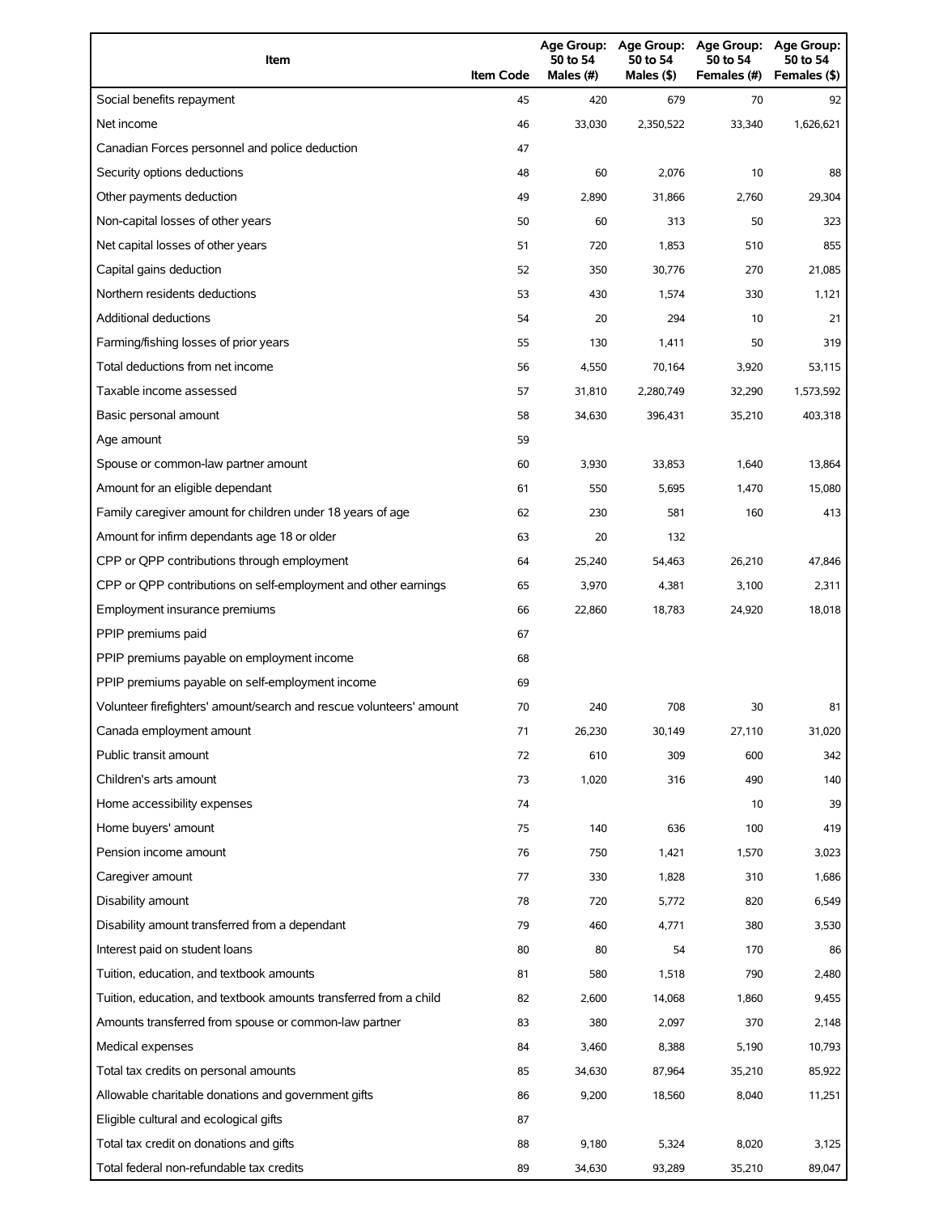| Item | Item Code | Age Group: 50 to 54 Males (#) | Age Group: 50 to 54 Males ($) | Age Group: 50 to 54 Females (#) | Age Group: 50 to 54 Females ($) |
|---|---|---|---|---|---|
| Social benefits repayment | 45 | 420 | 679 | 70 | 92 |
| Net income | 46 | 33,030 | 2,350,522 | 33,340 | 1,626,621 |
| Canadian Forces personnel and police deduction | 47 | | | | |
| Security options deductions | 48 | 60 | 2,076 | 10 | 88 |
| Other payments deduction | 49 | 2,890 | 31,866 | 2,760 | 29,304 |
| Non-capital losses of other years | 50 | 60 | 313 | 50 | 323 |
| Net capital losses of other years | 51 | 720 | 1,853 | 510 | 855 |
| Capital gains deduction | 52 | 350 | 30,776 | 270 | 21,085 |
| Northern residents deductions | 53 | 430 | 1,574 | 330 | 1,121 |
| Additional deductions | 54 | 20 | 294 | 10 | 21 |
| Farming/fishing losses of prior years | 55 | 130 | 1,411 | 50 | 319 |
| Total deductions from net income | 56 | 4,550 | 70,164 | 3,920 | 53,115 |
| Taxable income assessed | 57 | 31,810 | 2,280,749 | 32,290 | 1,573,592 |
| Basic personal amount | 58 | 34,630 | 396,431 | 35,210 | 403,318 |
| Age amount | 59 | | | | |
| Spouse or common-law partner amount | 60 | 3,930 | 33,853 | 1,640 | 13,864 |
| Amount for an eligible dependant | 61 | 550 | 5,695 | 1,470 | 15,080 |
| Family caregiver amount for children under 18 years of age | 62 | 230 | 581 | 160 | 413 |
| Amount for infirm dependants age 18 or older | 63 | 20 | 132 | | |
| CPP or QPP contributions through employment | 64 | 25,240 | 54,463 | 26,210 | 47,846 |
| CPP or QPP contributions on self-employment and other earnings | 65 | 3,970 | 4,381 | 3,100 | 2,311 |
| Employment insurance premiums | 66 | 22,860 | 18,783 | 24,920 | 18,018 |
| PPIP premiums paid | 67 | | | | |
| PPIP premiums payable on employment income | 68 | | | | |
| PPIP premiums payable on self-employment income | 69 | | | | |
| Volunteer firefighters' amount/search and rescue volunteers' amount | 70 | 240 | 708 | 30 | 81 |
| Canada employment amount | 71 | 26,230 | 30,149 | 27,110 | 31,020 |
| Public transit amount | 72 | 610 | 309 | 600 | 342 |
| Children's arts amount | 73 | 1,020 | 316 | 490 | 140 |
| Home accessibility expenses | 74 | | | 10 | 39 |
| Home buyers' amount | 75 | 140 | 636 | 100 | 419 |
| Pension income amount | 76 | 750 | 1,421 | 1,570 | 3,023 |
| Caregiver amount | 77 | 330 | 1,828 | 310 | 1,686 |
| Disability amount | 78 | 720 | 5,772 | 820 | 6,549 |
| Disability amount transferred from a dependant | 79 | 460 | 4,771 | 380 | 3,530 |
| Interest paid on student loans | 80 | 80 | 54 | 170 | 86 |
| Tuition, education, and textbook amounts | 81 | 580 | 1,518 | 790 | 2,480 |
| Tuition, education, and textbook amounts transferred from a child | 82 | 2,600 | 14,068 | 1,860 | 9,455 |
| Amounts transferred from spouse or common-law partner | 83 | 380 | 2,097 | 370 | 2,148 |
| Medical expenses | 84 | 3,460 | 8,388 | 5,190 | 10,793 |
| Total tax credits on personal amounts | 85 | 34,630 | 87,964 | 35,210 | 85,922 |
| Allowable charitable donations and government gifts | 86 | 9,200 | 18,560 | 8,040 | 11,251 |
| Eligible cultural and ecological gifts | 87 | | | | |
| Total tax credit on donations and gifts | 88 | 9,180 | 5,324 | 8,020 | 3,125 |
| Total federal non-refundable tax credits | 89 | 34,630 | 93,289 | 35,210 | 89,047 |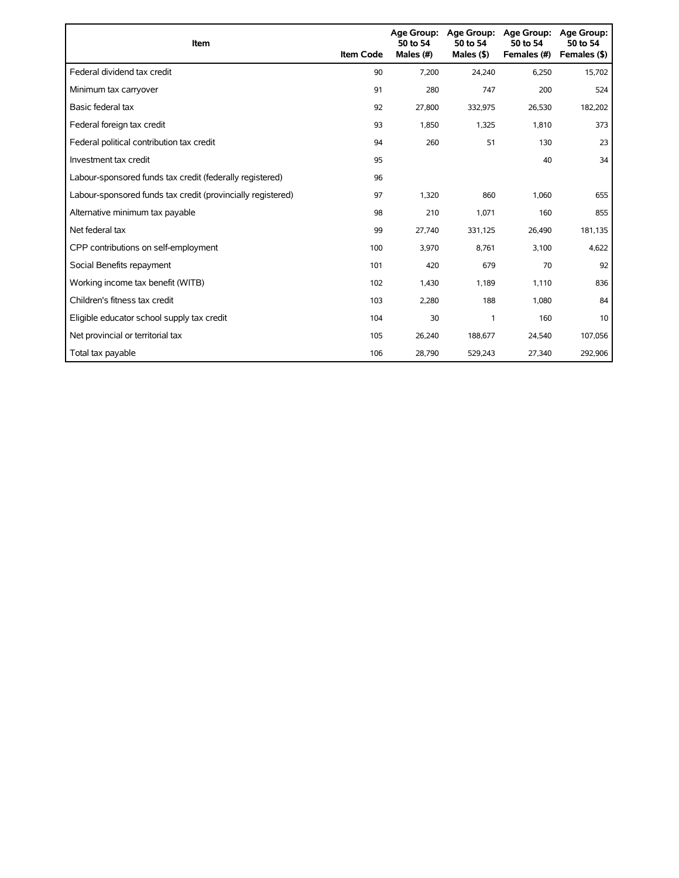| Item | Item Code | Age Group: 50 to 54 Males (#) | Age Group: 50 to 54 Males ($) | Age Group: 50 to 54 Females (#) | Age Group: 50 to 54 Females ($) |
|---|---|---|---|---|---|
| Federal dividend tax credit | 90 | 7,200 | 24,240 | 6,250 | 15,702 |
| Minimum tax carryover | 91 | 280 | 747 | 200 | 524 |
| Basic federal tax | 92 | 27,800 | 332,975 | 26,530 | 182,202 |
| Federal foreign tax credit | 93 | 1,850 | 1,325 | 1,810 | 373 |
| Federal political contribution tax credit | 94 | 260 | 51 | 130 | 23 |
| Investment tax credit | 95 | | | 40 | 34 |
| Labour-sponsored funds tax credit (federally registered) | 96 | | | | |
| Labour-sponsored funds tax credit (provincially registered) | 97 | 1,320 | 860 | 1,060 | 655 |
| Alternative minimum tax payable | 98 | 210 | 1,071 | 160 | 855 |
| Net federal tax | 99 | 27,740 | 331,125 | 26,490 | 181,135 |
| CPP contributions on self-employment | 100 | 3,970 | 8,761 | 3,100 | 4,622 |
| Social Benefits repayment | 101 | 420 | 679 | 70 | 92 |
| Working income tax benefit (WITB) | 102 | 1,430 | 1,189 | 1,110 | 836 |
| Children's fitness tax credit | 103 | 2,280 | 188 | 1,080 | 84 |
| Eligible educator school supply tax credit | 104 | 30 | 1 | 160 | 10 |
| Net provincial or territorial tax | 105 | 26,240 | 188,677 | 24,540 | 107,056 |
| Total tax payable | 106 | 28,790 | 529,243 | 27,340 | 292,906 |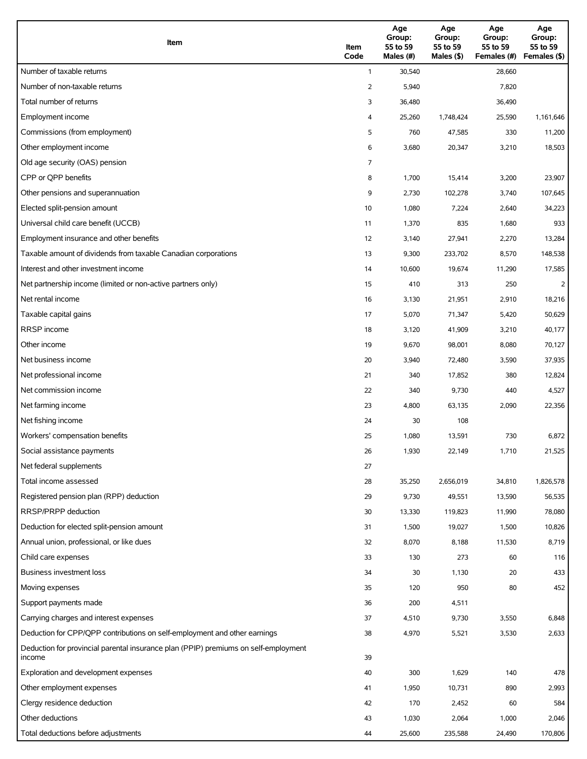| Item | Item Code | Age Group: 55 to 59 Males (#) | Age Group: 55 to 59 Males ($) | Age Group: 55 to 59 Females (#) | Age Group: 55 to 59 Females ($) |
|---|---|---|---|---|---|
| Number of taxable returns | 1 | 30,540 | | 28,660 | |
| Number of non-taxable returns | 2 | 5,940 | | 7,820 | |
| Total number of returns | 3 | 36,480 | | 36,490 | |
| Employment income | 4 | 25,260 | 1,748,424 | 25,590 | 1,161,646 |
| Commissions (from employment) | 5 | 760 | 47,585 | 330 | 11,200 |
| Other employment income | 6 | 3,680 | 20,347 | 3,210 | 18,503 |
| Old age security (OAS) pension | 7 | | | | |
| CPP or QPP benefits | 8 | 1,700 | 15,414 | 3,200 | 23,907 |
| Other pensions and superannuation | 9 | 2,730 | 102,278 | 3,740 | 107,645 |
| Elected split-pension amount | 10 | 1,080 | 7,224 | 2,640 | 34,223 |
| Universal child care benefit (UCCB) | 11 | 1,370 | 835 | 1,680 | 933 |
| Employment insurance and other benefits | 12 | 3,140 | 27,941 | 2,270 | 13,284 |
| Taxable amount of dividends from taxable Canadian corporations | 13 | 9,300 | 233,702 | 8,570 | 148,538 |
| Interest and other investment income | 14 | 10,600 | 19,674 | 11,290 | 17,585 |
| Net partnership income (limited or non-active partners only) | 15 | 410 | 313 | 250 | 2 |
| Net rental income | 16 | 3,130 | 21,951 | 2,910 | 18,216 |
| Taxable capital gains | 17 | 5,070 | 71,347 | 5,420 | 50,629 |
| RRSP income | 18 | 3,120 | 41,909 | 3,210 | 40,177 |
| Other income | 19 | 9,670 | 98,001 | 8,080 | 70,127 |
| Net business income | 20 | 3,940 | 72,480 | 3,590 | 37,935 |
| Net professional income | 21 | 340 | 17,852 | 380 | 12,824 |
| Net commission income | 22 | 340 | 9,730 | 440 | 4,527 |
| Net farming income | 23 | 4,800 | 63,135 | 2,090 | 22,356 |
| Net fishing income | 24 | 30 | 108 | | |
| Workers' compensation benefits | 25 | 1,080 | 13,591 | 730 | 6,872 |
| Social assistance payments | 26 | 1,930 | 22,149 | 1,710 | 21,525 |
| Net federal supplements | 27 | | | | |
| Total income assessed | 28 | 35,250 | 2,656,019 | 34,810 | 1,826,578 |
| Registered pension plan (RPP) deduction | 29 | 9,730 | 49,551 | 13,590 | 56,535 |
| RRSP/PRPP deduction | 30 | 13,330 | 119,823 | 11,990 | 78,080 |
| Deduction for elected split-pension amount | 31 | 1,500 | 19,027 | 1,500 | 10,826 |
| Annual union, professional, or like dues | 32 | 8,070 | 8,188 | 11,530 | 8,719 |
| Child care expenses | 33 | 130 | 273 | 60 | 116 |
| Business investment loss | 34 | 30 | 1,130 | 20 | 433 |
| Moving expenses | 35 | 120 | 950 | 80 | 452 |
| Support payments made | 36 | 200 | 4,511 | | |
| Carrying charges and interest expenses | 37 | 4,510 | 9,730 | 3,550 | 6,848 |
| Deduction for CPP/QPP contributions on self-employment and other earnings | 38 | 4,970 | 5,521 | 3,530 | 2,633 |
| Deduction for provincial parental insurance plan (PPIP) premiums on self-employment income | 39 | | | | |
| Exploration and development expenses | 40 | 300 | 1,629 | 140 | 478 |
| Other employment expenses | 41 | 1,950 | 10,731 | 890 | 2,993 |
| Clergy residence deduction | 42 | 170 | 2,452 | 60 | 584 |
| Other deductions | 43 | 1,030 | 2,064 | 1,000 | 2,046 |
| Total deductions before adjustments | 44 | 25,600 | 235,588 | 24,490 | 170,806 |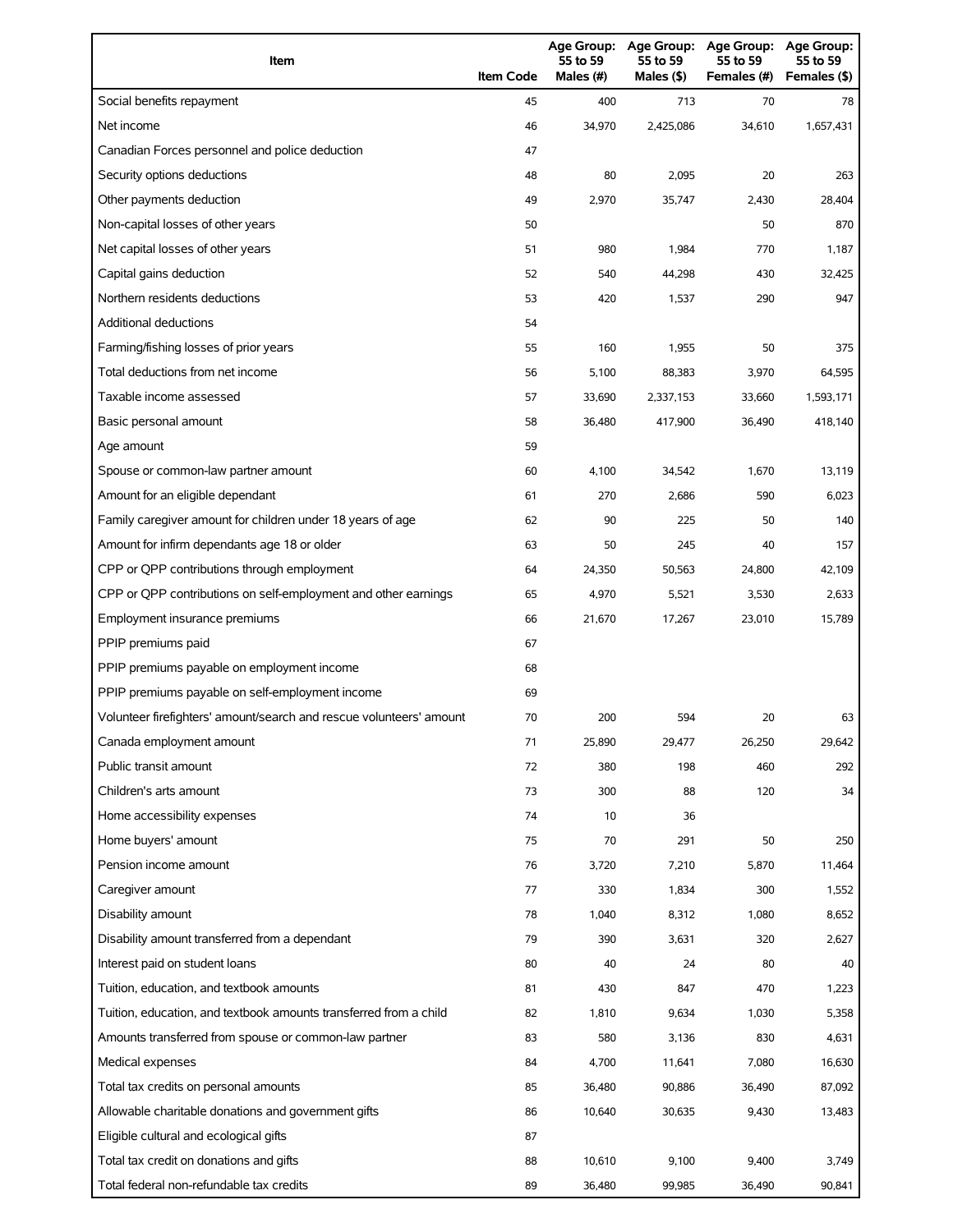| Item | Item Code | Age Group: 55 to 59 Males (#) | Age Group: 55 to 59 Males ($) | Age Group: 55 to 59 Females (#) | Age Group: 55 to 59 Females ($) |
|---|---|---|---|---|---|
| Social benefits repayment | 45 | 400 | 713 | 70 | 78 |
| Net income | 46 | 34,970 | 2,425,086 | 34,610 | 1,657,431 |
| Canadian Forces personnel and police deduction | 47 | | | | |
| Security options deductions | 48 | 80 | 2,095 | 20 | 263 |
| Other payments deduction | 49 | 2,970 | 35,747 | 2,430 | 28,404 |
| Non-capital losses of other years | 50 | | | 50 | 870 |
| Net capital losses of other years | 51 | 980 | 1,984 | 770 | 1,187 |
| Capital gains deduction | 52 | 540 | 44,298 | 430 | 32,425 |
| Northern residents deductions | 53 | 420 | 1,537 | 290 | 947 |
| Additional deductions | 54 | | | | |
| Farming/fishing losses of prior years | 55 | 160 | 1,955 | 50 | 375 |
| Total deductions from net income | 56 | 5,100 | 88,383 | 3,970 | 64,595 |
| Taxable income assessed | 57 | 33,690 | 2,337,153 | 33,660 | 1,593,171 |
| Basic personal amount | 58 | 36,480 | 417,900 | 36,490 | 418,140 |
| Age amount | 59 | | | | |
| Spouse or common-law partner amount | 60 | 4,100 | 34,542 | 1,670 | 13,119 |
| Amount for an eligible dependant | 61 | 270 | 2,686 | 590 | 6,023 |
| Family caregiver amount for children under 18 years of age | 62 | 90 | 225 | 50 | 140 |
| Amount for infirm dependants age 18 or older | 63 | 50 | 245 | 40 | 157 |
| CPP or QPP contributions through employment | 64 | 24,350 | 50,563 | 24,800 | 42,109 |
| CPP or QPP contributions on self-employment and other earnings | 65 | 4,970 | 5,521 | 3,530 | 2,633 |
| Employment insurance premiums | 66 | 21,670 | 17,267 | 23,010 | 15,789 |
| PPIP premiums paid | 67 | | | | |
| PPIP premiums payable on employment income | 68 | | | | |
| PPIP premiums payable on self-employment income | 69 | | | | |
| Volunteer firefighters' amount/search and rescue volunteers' amount | 70 | 200 | 594 | 20 | 63 |
| Canada employment amount | 71 | 25,890 | 29,477 | 26,250 | 29,642 |
| Public transit amount | 72 | 380 | 198 | 460 | 292 |
| Children's arts amount | 73 | 300 | 88 | 120 | 34 |
| Home accessibility expenses | 74 | 10 | 36 | | |
| Home buyers' amount | 75 | 70 | 291 | 50 | 250 |
| Pension income amount | 76 | 3,720 | 7,210 | 5,870 | 11,464 |
| Caregiver amount | 77 | 330 | 1,834 | 300 | 1,552 |
| Disability amount | 78 | 1,040 | 8,312 | 1,080 | 8,652 |
| Disability amount transferred from a dependant | 79 | 390 | 3,631 | 320 | 2,627 |
| Interest paid on student loans | 80 | 40 | 24 | 80 | 40 |
| Tuition, education, and textbook amounts | 81 | 430 | 847 | 470 | 1,223 |
| Tuition, education, and textbook amounts transferred from a child | 82 | 1,810 | 9,634 | 1,030 | 5,358 |
| Amounts transferred from spouse or common-law partner | 83 | 580 | 3,136 | 830 | 4,631 |
| Medical expenses | 84 | 4,700 | 11,641 | 7,080 | 16,630 |
| Total tax credits on personal amounts | 85 | 36,480 | 90,886 | 36,490 | 87,092 |
| Allowable charitable donations and government gifts | 86 | 10,640 | 30,635 | 9,430 | 13,483 |
| Eligible cultural and ecological gifts | 87 | | | | |
| Total tax credit on donations and gifts | 88 | 10,610 | 9,100 | 9,400 | 3,749 |
| Total federal non-refundable tax credits | 89 | 36,480 | 99,985 | 36,490 | 90,841 |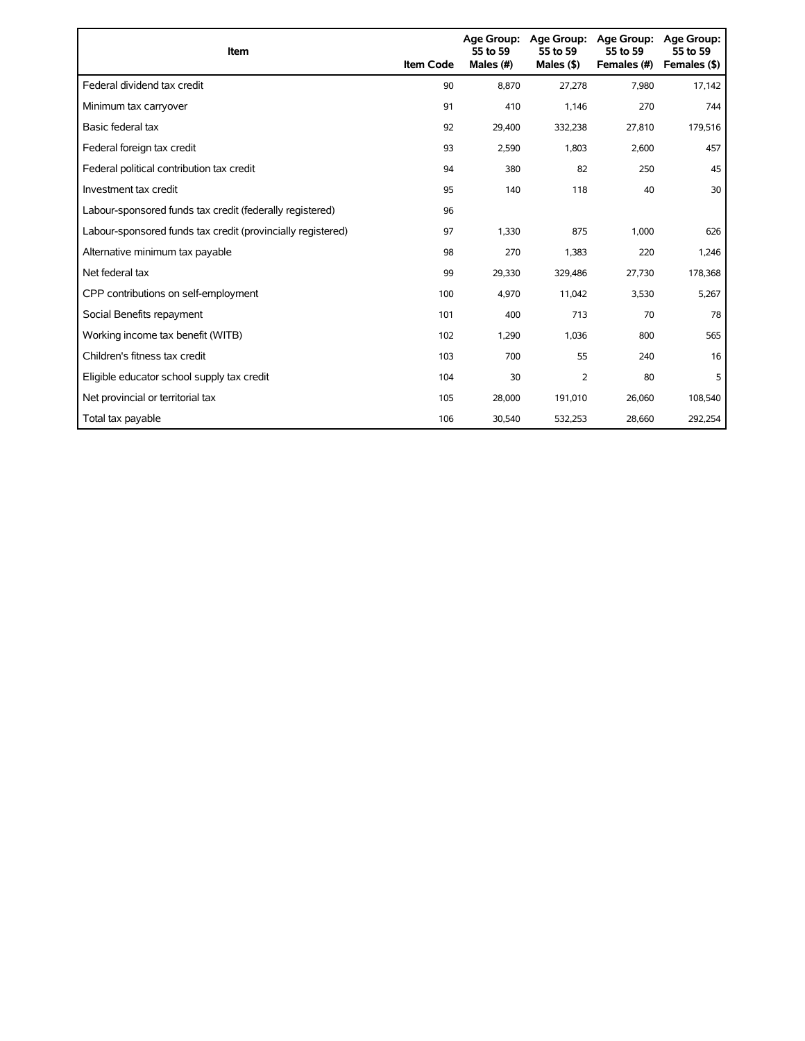| Item | Item Code | Age Group: 55 to 59 Males (#) | Age Group: 55 to 59 Males ($) | Age Group: 55 to 59 Females (#) | Age Group: 55 to 59 Females ($) |
| --- | --- | --- | --- | --- | --- |
| Federal dividend tax credit | 90 | 8,870 | 27,278 | 7,980 | 17,142 |
| Minimum tax carryover | 91 | 410 | 1,146 | 270 | 744 |
| Basic federal tax | 92 | 29,400 | 332,238 | 27,810 | 179,516 |
| Federal foreign tax credit | 93 | 2,590 | 1,803 | 2,600 | 457 |
| Federal political contribution tax credit | 94 | 380 | 82 | 250 | 45 |
| Investment tax credit | 95 | 140 | 118 | 40 | 30 |
| Labour-sponsored funds tax credit (federally registered) | 96 | | | | |
| Labour-sponsored funds tax credit (provincially registered) | 97 | 1,330 | 875 | 1,000 | 626 |
| Alternative minimum tax payable | 98 | 270 | 1,383 | 220 | 1,246 |
| Net federal tax | 99 | 29,330 | 329,486 | 27,730 | 178,368 |
| CPP contributions on self-employment | 100 | 4,970 | 11,042 | 3,530 | 5,267 |
| Social Benefits repayment | 101 | 400 | 713 | 70 | 78 |
| Working income tax benefit (WITB) | 102 | 1,290 | 1,036 | 800 | 565 |
| Children's fitness tax credit | 103 | 700 | 55 | 240 | 16 |
| Eligible educator school supply tax credit | 104 | 30 | 2 | 80 | 5 |
| Net provincial or territorial tax | 105 | 28,000 | 191,010 | 26,060 | 108,540 |
| Total tax payable | 106 | 30,540 | 532,253 | 28,660 | 292,254 |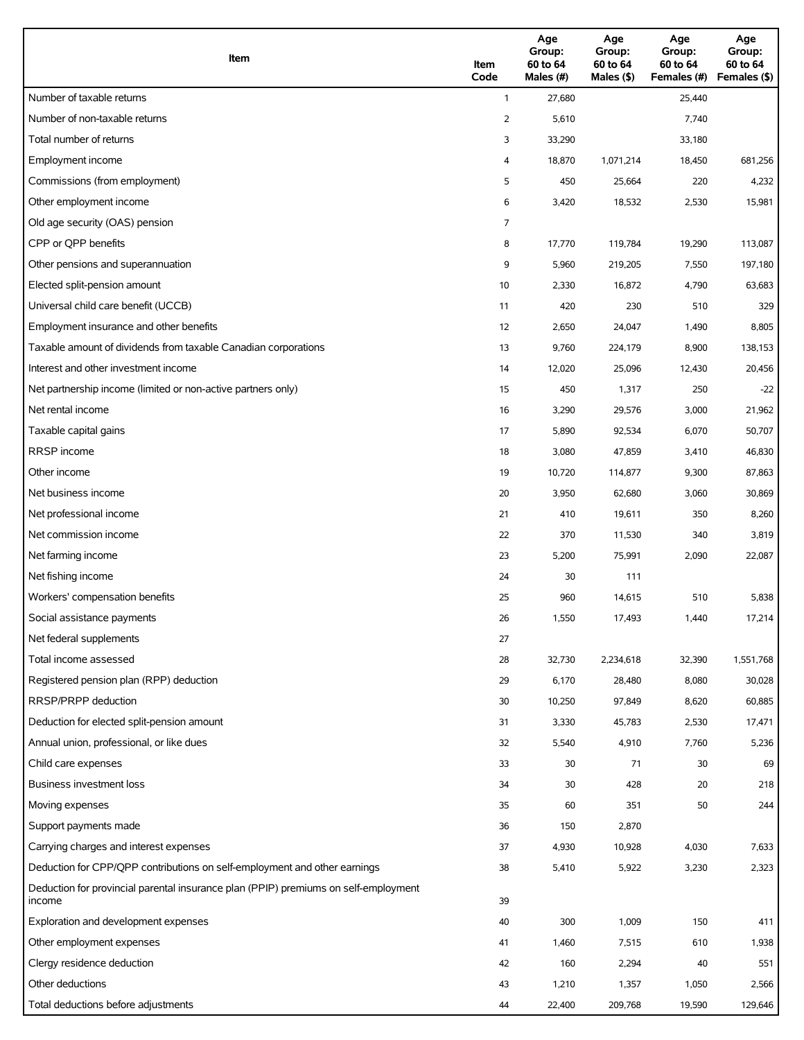| Item | Item Code | Age Group: 60 to 64 Males (#) | Age Group: 60 to 64 Males ($) | Age Group: 60 to 64 Females (#) | Age Group: 60 to 64 Females ($) |
|---|---|---|---|---|---|
| Number of taxable returns | 1 | 27,680 | | 25,440 | |
| Number of non-taxable returns | 2 | 5,610 | | 7,740 | |
| Total number of returns | 3 | 33,290 | | 33,180 | |
| Employment income | 4 | 18,870 | 1,071,214 | 18,450 | 681,256 |
| Commissions (from employment) | 5 | 450 | 25,664 | 220 | 4,232 |
| Other employment income | 6 | 3,420 | 18,532 | 2,530 | 15,981 |
| Old age security (OAS) pension | 7 | | | | |
| CPP or QPP benefits | 8 | 17,770 | 119,784 | 19,290 | 113,087 |
| Other pensions and superannuation | 9 | 5,960 | 219,205 | 7,550 | 197,180 |
| Elected split-pension amount | 10 | 2,330 | 16,872 | 4,790 | 63,683 |
| Universal child care benefit (UCCB) | 11 | 420 | 230 | 510 | 329 |
| Employment insurance and other benefits | 12 | 2,650 | 24,047 | 1,490 | 8,805 |
| Taxable amount of dividends from taxable Canadian corporations | 13 | 9,760 | 224,179 | 8,900 | 138,153 |
| Interest and other investment income | 14 | 12,020 | 25,096 | 12,430 | 20,456 |
| Net partnership income (limited or non-active partners only) | 15 | 450 | 1,317 | 250 | -22 |
| Net rental income | 16 | 3,290 | 29,576 | 3,000 | 21,962 |
| Taxable capital gains | 17 | 5,890 | 92,534 | 6,070 | 50,707 |
| RRSP income | 18 | 3,080 | 47,859 | 3,410 | 46,830 |
| Other income | 19 | 10,720 | 114,877 | 9,300 | 87,863 |
| Net business income | 20 | 3,950 | 62,680 | 3,060 | 30,869 |
| Net professional income | 21 | 410 | 19,611 | 350 | 8,260 |
| Net commission income | 22 | 370 | 11,530 | 340 | 3,819 |
| Net farming income | 23 | 5,200 | 75,991 | 2,090 | 22,087 |
| Net fishing income | 24 | 30 | 111 | | |
| Workers' compensation benefits | 25 | 960 | 14,615 | 510 | 5,838 |
| Social assistance payments | 26 | 1,550 | 17,493 | 1,440 | 17,214 |
| Net federal supplements | 27 | | | | |
| Total income assessed | 28 | 32,730 | 2,234,618 | 32,390 | 1,551,768 |
| Registered pension plan (RPP) deduction | 29 | 6,170 | 28,480 | 8,080 | 30,028 |
| RRSP/PRPP deduction | 30 | 10,250 | 97,849 | 8,620 | 60,885 |
| Deduction for elected split-pension amount | 31 | 3,330 | 45,783 | 2,530 | 17,471 |
| Annual union, professional, or like dues | 32 | 5,540 | 4,910 | 7,760 | 5,236 |
| Child care expenses | 33 | 30 | 71 | 30 | 69 |
| Business investment loss | 34 | 30 | 428 | 20 | 218 |
| Moving expenses | 35 | 60 | 351 | 50 | 244 |
| Support payments made | 36 | 150 | 2,870 | | |
| Carrying charges and interest expenses | 37 | 4,930 | 10,928 | 4,030 | 7,633 |
| Deduction for CPP/QPP contributions on self-employment and other earnings | 38 | 5,410 | 5,922 | 3,230 | 2,323 |
| Deduction for provincial parental insurance plan (PPIP) premiums on self-employment income | 39 | | | | |
| Exploration and development expenses | 40 | 300 | 1,009 | 150 | 411 |
| Other employment expenses | 41 | 1,460 | 7,515 | 610 | 1,938 |
| Clergy residence deduction | 42 | 160 | 2,294 | 40 | 551 |
| Other deductions | 43 | 1,210 | 1,357 | 1,050 | 2,566 |
| Total deductions before adjustments | 44 | 22,400 | 209,768 | 19,590 | 129,646 |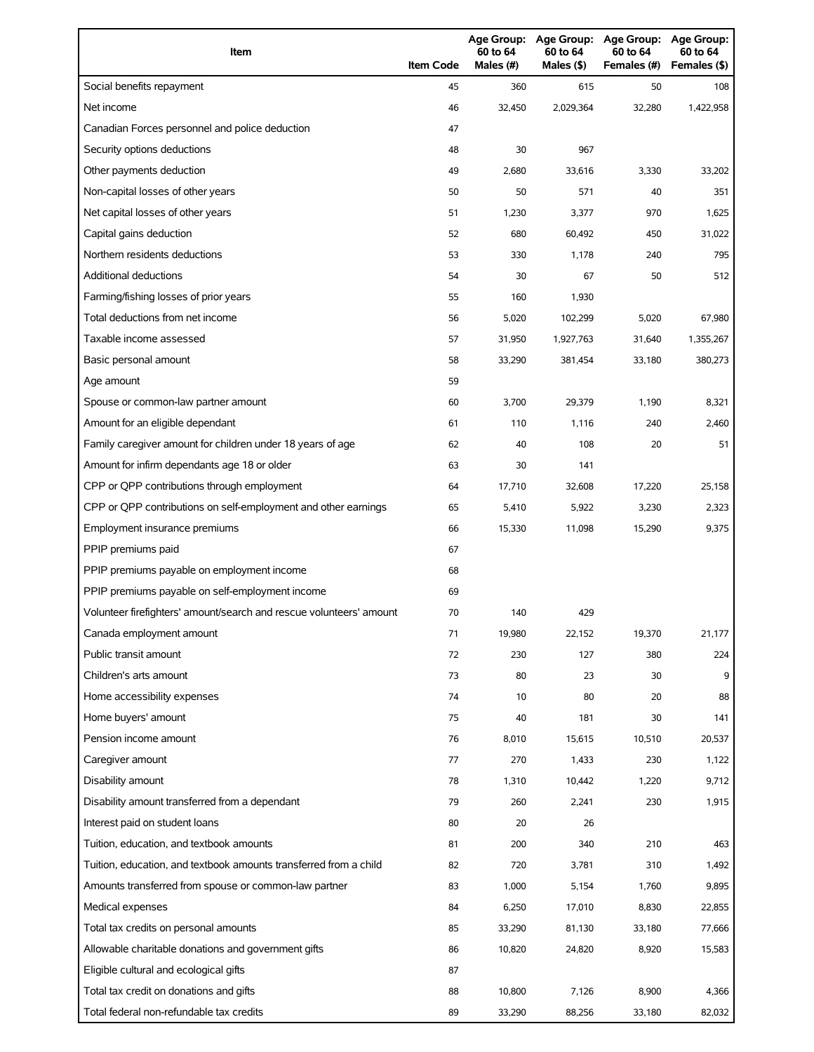| Item | Item Code | Age Group: 60 to 64 Males (#) | Age Group: 60 to 64 Males ($) | Age Group: 60 to 64 Females (#) | Age Group: 60 to 64 Females ($) |
|---|---|---|---|---|---|
| Social benefits repayment | 45 | 360 | 615 | 50 | 108 |
| Net income | 46 | 32,450 | 2,029,364 | 32,280 | 1,422,958 |
| Canadian Forces personnel and police deduction | 47 | | | | |
| Security options deductions | 48 | 30 | 967 | | |
| Other payments deduction | 49 | 2,680 | 33,616 | 3,330 | 33,202 |
| Non-capital losses of other years | 50 | 50 | 571 | 40 | 351 |
| Net capital losses of other years | 51 | 1,230 | 3,377 | 970 | 1,625 |
| Capital gains deduction | 52 | 680 | 60,492 | 450 | 31,022 |
| Northern residents deductions | 53 | 330 | 1,178 | 240 | 795 |
| Additional deductions | 54 | 30 | 67 | 50 | 512 |
| Farming/fishing losses of prior years | 55 | 160 | 1,930 | | |
| Total deductions from net income | 56 | 5,020 | 102,299 | 5,020 | 67,980 |
| Taxable income assessed | 57 | 31,950 | 1,927,763 | 31,640 | 1,355,267 |
| Basic personal amount | 58 | 33,290 | 381,454 | 33,180 | 380,273 |
| Age amount | 59 | | | | |
| Spouse or common-law partner amount | 60 | 3,700 | 29,379 | 1,190 | 8,321 |
| Amount for an eligible dependant | 61 | 110 | 1,116 | 240 | 2,460 |
| Family caregiver amount for children under 18 years of age | 62 | 40 | 108 | 20 | 51 |
| Amount for infirm dependants age 18 or older | 63 | 30 | 141 | | |
| CPP or QPP contributions through employment | 64 | 17,710 | 32,608 | 17,220 | 25,158 |
| CPP or QPP contributions on self-employment and other earnings | 65 | 5,410 | 5,922 | 3,230 | 2,323 |
| Employment insurance premiums | 66 | 15,330 | 11,098 | 15,290 | 9,375 |
| PPIP premiums paid | 67 | | | | |
| PPIP premiums payable on employment income | 68 | | | | |
| PPIP premiums payable on self-employment income | 69 | | | | |
| Volunteer firefighters' amount/search and rescue volunteers' amount | 70 | 140 | 429 | | |
| Canada employment amount | 71 | 19,980 | 22,152 | 19,370 | 21,177 |
| Public transit amount | 72 | 230 | 127 | 380 | 224 |
| Children's arts amount | 73 | 80 | 23 | 30 | 9 |
| Home accessibility expenses | 74 | 10 | 80 | 20 | 88 |
| Home buyers' amount | 75 | 40 | 181 | 30 | 141 |
| Pension income amount | 76 | 8,010 | 15,615 | 10,510 | 20,537 |
| Caregiver amount | 77 | 270 | 1,433 | 230 | 1,122 |
| Disability amount | 78 | 1,310 | 10,442 | 1,220 | 9,712 |
| Disability amount transferred from a dependant | 79 | 260 | 2,241 | 230 | 1,915 |
| Interest paid on student loans | 80 | 20 | 26 | | |
| Tuition, education, and textbook amounts | 81 | 200 | 340 | 210 | 463 |
| Tuition, education, and textbook amounts transferred from a child | 82 | 720 | 3,781 | 310 | 1,492 |
| Amounts transferred from spouse or common-law partner | 83 | 1,000 | 5,154 | 1,760 | 9,895 |
| Medical expenses | 84 | 6,250 | 17,010 | 8,830 | 22,855 |
| Total tax credits on personal amounts | 85 | 33,290 | 81,130 | 33,180 | 77,666 |
| Allowable charitable donations and government gifts | 86 | 10,820 | 24,820 | 8,920 | 15,583 |
| Eligible cultural and ecological gifts | 87 | | | | |
| Total tax credit on donations and gifts | 88 | 10,800 | 7,126 | 8,900 | 4,366 |
| Total federal non-refundable tax credits | 89 | 33,290 | 88,256 | 33,180 | 82,032 |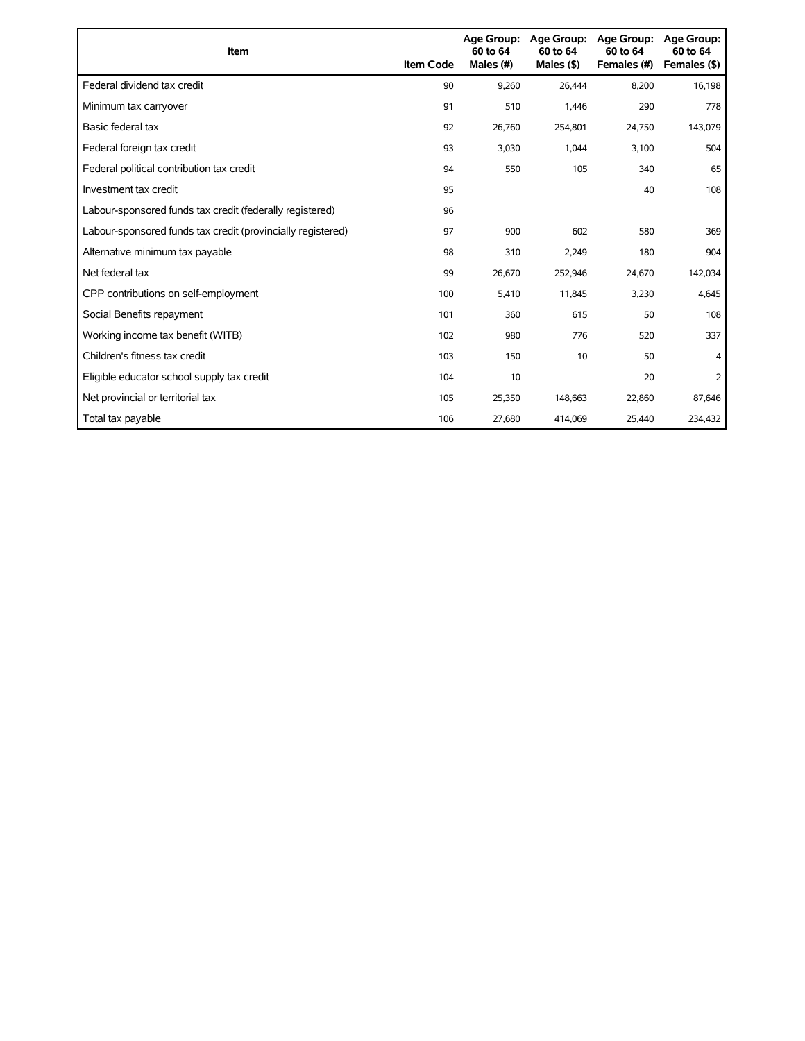| Item | Item Code | Age Group: 60 to 64 Males (#) | Age Group: 60 to 64 Males ($) | Age Group: 60 to 64 Females (#) | Age Group: 60 to 64 Females ($) |
|---|---|---|---|---|---|
| Federal dividend tax credit | 90 | 9,260 | 26,444 | 8,200 | 16,198 |
| Minimum tax carryover | 91 | 510 | 1,446 | 290 | 778 |
| Basic federal tax | 92 | 26,760 | 254,801 | 24,750 | 143,079 |
| Federal foreign tax credit | 93 | 3,030 | 1,044 | 3,100 | 504 |
| Federal political contribution tax credit | 94 | 550 | 105 | 340 | 65 |
| Investment tax credit | 95 | | | 40 | 108 |
| Labour-sponsored funds tax credit (federally registered) | 96 | | | | |
| Labour-sponsored funds tax credit (provincially registered) | 97 | 900 | 602 | 580 | 369 |
| Alternative minimum tax payable | 98 | 310 | 2,249 | 180 | 904 |
| Net federal tax | 99 | 26,670 | 252,946 | 24,670 | 142,034 |
| CPP contributions on self-employment | 100 | 5,410 | 11,845 | 3,230 | 4,645 |
| Social Benefits repayment | 101 | 360 | 615 | 50 | 108 |
| Working income tax benefit (WITB) | 102 | 980 | 776 | 520 | 337 |
| Children's fitness tax credit | 103 | 150 | 10 | 50 | 4 |
| Eligible educator school supply tax credit | 104 | 10 | | 20 | 2 |
| Net provincial or territorial tax | 105 | 25,350 | 148,663 | 22,860 | 87,646 |
| Total tax payable | 106 | 27,680 | 414,069 | 25,440 | 234,432 |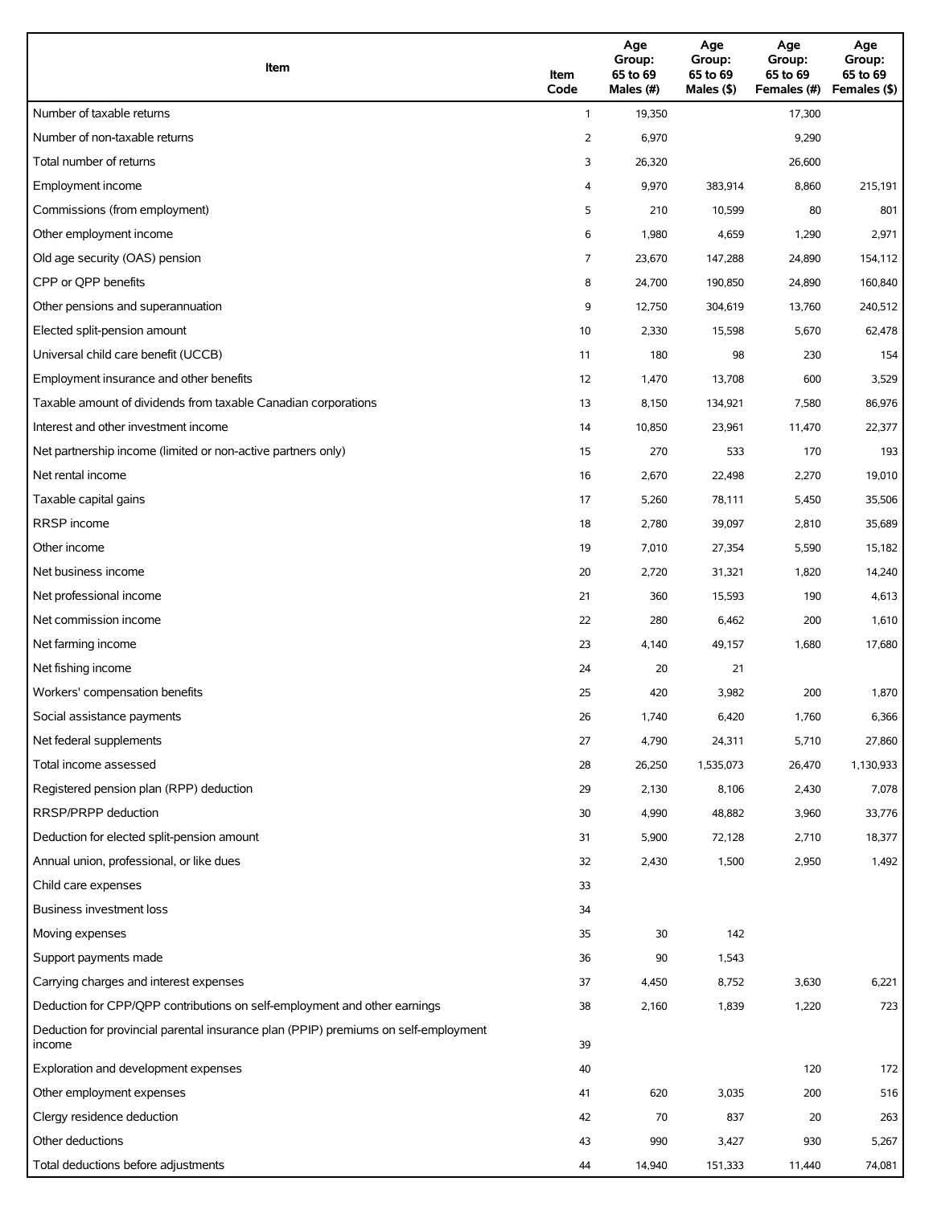| Item | Item Code | Age Group: 65 to 69 Males (#) | Age Group: 65 to 69 Males ($) | Age Group: 65 to 69 Females (#) | Age Group: 65 to 69 Females ($) |
|---|---|---|---|---|---|
| Number of taxable returns | 1 | 19,350 | | 17,300 | |
| Number of non-taxable returns | 2 | 6,970 | | 9,290 | |
| Total number of returns | 3 | 26,320 | | 26,600 | |
| Employment income | 4 | 9,970 | 383,914 | 8,860 | 215,191 |
| Commissions (from employment) | 5 | 210 | 10,599 | 80 | 801 |
| Other employment income | 6 | 1,980 | 4,659 | 1,290 | 2,971 |
| Old age security (OAS) pension | 7 | 23,670 | 147,288 | 24,890 | 154,112 |
| CPP or QPP benefits | 8 | 24,700 | 190,850 | 24,890 | 160,840 |
| Other pensions and superannuation | 9 | 12,750 | 304,619 | 13,760 | 240,512 |
| Elected split-pension amount | 10 | 2,330 | 15,598 | 5,670 | 62,478 |
| Universal child care benefit (UCCB) | 11 | 180 | 98 | 230 | 154 |
| Employment insurance and other benefits | 12 | 1,470 | 13,708 | 600 | 3,529 |
| Taxable amount of dividends from taxable Canadian corporations | 13 | 8,150 | 134,921 | 7,580 | 86,976 |
| Interest and other investment income | 14 | 10,850 | 23,961 | 11,470 | 22,377 |
| Net partnership income (limited or non-active partners only) | 15 | 270 | 533 | 170 | 193 |
| Net rental income | 16 | 2,670 | 22,498 | 2,270 | 19,010 |
| Taxable capital gains | 17 | 5,260 | 78,111 | 5,450 | 35,506 |
| RRSP income | 18 | 2,780 | 39,097 | 2,810 | 35,689 |
| Other income | 19 | 7,010 | 27,354 | 5,590 | 15,182 |
| Net business income | 20 | 2,720 | 31,321 | 1,820 | 14,240 |
| Net professional income | 21 | 360 | 15,593 | 190 | 4,613 |
| Net commission income | 22 | 280 | 6,462 | 200 | 1,610 |
| Net farming income | 23 | 4,140 | 49,157 | 1,680 | 17,680 |
| Net fishing income | 24 | 20 | 21 | | |
| Workers' compensation benefits | 25 | 420 | 3,982 | 200 | 1,870 |
| Social assistance payments | 26 | 1,740 | 6,420 | 1,760 | 6,366 |
| Net federal supplements | 27 | 4,790 | 24,311 | 5,710 | 27,860 |
| Total income assessed | 28 | 26,250 | 1,535,073 | 26,470 | 1,130,933 |
| Registered pension plan (RPP) deduction | 29 | 2,130 | 8,106 | 2,430 | 7,078 |
| RRSP/PRPP deduction | 30 | 4,990 | 48,882 | 3,960 | 33,776 |
| Deduction for elected split-pension amount | 31 | 5,900 | 72,128 | 2,710 | 18,377 |
| Annual union, professional, or like dues | 32 | 2,430 | 1,500 | 2,950 | 1,492 |
| Child care expenses | 33 | | | | |
| Business investment loss | 34 | | | | |
| Moving expenses | 35 | 30 | 142 | | |
| Support payments made | 36 | 90 | 1,543 | | |
| Carrying charges and interest expenses | 37 | 4,450 | 8,752 | 3,630 | 6,221 |
| Deduction for CPP/QPP contributions on self-employment and other earnings | 38 | 2,160 | 1,839 | 1,220 | 723 |
| Deduction for provincial parental insurance plan (PPIP) premiums on self-employment income | 39 | | | | |
| Exploration and development expenses | 40 | | | 120 | 172 |
| Other employment expenses | 41 | 620 | 3,035 | 200 | 516 |
| Clergy residence deduction | 42 | 70 | 837 | 20 | 263 |
| Other deductions | 43 | 990 | 3,427 | 930 | 5,267 |
| Total deductions before adjustments | 44 | 14,940 | 151,333 | 11,440 | 74,081 |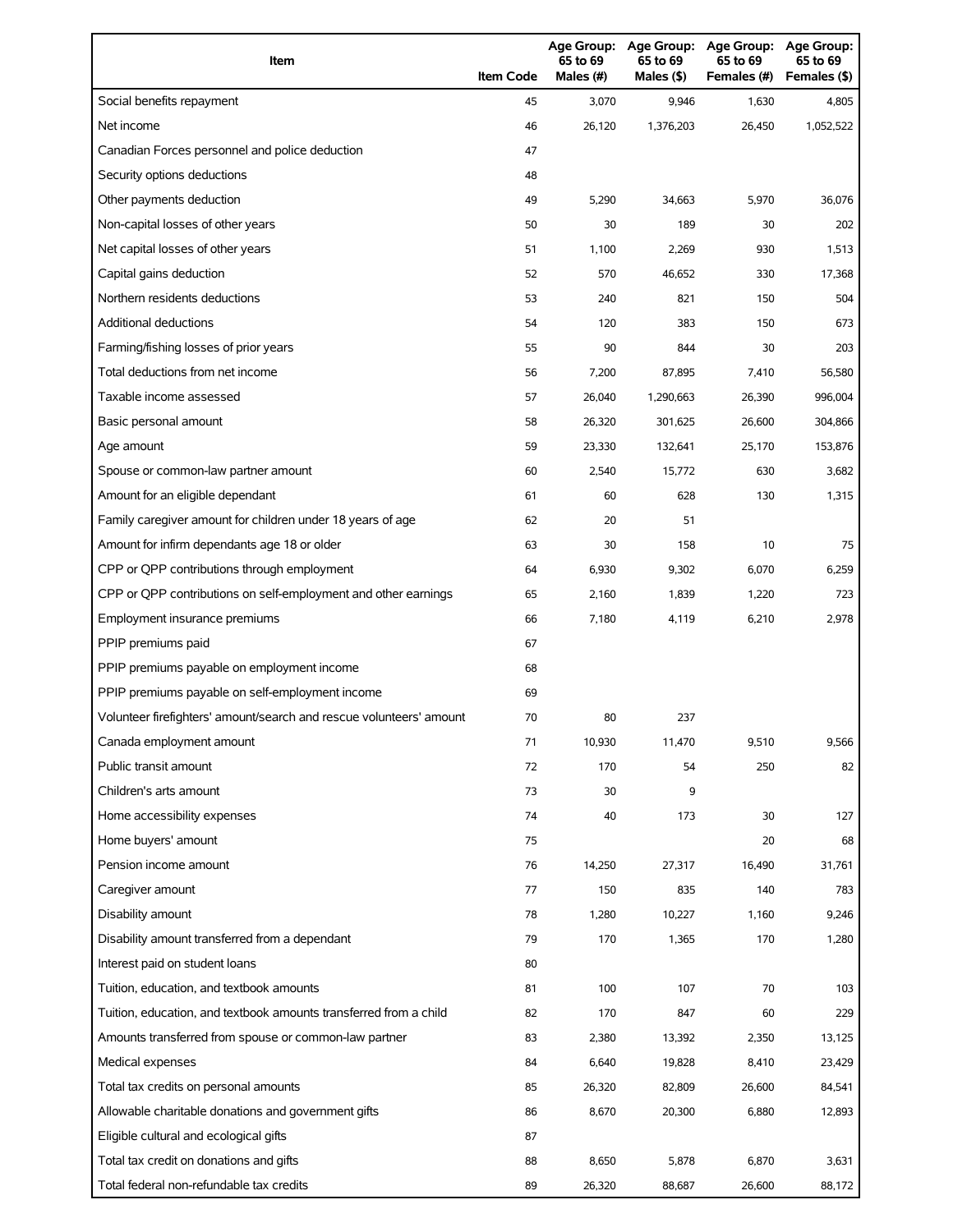| Item | Item Code | Age Group: 65 to 69 Males (#) | Age Group: 65 to 69 Males ($) | Age Group: 65 to 69 Females (#) | Age Group: 65 to 69 Females ($) |
|---|---|---|---|---|---|
| Social benefits repayment | 45 | 3,070 | 9,946 | 1,630 | 4,805 |
| Net income | 46 | 26,120 | 1,376,203 | 26,450 | 1,052,522 |
| Canadian Forces personnel and police deduction | 47 | | | | |
| Security options deductions | 48 | | | | |
| Other payments deduction | 49 | 5,290 | 34,663 | 5,970 | 36,076 |
| Non-capital losses of other years | 50 | 30 | 189 | 30 | 202 |
| Net capital losses of other years | 51 | 1,100 | 2,269 | 930 | 1,513 |
| Capital gains deduction | 52 | 570 | 46,652 | 330 | 17,368 |
| Northern residents deductions | 53 | 240 | 821 | 150 | 504 |
| Additional deductions | 54 | 120 | 383 | 150 | 673 |
| Farming/fishing losses of prior years | 55 | 90 | 844 | 30 | 203 |
| Total deductions from net income | 56 | 7,200 | 87,895 | 7,410 | 56,580 |
| Taxable income assessed | 57 | 26,040 | 1,290,663 | 26,390 | 996,004 |
| Basic personal amount | 58 | 26,320 | 301,625 | 26,600 | 304,866 |
| Age amount | 59 | 23,330 | 132,641 | 25,170 | 153,876 |
| Spouse or common-law partner amount | 60 | 2,540 | 15,772 | 630 | 3,682 |
| Amount for an eligible dependant | 61 | 60 | 628 | 130 | 1,315 |
| Family caregiver amount for children under 18 years of age | 62 | 20 | 51 | | |
| Amount for infirm dependants age 18 or older | 63 | 30 | 158 | 10 | 75 |
| CPP or QPP contributions through employment | 64 | 6,930 | 9,302 | 6,070 | 6,259 |
| CPP or QPP contributions on self-employment and other earnings | 65 | 2,160 | 1,839 | 1,220 | 723 |
| Employment insurance premiums | 66 | 7,180 | 4,119 | 6,210 | 2,978 |
| PPIP premiums paid | 67 | | | | |
| PPIP premiums payable on employment income | 68 | | | | |
| PPIP premiums payable on self-employment income | 69 | | | | |
| Volunteer firefighters' amount/search and rescue volunteers' amount | 70 | 80 | 237 | | |
| Canada employment amount | 71 | 10,930 | 11,470 | 9,510 | 9,566 |
| Public transit amount | 72 | 170 | 54 | 250 | 82 |
| Children's arts amount | 73 | 30 | 9 | | |
| Home accessibility expenses | 74 | 40 | 173 | 30 | 127 |
| Home buyers' amount | 75 | | | 20 | 68 |
| Pension income amount | 76 | 14,250 | 27,317 | 16,490 | 31,761 |
| Caregiver amount | 77 | 150 | 835 | 140 | 783 |
| Disability amount | 78 | 1,280 | 10,227 | 1,160 | 9,246 |
| Disability amount transferred from a dependant | 79 | 170 | 1,365 | 170 | 1,280 |
| Interest paid on student loans | 80 | | | | |
| Tuition, education, and textbook amounts | 81 | 100 | 107 | 70 | 103 |
| Tuition, education, and textbook amounts transferred from a child | 82 | 170 | 847 | 60 | 229 |
| Amounts transferred from spouse or common-law partner | 83 | 2,380 | 13,392 | 2,350 | 13,125 |
| Medical expenses | 84 | 6,640 | 19,828 | 8,410 | 23,429 |
| Total tax credits on personal amounts | 85 | 26,320 | 82,809 | 26,600 | 84,541 |
| Allowable charitable donations and government gifts | 86 | 8,670 | 20,300 | 6,880 | 12,893 |
| Eligible cultural and ecological gifts | 87 | | | | |
| Total tax credit on donations and gifts | 88 | 8,650 | 5,878 | 6,870 | 3,631 |
| Total federal non-refundable tax credits | 89 | 26,320 | 88,687 | 26,600 | 88,172 |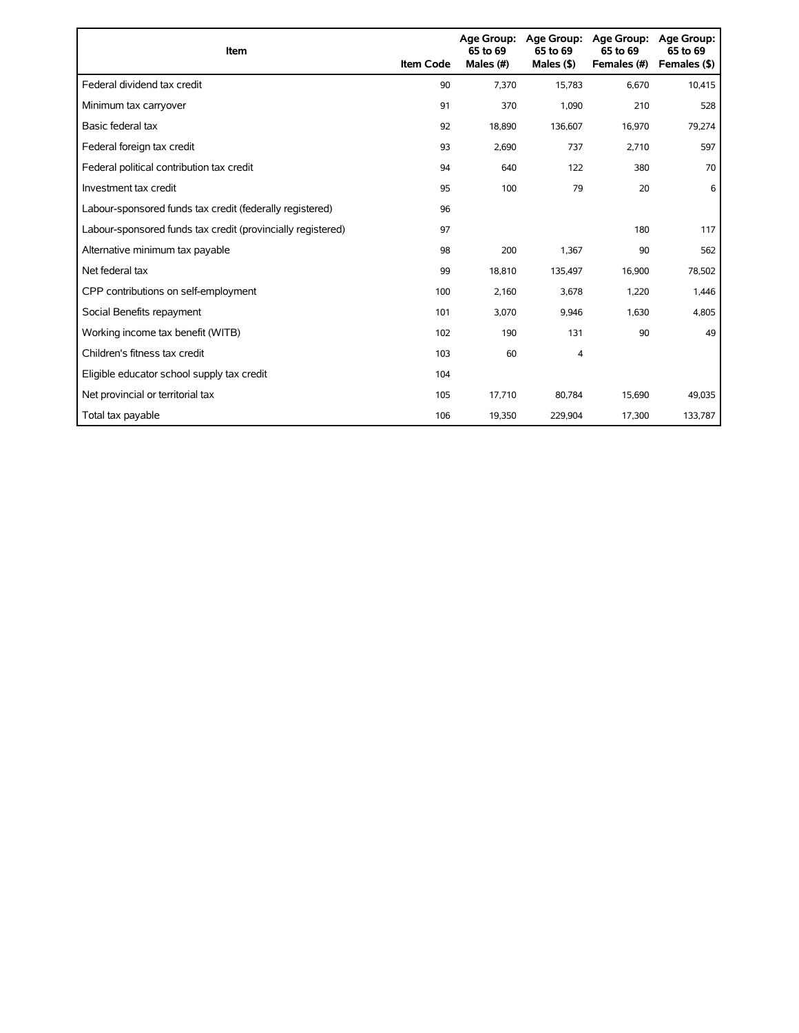| Item | Item Code | Age Group: 65 to 69 Males (#) | Age Group: 65 to 69 Males ($) | Age Group: 65 to 69 Females (#) | Age Group: 65 to 69 Females ($) |
| --- | --- | --- | --- | --- | --- |
| Federal dividend tax credit | 90 | 7,370 | 15,783 | 6,670 | 10,415 |
| Minimum tax carryover | 91 | 370 | 1,090 | 210 | 528 |
| Basic federal tax | 92 | 18,890 | 136,607 | 16,970 | 79,274 |
| Federal foreign tax credit | 93 | 2,690 | 737 | 2,710 | 597 |
| Federal political contribution tax credit | 94 | 640 | 122 | 380 | 70 |
| Investment tax credit | 95 | 100 | 79 | 20 | 6 |
| Labour-sponsored funds tax credit (federally registered) | 96 | | | | |
| Labour-sponsored funds tax credit (provincially registered) | 97 | | | 180 | 117 |
| Alternative minimum tax payable | 98 | 200 | 1,367 | 90 | 562 |
| Net federal tax | 99 | 18,810 | 135,497 | 16,900 | 78,502 |
| CPP contributions on self-employment | 100 | 2,160 | 3,678 | 1,220 | 1,446 |
| Social Benefits repayment | 101 | 3,070 | 9,946 | 1,630 | 4,805 |
| Working income tax benefit (WITB) | 102 | 190 | 131 | 90 | 49 |
| Children's fitness tax credit | 103 | 60 | 4 | | |
| Eligible educator school supply tax credit | 104 | | | | |
| Net provincial or territorial tax | 105 | 17,710 | 80,784 | 15,690 | 49,035 |
| Total tax payable | 106 | 19,350 | 229,904 | 17,300 | 133,787 |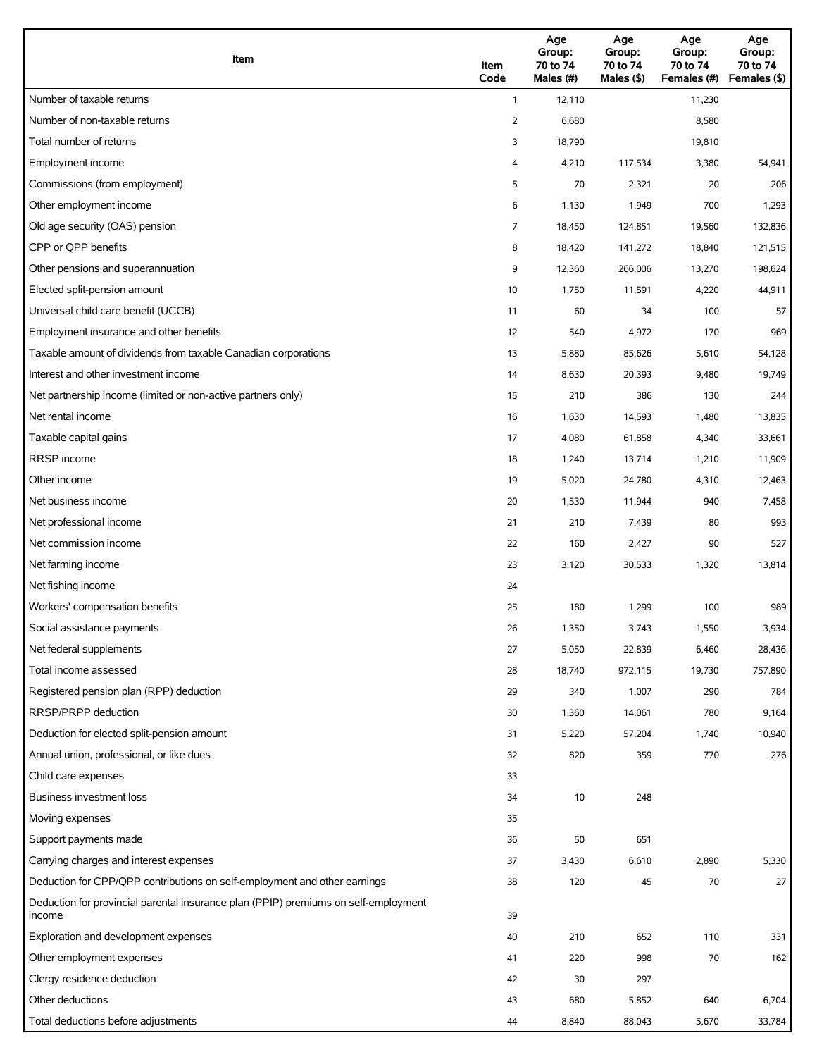| Item | Item Code | Age Group: 70 to 74 Males (#) | Age Group: 70 to 74 Males ($) | Age Group: 70 to 74 Females (#) | Age Group: 70 to 74 Females ($) |
|---|---|---|---|---|---|
| Number of taxable returns | 1 | 12,110 | | 11,230 | |
| Number of non-taxable returns | 2 | 6,680 | | 8,580 | |
| Total number of returns | 3 | 18,790 | | 19,810 | |
| Employment income | 4 | 4,210 | 117,534 | 3,380 | 54,941 |
| Commissions (from employment) | 5 | 70 | 2,321 | 20 | 206 |
| Other employment income | 6 | 1,130 | 1,949 | 700 | 1,293 |
| Old age security (OAS) pension | 7 | 18,450 | 124,851 | 19,560 | 132,836 |
| CPP or QPP benefits | 8 | 18,420 | 141,272 | 18,840 | 121,515 |
| Other pensions and superannuation | 9 | 12,360 | 266,006 | 13,270 | 198,624 |
| Elected split-pension amount | 10 | 1,750 | 11,591 | 4,220 | 44,911 |
| Universal child care benefit (UCCB) | 11 | 60 | 34 | 100 | 57 |
| Employment insurance and other benefits | 12 | 540 | 4,972 | 170 | 969 |
| Taxable amount of dividends from taxable Canadian corporations | 13 | 5,880 | 85,626 | 5,610 | 54,128 |
| Interest and other investment income | 14 | 8,630 | 20,393 | 9,480 | 19,749 |
| Net partnership income (limited or non-active partners only) | 15 | 210 | 386 | 130 | 244 |
| Net rental income | 16 | 1,630 | 14,593 | 1,480 | 13,835 |
| Taxable capital gains | 17 | 4,080 | 61,858 | 4,340 | 33,661 |
| RRSP income | 18 | 1,240 | 13,714 | 1,210 | 11,909 |
| Other income | 19 | 5,020 | 24,780 | 4,310 | 12,463 |
| Net business income | 20 | 1,530 | 11,944 | 940 | 7,458 |
| Net professional income | 21 | 210 | 7,439 | 80 | 993 |
| Net commission income | 22 | 160 | 2,427 | 90 | 527 |
| Net farming income | 23 | 3,120 | 30,533 | 1,320 | 13,814 |
| Net fishing income | 24 | | | | |
| Workers' compensation benefits | 25 | 180 | 1,299 | 100 | 989 |
| Social assistance payments | 26 | 1,350 | 3,743 | 1,550 | 3,934 |
| Net federal supplements | 27 | 5,050 | 22,839 | 6,460 | 28,436 |
| Total income assessed | 28 | 18,740 | 972,115 | 19,730 | 757,890 |
| Registered pension plan (RPP) deduction | 29 | 340 | 1,007 | 290 | 784 |
| RRSP/PRPP deduction | 30 | 1,360 | 14,061 | 780 | 9,164 |
| Deduction for elected split-pension amount | 31 | 5,220 | 57,204 | 1,740 | 10,940 |
| Annual union, professional, or like dues | 32 | 820 | 359 | 770 | 276 |
| Child care expenses | 33 | | | | |
| Business investment loss | 34 | 10 | 248 | | |
| Moving expenses | 35 | | | | |
| Support payments made | 36 | 50 | 651 | | |
| Carrying charges and interest expenses | 37 | 3,430 | 6,610 | 2,890 | 5,330 |
| Deduction for CPP/QPP contributions on self-employment and other earnings | 38 | 120 | 45 | 70 | 27 |
| Deduction for provincial parental insurance plan (PPIP) premiums on self-employment income | 39 | | | | |
| Exploration and development expenses | 40 | 210 | 652 | 110 | 331 |
| Other employment expenses | 41 | 220 | 998 | 70 | 162 |
| Clergy residence deduction | 42 | 30 | 297 | | |
| Other deductions | 43 | 680 | 5,852 | 640 | 6,704 |
| Total deductions before adjustments | 44 | 8,840 | 88,043 | 5,670 | 33,784 |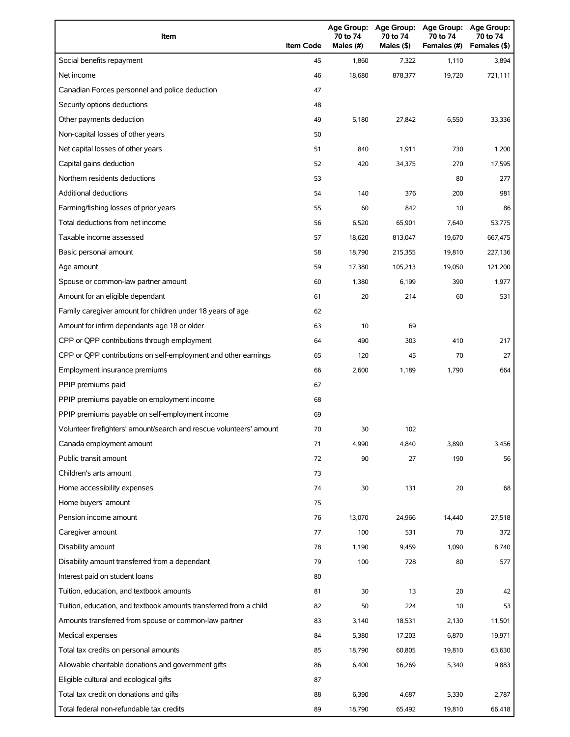| Item | Item Code | Age Group: 70 to 74 Males (#) | Age Group: 70 to 74 Males ($) | Age Group: 70 to 74 Females (#) | Age Group: 70 to 74 Females ($) |
|---|---|---|---|---|---|
| Social benefits repayment | 45 | 1,860 | 7,322 | 1,110 | 3,894 |
| Net income | 46 | 18,680 | 878,377 | 19,720 | 721,111 |
| Canadian Forces personnel and police deduction | 47 | | | | |
| Security options deductions | 48 | | | | |
| Other payments deduction | 49 | 5,180 | 27,842 | 6,550 | 33,336 |
| Non-capital losses of other years | 50 | | | | |
| Net capital losses of other years | 51 | 840 | 1,911 | 730 | 1,200 |
| Capital gains deduction | 52 | 420 | 34,375 | 270 | 17,595 |
| Northern residents deductions | 53 | | | 80 | 277 |
| Additional deductions | 54 | 140 | 376 | 200 | 981 |
| Farming/fishing losses of prior years | 55 | 60 | 842 | 10 | 86 |
| Total deductions from net income | 56 | 6,520 | 65,901 | 7,640 | 53,775 |
| Taxable income assessed | 57 | 18,620 | 813,047 | 19,670 | 667,475 |
| Basic personal amount | 58 | 18,790 | 215,355 | 19,810 | 227,136 |
| Age amount | 59 | 17,380 | 105,213 | 19,050 | 121,200 |
| Spouse or common-law partner amount | 60 | 1,380 | 6,199 | 390 | 1,977 |
| Amount for an eligible dependant | 61 | 20 | 214 | 60 | 531 |
| Family caregiver amount for children under 18 years of age | 62 | | | | |
| Amount for infirm dependants age 18 or older | 63 | 10 | 69 | | |
| CPP or QPP contributions through employment | 64 | 490 | 303 | 410 | 217 |
| CPP or QPP contributions on self-employment and other earnings | 65 | 120 | 45 | 70 | 27 |
| Employment insurance premiums | 66 | 2,600 | 1,189 | 1,790 | 664 |
| PPIP premiums paid | 67 | | | | |
| PPIP premiums payable on employment income | 68 | | | | |
| PPIP premiums payable on self-employment income | 69 | | | | |
| Volunteer firefighters' amount/search and rescue volunteers' amount | 70 | 30 | 102 | | |
| Canada employment amount | 71 | 4,990 | 4,840 | 3,890 | 3,456 |
| Public transit amount | 72 | 90 | 27 | 190 | 56 |
| Children's arts amount | 73 | | | | |
| Home accessibility expenses | 74 | 30 | 131 | 20 | 68 |
| Home buyers' amount | 75 | | | | |
| Pension income amount | 76 | 13,070 | 24,966 | 14,440 | 27,518 |
| Caregiver amount | 77 | 100 | 531 | 70 | 372 |
| Disability amount | 78 | 1,190 | 9,459 | 1,090 | 8,740 |
| Disability amount transferred from a dependant | 79 | 100 | 728 | 80 | 577 |
| Interest paid on student loans | 80 | | | | |
| Tuition, education, and textbook amounts | 81 | 30 | 13 | 20 | 42 |
| Tuition, education, and textbook amounts transferred from a child | 82 | 50 | 224 | 10 | 53 |
| Amounts transferred from spouse or common-law partner | 83 | 3,140 | 18,531 | 2,130 | 11,501 |
| Medical expenses | 84 | 5,380 | 17,203 | 6,870 | 19,971 |
| Total tax credits on personal amounts | 85 | 18,790 | 60,805 | 19,810 | 63,630 |
| Allowable charitable donations and government gifts | 86 | 6,400 | 16,269 | 5,340 | 9,883 |
| Eligible cultural and ecological gifts | 87 | | | | |
| Total tax credit on donations and gifts | 88 | 6,390 | 4,687 | 5,330 | 2,787 |
| Total federal non-refundable tax credits | 89 | 18,790 | 65,492 | 19,810 | 66,418 |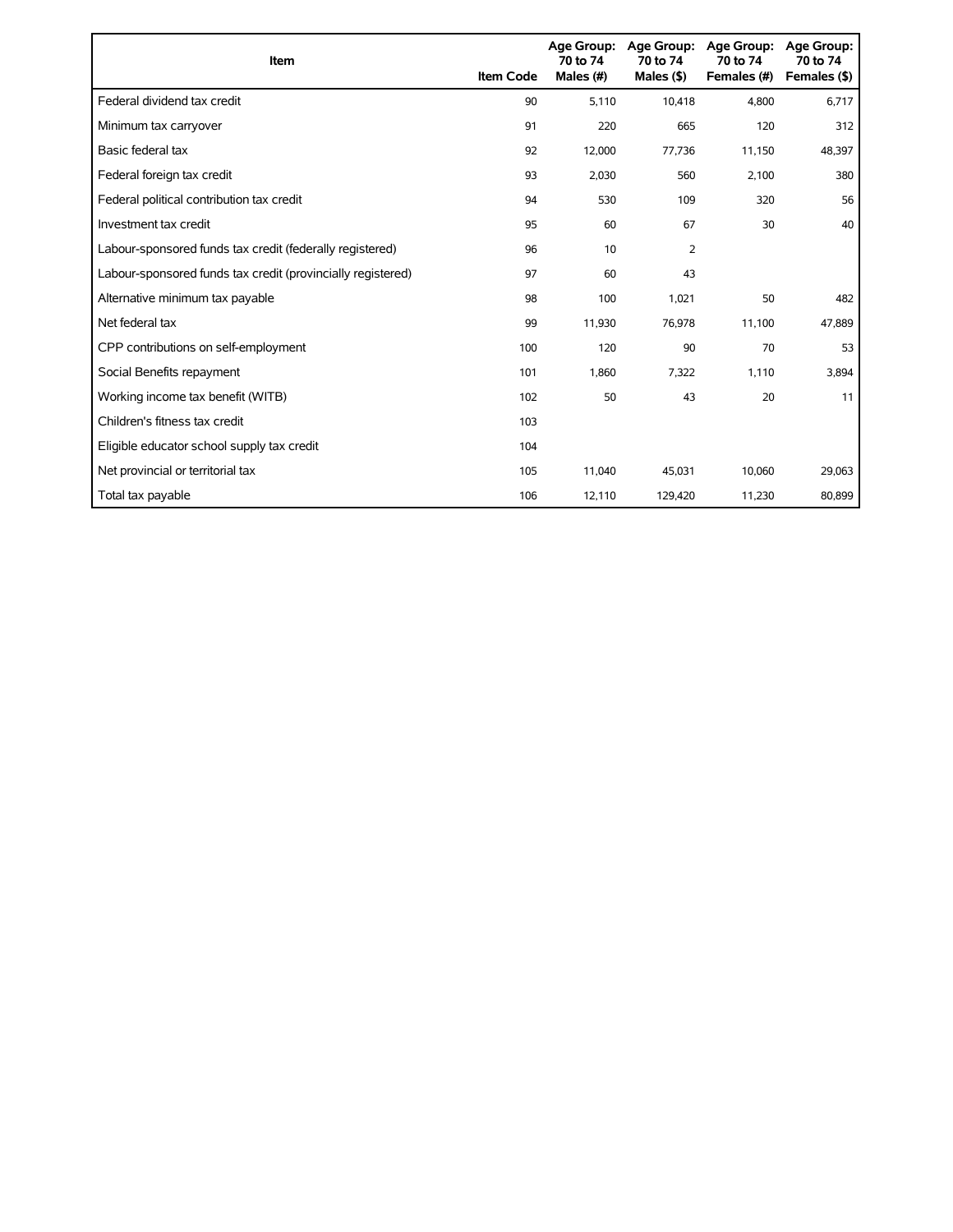| Item | Item Code | Age Group: 70 to 74 Males (#) | Age Group: 70 to 74 Males ($) | Age Group: 70 to 74 Females (#) | Age Group: 70 to 74 Females ($) |
|---|---|---|---|---|---|
| Federal dividend tax credit | 90 | 5,110 | 10,418 | 4,800 | 6,717 |
| Minimum tax carryover | 91 | 220 | 665 | 120 | 312 |
| Basic federal tax | 92 | 12,000 | 77,736 | 11,150 | 48,397 |
| Federal foreign tax credit | 93 | 2,030 | 560 | 2,100 | 380 |
| Federal political contribution tax credit | 94 | 530 | 109 | 320 | 56 |
| Investment tax credit | 95 | 60 | 67 | 30 | 40 |
| Labour-sponsored funds tax credit (federally registered) | 96 | 10 | 2 | | |
| Labour-sponsored funds tax credit (provincially registered) | 97 | 60 | 43 | | |
| Alternative minimum tax payable | 98 | 100 | 1,021 | 50 | 482 |
| Net federal tax | 99 | 11,930 | 76,978 | 11,100 | 47,889 |
| CPP contributions on self-employment | 100 | 120 | 90 | 70 | 53 |
| Social Benefits repayment | 101 | 1,860 | 7,322 | 1,110 | 3,894 |
| Working income tax benefit (WITB) | 102 | 50 | 43 | 20 | 11 |
| Children's fitness tax credit | 103 | | | | |
| Eligible educator school supply tax credit | 104 | | | | |
| Net provincial or territorial tax | 105 | 11,040 | 45,031 | 10,060 | 29,063 |
| Total tax payable | 106 | 12,110 | 129,420 | 11,230 | 80,899 |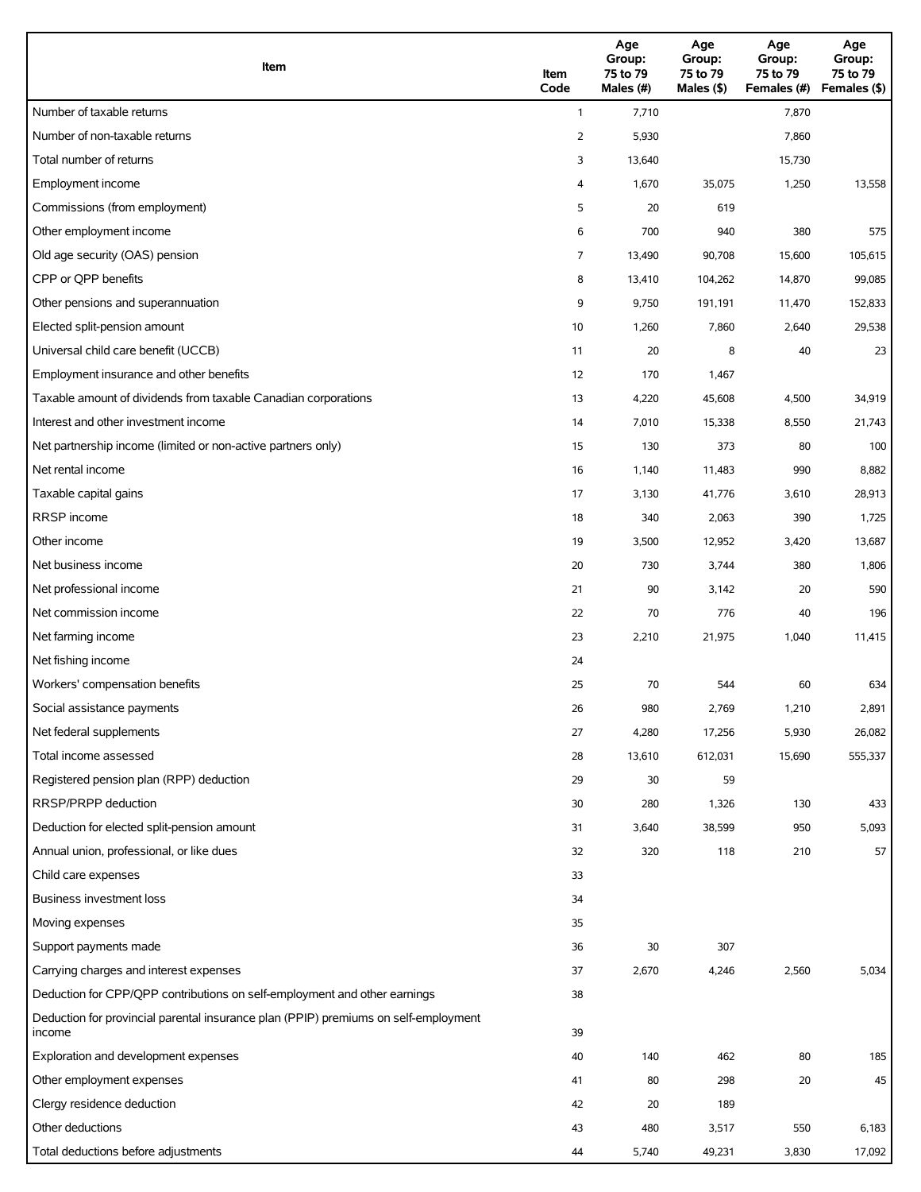| Item | Item Code | Age Group: 75 to 79 Males (#) | Age Group: 75 to 79 Males ($) | Age Group: 75 to 79 Females (#) | Age Group: 75 to 79 Females ($) |
|---|---|---|---|---|---|
| Number of taxable returns | 1 | 7,710 | | 7,870 | |
| Number of non-taxable returns | 2 | 5,930 | | 7,860 | |
| Total number of returns | 3 | 13,640 | | 15,730 | |
| Employment income | 4 | 1,670 | 35,075 | 1,250 | 13,558 |
| Commissions (from employment) | 5 | 20 | 619 | | |
| Other employment income | 6 | 700 | 940 | 380 | 575 |
| Old age security (OAS) pension | 7 | 13,490 | 90,708 | 15,600 | 105,615 |
| CPP or QPP benefits | 8 | 13,410 | 104,262 | 14,870 | 99,085 |
| Other pensions and superannuation | 9 | 9,750 | 191,191 | 11,470 | 152,833 |
| Elected split-pension amount | 10 | 1,260 | 7,860 | 2,640 | 29,538 |
| Universal child care benefit (UCCB) | 11 | 20 | 8 | 40 | 23 |
| Employment insurance and other benefits | 12 | 170 | 1,467 | | |
| Taxable amount of dividends from taxable Canadian corporations | 13 | 4,220 | 45,608 | 4,500 | 34,919 |
| Interest and other investment income | 14 | 7,010 | 15,338 | 8,550 | 21,743 |
| Net partnership income (limited or non-active partners only) | 15 | 130 | 373 | 80 | 100 |
| Net rental income | 16 | 1,140 | 11,483 | 990 | 8,882 |
| Taxable capital gains | 17 | 3,130 | 41,776 | 3,610 | 28,913 |
| RRSP income | 18 | 340 | 2,063 | 390 | 1,725 |
| Other income | 19 | 3,500 | 12,952 | 3,420 | 13,687 |
| Net business income | 20 | 730 | 3,744 | 380 | 1,806 |
| Net professional income | 21 | 90 | 3,142 | 20 | 590 |
| Net commission income | 22 | 70 | 776 | 40 | 196 |
| Net farming income | 23 | 2,210 | 21,975 | 1,040 | 11,415 |
| Net fishing income | 24 | | | | |
| Workers' compensation benefits | 25 | 70 | 544 | 60 | 634 |
| Social assistance payments | 26 | 980 | 2,769 | 1,210 | 2,891 |
| Net federal supplements | 27 | 4,280 | 17,256 | 5,930 | 26,082 |
| Total income assessed | 28 | 13,610 | 612,031 | 15,690 | 555,337 |
| Registered pension plan (RPP) deduction | 29 | 30 | 59 | | |
| RRSP/PRPP deduction | 30 | 280 | 1,326 | 130 | 433 |
| Deduction for elected split-pension amount | 31 | 3,640 | 38,599 | 950 | 5,093 |
| Annual union, professional, or like dues | 32 | 320 | 118 | 210 | 57 |
| Child care expenses | 33 | | | | |
| Business investment loss | 34 | | | | |
| Moving expenses | 35 | | | | |
| Support payments made | 36 | 30 | 307 | | |
| Carrying charges and interest expenses | 37 | 2,670 | 4,246 | 2,560 | 5,034 |
| Deduction for CPP/QPP contributions on self-employment and other earnings | 38 | | | | |
| Deduction for provincial parental insurance plan (PPIP) premiums on self-employment income | 39 | | | | |
| Exploration and development expenses | 40 | 140 | 462 | 80 | 185 |
| Other employment expenses | 41 | 80 | 298 | 20 | 45 |
| Clergy residence deduction | 42 | 20 | 189 | | |
| Other deductions | 43 | 480 | 3,517 | 550 | 6,183 |
| Total deductions before adjustments | 44 | 5,740 | 49,231 | 3,830 | 17,092 |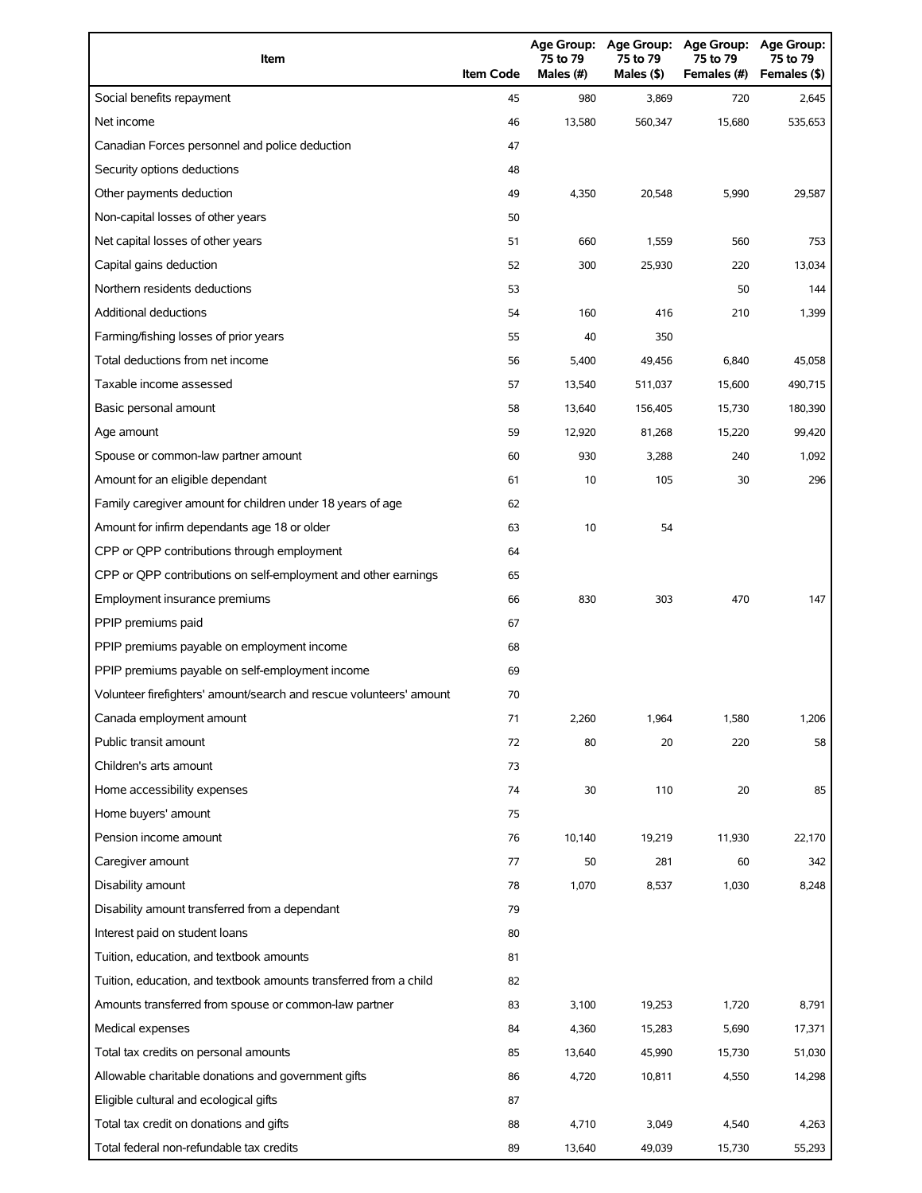| Item | Item Code | Age Group: 75 to 79 Males (#) | Age Group: 75 to 79 Males ($) | Age Group: 75 to 79 Females (#) | Age Group: 75 to 79 Females ($) |
|---|---|---|---|---|---|
| Social benefits repayment | 45 | 980 | 3,869 | 720 | 2,645 |
| Net income | 46 | 13,580 | 560,347 | 15,680 | 535,653 |
| Canadian Forces personnel and police deduction | 47 | | | | |
| Security options deductions | 48 | | | | |
| Other payments deduction | 49 | 4,350 | 20,548 | 5,990 | 29,587 |
| Non-capital losses of other years | 50 | | | | |
| Net capital losses of other years | 51 | 660 | 1,559 | 560 | 753 |
| Capital gains deduction | 52 | 300 | 25,930 | 220 | 13,034 |
| Northern residents deductions | 53 | | | 50 | 144 |
| Additional deductions | 54 | 160 | 416 | 210 | 1,399 |
| Farming/fishing losses of prior years | 55 | 40 | 350 | | |
| Total deductions from net income | 56 | 5,400 | 49,456 | 6,840 | 45,058 |
| Taxable income assessed | 57 | 13,540 | 511,037 | 15,600 | 490,715 |
| Basic personal amount | 58 | 13,640 | 156,405 | 15,730 | 180,390 |
| Age amount | 59 | 12,920 | 81,268 | 15,220 | 99,420 |
| Spouse or common-law partner amount | 60 | 930 | 3,288 | 240 | 1,092 |
| Amount for an eligible dependant | 61 | 10 | 105 | 30 | 296 |
| Family caregiver amount for children under 18 years of age | 62 | | | | |
| Amount for infirm dependants age 18 or older | 63 | 10 | 54 | | |
| CPP or QPP contributions through employment | 64 | | | | |
| CPP or QPP contributions on self-employment and other earnings | 65 | | | | |
| Employment insurance premiums | 66 | 830 | 303 | 470 | 147 |
| PPIP premiums paid | 67 | | | | |
| PPIP premiums payable on employment income | 68 | | | | |
| PPIP premiums payable on self-employment income | 69 | | | | |
| Volunteer firefighters' amount/search and rescue volunteers' amount | 70 | | | | |
| Canada employment amount | 71 | 2,260 | 1,964 | 1,580 | 1,206 |
| Public transit amount | 72 | 80 | 20 | 220 | 58 |
| Children's arts amount | 73 | | | | |
| Home accessibility expenses | 74 | 30 | 110 | 20 | 85 |
| Home buyers' amount | 75 | | | | |
| Pension income amount | 76 | 10,140 | 19,219 | 11,930 | 22,170 |
| Caregiver amount | 77 | 50 | 281 | 60 | 342 |
| Disability amount | 78 | 1,070 | 8,537 | 1,030 | 8,248 |
| Disability amount transferred from a dependant | 79 | | | | |
| Interest paid on student loans | 80 | | | | |
| Tuition, education, and textbook amounts | 81 | | | | |
| Tuition, education, and textbook amounts transferred from a child | 82 | | | | |
| Amounts transferred from spouse or common-law partner | 83 | 3,100 | 19,253 | 1,720 | 8,791 |
| Medical expenses | 84 | 4,360 | 15,283 | 5,690 | 17,371 |
| Total tax credits on personal amounts | 85 | 13,640 | 45,990 | 15,730 | 51,030 |
| Allowable charitable donations and government gifts | 86 | 4,720 | 10,811 | 4,550 | 14,298 |
| Eligible cultural and ecological gifts | 87 | | | | |
| Total tax credit on donations and gifts | 88 | 4,710 | 3,049 | 4,540 | 4,263 |
| Total federal non-refundable tax credits | 89 | 13,640 | 49,039 | 15,730 | 55,293 |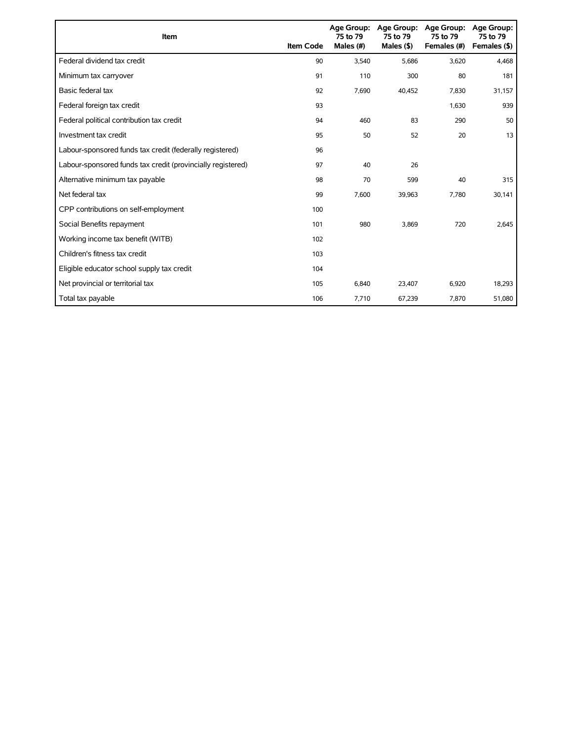| Item | Item Code | Age Group: 75 to 79 Males (#) | Age Group: 75 to 79 Males ($) | Age Group: 75 to 79 Females (#) | Age Group: 75 to 79 Females ($) |
|---|---|---|---|---|---|
| Federal dividend tax credit | 90 | 3,540 | 5,686 | 3,620 | 4,468 |
| Minimum tax carryover | 91 | 110 | 300 | 80 | 181 |
| Basic federal tax | 92 | 7,690 | 40,452 | 7,830 | 31,157 |
| Federal foreign tax credit | 93 | | | 1,630 | 939 |
| Federal political contribution tax credit | 94 | 460 | 83 | 290 | 50 |
| Investment tax credit | 95 | 50 | 52 | 20 | 13 |
| Labour-sponsored funds tax credit (federally registered) | 96 | | | | |
| Labour-sponsored funds tax credit (provincially registered) | 97 | 40 | 26 | | |
| Alternative minimum tax payable | 98 | 70 | 599 | 40 | 315 |
| Net federal tax | 99 | 7,600 | 39,963 | 7,780 | 30,141 |
| CPP contributions on self-employment | 100 | | | | |
| Social Benefits repayment | 101 | 980 | 3,869 | 720 | 2,645 |
| Working income tax benefit (WITB) | 102 | | | | |
| Children's fitness tax credit | 103 | | | | |
| Eligible educator school supply tax credit | 104 | | | | |
| Net provincial or territorial tax | 105 | 6,840 | 23,407 | 6,920 | 18,293 |
| Total tax payable | 106 | 7,710 | 67,239 | 7,870 | 51,080 |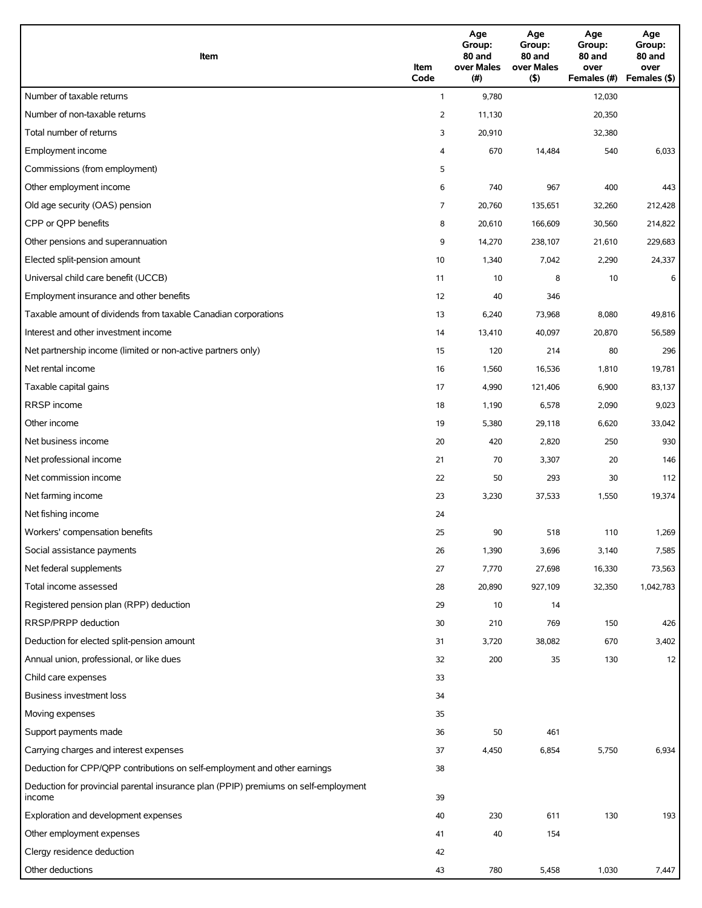| Item | Item Code | Age Group: 80 and over Males (#) | Age Group: 80 and over Males ($) | Age Group: 80 and over Females (#) | Age Group: 80 and over Females ($) |
|---|---|---|---|---|---|
| Number of taxable returns | 1 | 9,780 | | 12,030 | |
| Number of non-taxable returns | 2 | 11,130 | | 20,350 | |
| Total number of returns | 3 | 20,910 | | 32,380 | |
| Employment income | 4 | 670 | 14,484 | 540 | 6,033 |
| Commissions (from employment) | 5 | | | | |
| Other employment income | 6 | 740 | 967 | 400 | 443 |
| Old age security (OAS) pension | 7 | 20,760 | 135,651 | 32,260 | 212,428 |
| CPP or QPP benefits | 8 | 20,610 | 166,609 | 30,560 | 214,822 |
| Other pensions and superannuation | 9 | 14,270 | 238,107 | 21,610 | 229,683 |
| Elected split-pension amount | 10 | 1,340 | 7,042 | 2,290 | 24,337 |
| Universal child care benefit (UCCB) | 11 | 10 | 8 | 10 | 6 |
| Employment insurance and other benefits | 12 | 40 | 346 | | |
| Taxable amount of dividends from taxable Canadian corporations | 13 | 6,240 | 73,968 | 8,080 | 49,816 |
| Interest and other investment income | 14 | 13,410 | 40,097 | 20,870 | 56,589 |
| Net partnership income (limited or non-active partners only) | 15 | 120 | 214 | 80 | 296 |
| Net rental income | 16 | 1,560 | 16,536 | 1,810 | 19,781 |
| Taxable capital gains | 17 | 4,990 | 121,406 | 6,900 | 83,137 |
| RRSP income | 18 | 1,190 | 6,578 | 2,090 | 9,023 |
| Other income | 19 | 5,380 | 29,118 | 6,620 | 33,042 |
| Net business income | 20 | 420 | 2,820 | 250 | 930 |
| Net professional income | 21 | 70 | 3,307 | 20 | 146 |
| Net commission income | 22 | 50 | 293 | 30 | 112 |
| Net farming income | 23 | 3,230 | 37,533 | 1,550 | 19,374 |
| Net fishing income | 24 | | | | |
| Workers' compensation benefits | 25 | 90 | 518 | 110 | 1,269 |
| Social assistance payments | 26 | 1,390 | 3,696 | 3,140 | 7,585 |
| Net federal supplements | 27 | 7,770 | 27,698 | 16,330 | 73,563 |
| Total income assessed | 28 | 20,890 | 927,109 | 32,350 | 1,042,783 |
| Registered pension plan (RPP) deduction | 29 | 10 | 14 | | |
| RRSP/PRPP deduction | 30 | 210 | 769 | 150 | 426 |
| Deduction for elected split-pension amount | 31 | 3,720 | 38,082 | 670 | 3,402 |
| Annual union, professional, or like dues | 32 | 200 | 35 | 130 | 12 |
| Child care expenses | 33 | | | | |
| Business investment loss | 34 | | | | |
| Moving expenses | 35 | | | | |
| Support payments made | 36 | 50 | 461 | | |
| Carrying charges and interest expenses | 37 | 4,450 | 6,854 | 5,750 | 6,934 |
| Deduction for CPP/QPP contributions on self-employment and other earnings | 38 | | | | |
| Deduction for provincial parental insurance plan (PPIP) premiums on self-employment income | 39 | | | | |
| Exploration and development expenses | 40 | 230 | 611 | 130 | 193 |
| Other employment expenses | 41 | 40 | 154 | | |
| Clergy residence deduction | 42 | | | | |
| Other deductions | 43 | 780 | 5,458 | 1,030 | 7,447 |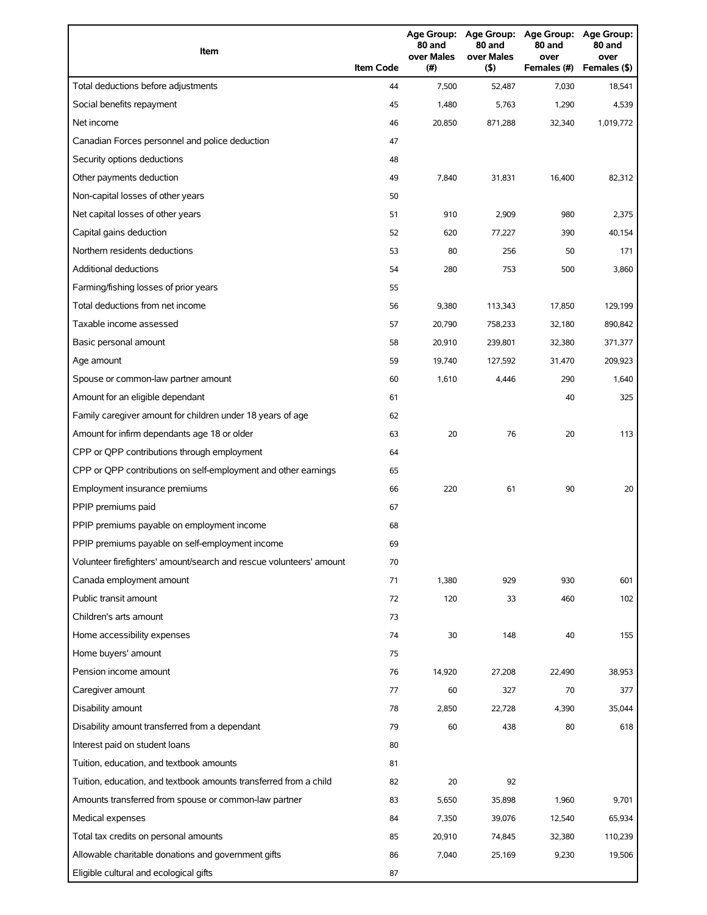| Item | Item Code | Age Group: 80 and over Males (#) | Age Group: 80 and over Males ($) | Age Group: 80 and over Females (#) | Age Group: 80 and over Females ($) |
|---|---|---|---|---|---|
| Total deductions before adjustments | 44 | 7,500 | 52,487 | 7,030 | 18,541 |
| Social benefits repayment | 45 | 1,480 | 5,763 | 1,290 | 4,539 |
| Net income | 46 | 20,850 | 871,288 | 32,340 | 1,019,772 |
| Canadian Forces personnel and police deduction | 47 | | | | |
| Security options deductions | 48 | | | | |
| Other payments deduction | 49 | 7,840 | 31,831 | 16,400 | 82,312 |
| Non-capital losses of other years | 50 | | | | |
| Net capital losses of other years | 51 | 910 | 2,909 | 980 | 2,375 |
| Capital gains deduction | 52 | 620 | 77,227 | 390 | 40,154 |
| Northern residents deductions | 53 | 80 | 256 | 50 | 171 |
| Additional deductions | 54 | 280 | 753 | 500 | 3,860 |
| Farming/fishing losses of prior years | 55 | | | | |
| Total deductions from net income | 56 | 9,380 | 113,343 | 17,850 | 129,199 |
| Taxable income assessed | 57 | 20,790 | 758,233 | 32,180 | 890,842 |
| Basic personal amount | 58 | 20,910 | 239,801 | 32,380 | 371,377 |
| Age amount | 59 | 19,740 | 127,592 | 31,470 | 209,923 |
| Spouse or common-law partner amount | 60 | 1,610 | 4,446 | 290 | 1,640 |
| Amount for an eligible dependant | 61 | | | 40 | 325 |
| Family caregiver amount for children under 18 years of age | 62 | | | | |
| Amount for infirm dependants age 18 or older | 63 | 20 | 76 | 20 | 113 |
| CPP or QPP contributions through employment | 64 | | | | |
| CPP or QPP contributions on self-employment and other earnings | 65 | | | | |
| Employment insurance premiums | 66 | 220 | 61 | 90 | 20 |
| PPIP premiums paid | 67 | | | | |
| PPIP premiums payable on employment income | 68 | | | | |
| PPIP premiums payable on self-employment income | 69 | | | | |
| Volunteer firefighters' amount/search and rescue volunteers' amount | 70 | | | | |
| Canada employment amount | 71 | 1,380 | 929 | 930 | 601 |
| Public transit amount | 72 | 120 | 33 | 460 | 102 |
| Children's arts amount | 73 | | | | |
| Home accessibility expenses | 74 | 30 | 148 | 40 | 155 |
| Home buyers' amount | 75 | | | | |
| Pension income amount | 76 | 14,920 | 27,208 | 22,490 | 38,953 |
| Caregiver amount | 77 | 60 | 327 | 70 | 377 |
| Disability amount | 78 | 2,850 | 22,728 | 4,390 | 35,044 |
| Disability amount transferred from a dependant | 79 | 60 | 438 | 80 | 618 |
| Interest paid on student loans | 80 | | | | |
| Tuition, education, and textbook amounts | 81 | | | | |
| Tuition, education, and textbook amounts transferred from a child | 82 | 20 | 92 | | |
| Amounts transferred from spouse or common-law partner | 83 | 5,650 | 35,898 | 1,960 | 9,701 |
| Medical expenses | 84 | 7,350 | 39,076 | 12,540 | 65,934 |
| Total tax credits on personal amounts | 85 | 20,910 | 74,845 | 32,380 | 110,239 |
| Allowable charitable donations and government gifts | 86 | 7,040 | 25,169 | 9,230 | 19,506 |
| Eligible cultural and ecological gifts | 87 | | | | |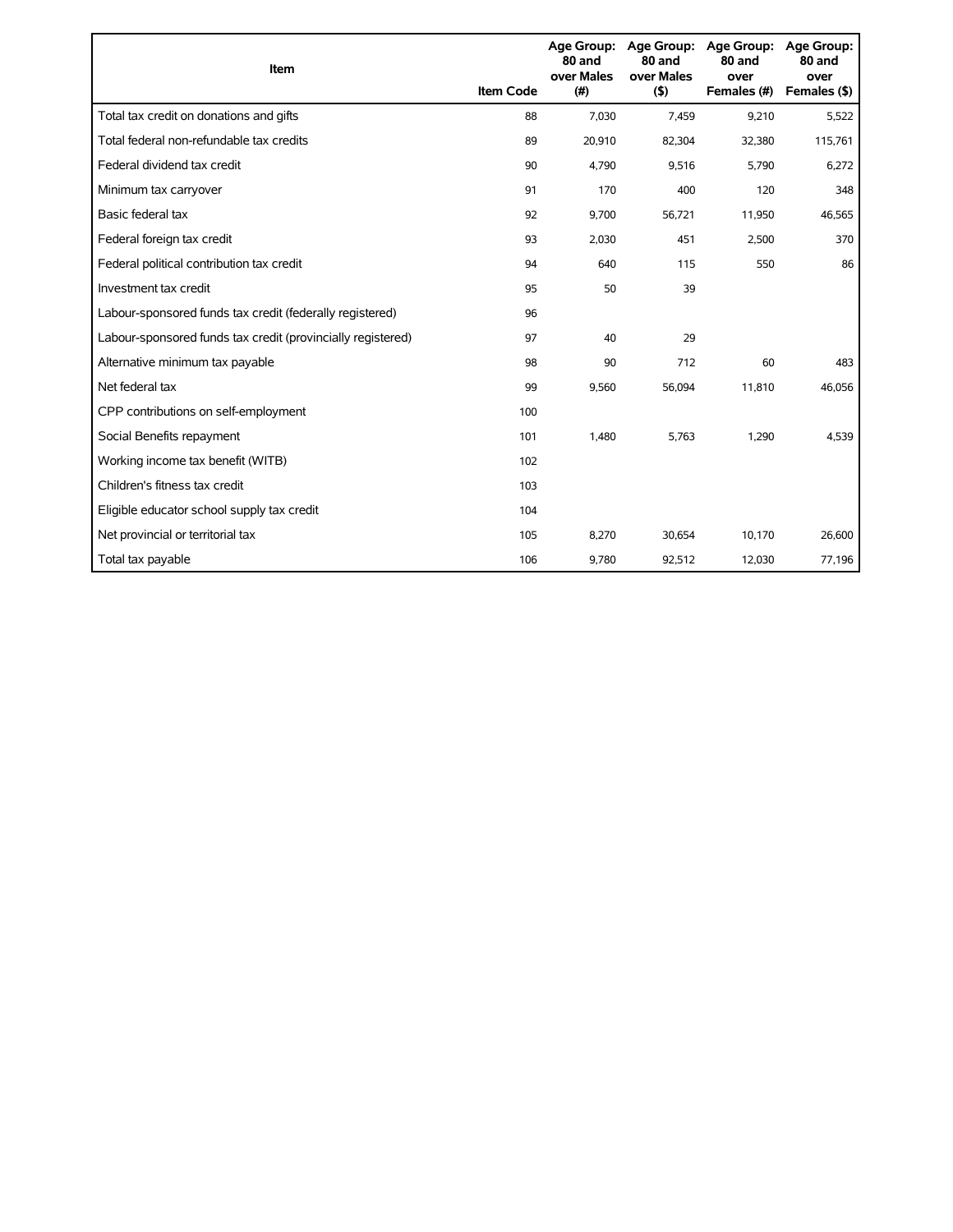| Item | Item Code | Age Group: 80 and over Males (#) | Age Group: 80 and over Males ($) | Age Group: 80 and over Females (#) | Age Group: 80 and over Females ($) |
|---|---|---|---|---|---|
| Total tax credit on donations and gifts | 88 | 7,030 | 7,459 | 9,210 | 5,522 |
| Total federal non-refundable tax credits | 89 | 20,910 | 82,304 | 32,380 | 115,761 |
| Federal dividend tax credit | 90 | 4,790 | 9,516 | 5,790 | 6,272 |
| Minimum tax carryover | 91 | 170 | 400 | 120 | 348 |
| Basic federal tax | 92 | 9,700 | 56,721 | 11,950 | 46,565 |
| Federal foreign tax credit | 93 | 2,030 | 451 | 2,500 | 370 |
| Federal political contribution tax credit | 94 | 640 | 115 | 550 | 86 |
| Investment tax credit | 95 | 50 | 39 | | |
| Labour-sponsored funds tax credit (federally registered) | 96 | | | | |
| Labour-sponsored funds tax credit (provincially registered) | 97 | 40 | 29 | | |
| Alternative minimum tax payable | 98 | 90 | 712 | 60 | 483 |
| Net federal tax | 99 | 9,560 | 56,094 | 11,810 | 46,056 |
| CPP contributions on self-employment | 100 | | | | |
| Social Benefits repayment | 101 | 1,480 | 5,763 | 1,290 | 4,539 |
| Working income tax benefit (WITB) | 102 | | | | |
| Children's fitness tax credit | 103 | | | | |
| Eligible educator school supply tax credit | 104 | | | | |
| Net provincial or territorial tax | 105 | 8,270 | 30,654 | 10,170 | 26,600 |
| Total tax payable | 106 | 9,780 | 92,512 | 12,030 | 77,196 |